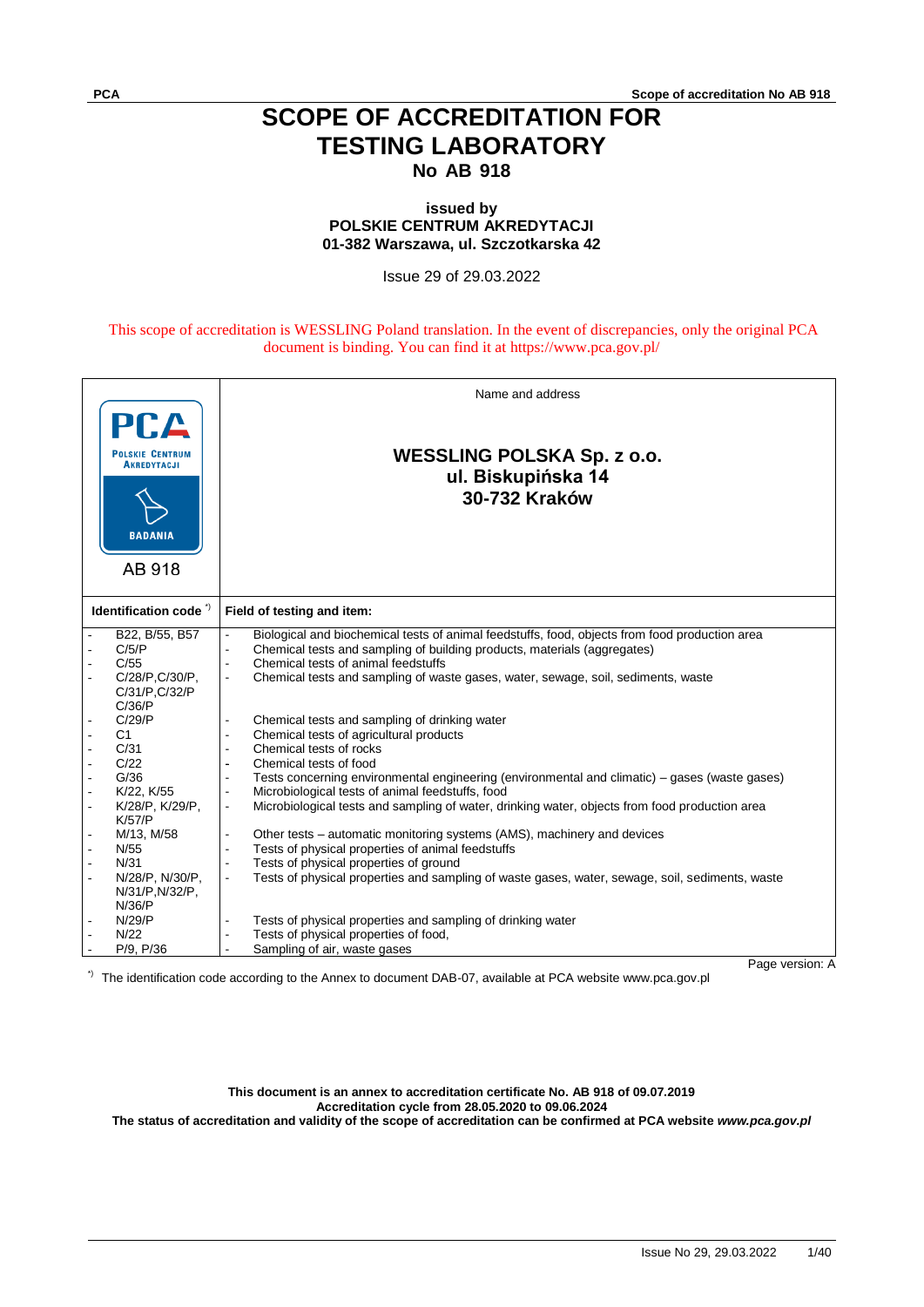# SCOPE OF ACCREDITATION FOR TESTING LABORATORY

## No AB 918

**issued by**
**POLSKIE CENTRUM AKREDYTACJI**
**01-382 Warszawa, ul. Szczotkarska 42**

Issue 29 of 29.03.2022

This scope of accreditation is WESSLING Poland translation. In the event of discrepancies, only the original PCA document is binding. You can find it at https://www.pca.gov.pl/

| PCA POLSKIE CENTRUM AKREDYTACJI BADANIA AB 918 | Name and address<br><br>**WESSLING POLSKA Sp. z o.o.**<br>**ul. Biskupińska 14**<br>**30-732 Kraków** |
|---|---|
| **Identification code** *) | **Field of testing and item:** |
| - B22, B/55, B57 | - Biological and biochemical tests of animal feedstuffs, food, objects from food production area |
| - C/5/P | - Chemical tests and sampling of building products, materials (aggregates) |
| - C/55 | - Chemical tests of animal feedstuffs |
| - C/28/P,C/30/P, C/31/P,C/32/P C/36/P | - Chemical tests and sampling of waste gases, water, sewage, soil, sediments, waste |
| - C/29/P | - Chemical tests and sampling of drinking water |
| - C1 | - Chemical tests of agricultural products |
| - C/31 | - Chemical tests of rocks |
| - C/22 | - Chemical tests of food |
| - G/36 | - Tests concerning environmental engineering (environmental and climatic) – gases (waste gases) |
| - K/22, K/55 | - Microbiological tests of animal feedstuffs, food |
| - K/28/P, K/29/P, K/57/P | - Microbiological tests and sampling of water, drinking water, objects from food production area |
| - M/13, M/58 | - Other tests – automatic monitoring systems (AMS), machinery and devices |
| - N/55 | - Tests of physical properties of animal feedstuffs |
| - N/31 | - Tests of physical properties of ground |
| - N/28/P, N/30/P, N/31/P,N/32/P, N/36/P | - Tests of physical properties and sampling of waste gases, water, sewage, soil, sediments, waste |
| - N/29/P | - Tests of physical properties and sampling of drinking water |
| - N/22 | - Tests of physical properties of food, |
| - P/9, P/36 | - Sampling of air, waste gases |

Page version: A

*) The identification code according to the Annex to document DAB-07, available at PCA website www.pca.gov.pl

**This document is an annex to accreditation certificate No. AB 918 of 09.07.2019**
**Accreditation cycle from 28.05.2020 to 09.06.2024**
**The status of accreditation and validity of the scope of accreditation can be confirmed at PCA website *www.pca.gov.pl***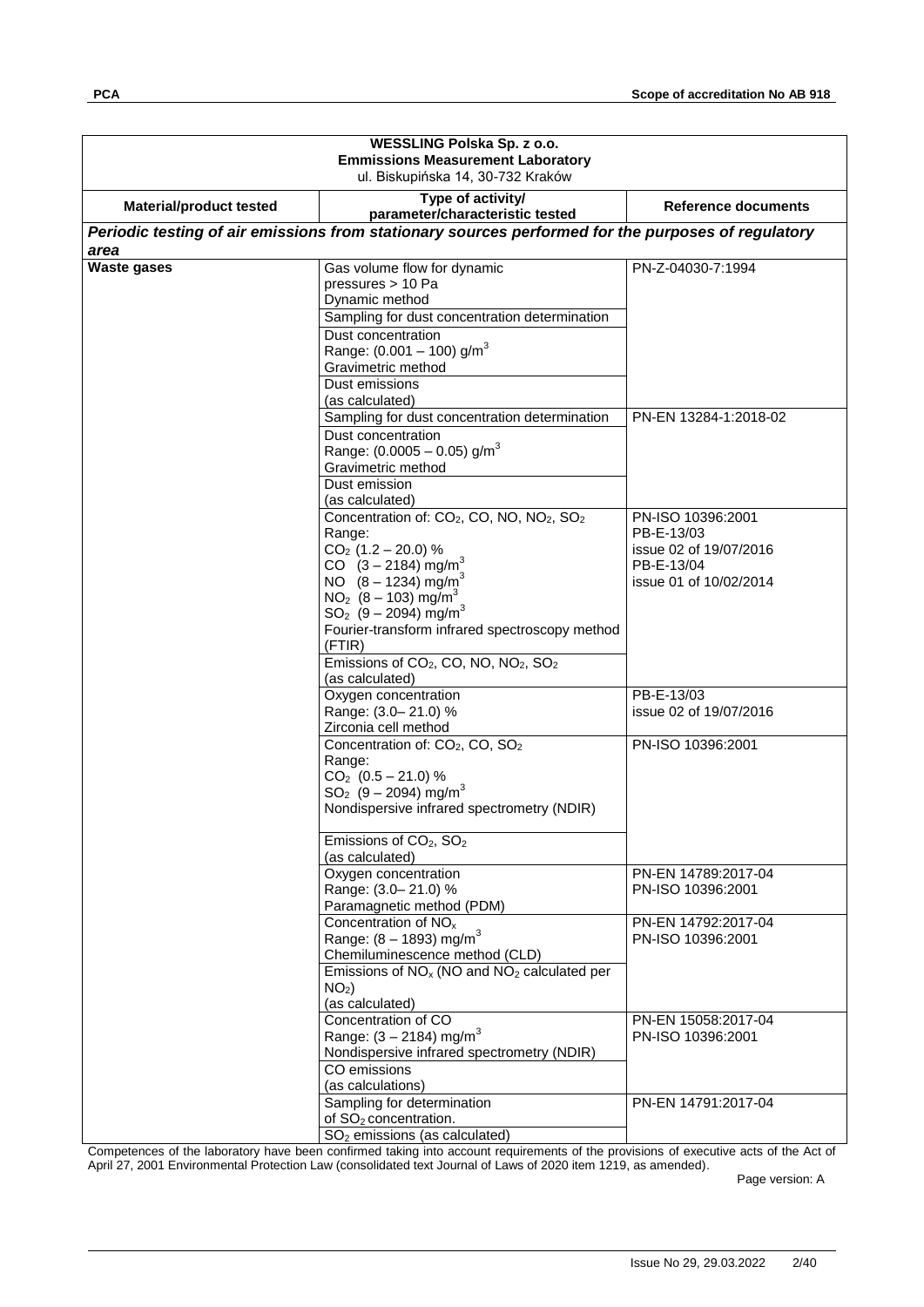**WESSLING Polska Sp. z o.o.**
**Emmissions Measurement Laboratory**
ul. Biskupińska 14, 30-732 Kraków

| Material/product tested | Type of activity/ parameter/characteristic tested | Reference documents |
|---|---|---|
| ***Periodic testing of air emissions from stationary sources performed for the purposes of regulatory area*** | | |
| **Waste gases** | Gas volume flow for dynamic pressures > 10 Pa<br>Dynamic method | PN-Z-04030-7:1994 |
| | Sampling for dust concentration determination | |
| | Dust concentration<br>Range: (0.001 – 100) $g/m^3$<br>Gravimetric method | |
| | Dust emissions<br>(as calculated) | |
| | Sampling for dust concentration determination | PN-EN 13284-1:2018-02 |
| | Dust concentration<br>Range: (0.0005 – 0.05) $g/m^3$<br>Gravimetric method | |
| | Dust emission<br>(as calculated) | |
| | Concentration of: $CO_2$, CO, NO, $NO_2$, $SO_2$<br>Range:<br>$CO_2$ (1.2 – 20.0) %<br>CO (3 – 2184) $mg/m^3$<br>NO (8 – 1234) $mg/m^3$<br>$NO_2$ (8 – 103) $mg/m^3$<br>$SO_2$ (9 – 2094) $mg/m^3$<br>Fourier-transform infrared spectroscopy method (FTIR) | PN-ISO 10396:2001<br>PB-E-13/03<br>issue 02 of 19/07/2016<br>PB-E-13/04<br>issue 01 of 10/02/2014 |
| | Emissions of $CO_2$, CO, NO, $NO_2$, $SO_2$<br>(as calculated) | |
| | Oxygen concentration<br>Range: (3.0– 21.0) %<br>Zirconia cell method | PB-E-13/03<br>issue 02 of 19/07/2016 |
| | Concentration of: $CO_2$, CO, $SO_2$<br>Range:<br>$CO_2$ (0.5 – 21.0) %<br>$SO_2$ (9 – 2094) $mg/m^3$<br>Nondispersive infrared spectrometry (NDIR) | PN-ISO 10396:2001 |
| | Emissions of $CO_2$, $SO_2$<br>(as calculated) | |
| | Oxygen concentration<br>Range: (3.0– 21.0) %<br>Paramagnetic method (PDM) | PN-EN 14789:2017-04<br>PN-ISO 10396:2001 |
| | Concentration of $NO_x$<br>Range: (8 – 1893) $mg/m^3$<br>Chemiluminescence method (CLD) | PN-EN 14792:2017-04<br>PN-ISO 10396:2001 |
| | Emissions of $NO_x$ (NO and $NO_2$ calculated per $NO_2$)<br>(as calculated) | |
| | Concentration of CO<br>Range: (3 – 2184) $mg/m^3$<br>Nondispersive infrared spectrometry (NDIR) | PN-EN 15058:2017-04<br>PN-ISO 10396:2001 |
| | CO emissions<br>(as calculations) | |
| | Sampling for determination of $SO_2$ concentration. | PN-EN 14791:2017-04 |
| | $SO_2$ emissions (as calculated) | |

Competences of the laboratory have been confirmed taking into account requirements of the provisions of executive acts of the Act of April 27, 2001 Environmental Protection Law (consolidated text Journal of Laws of 2020 item 1219, as amended).

Page version: A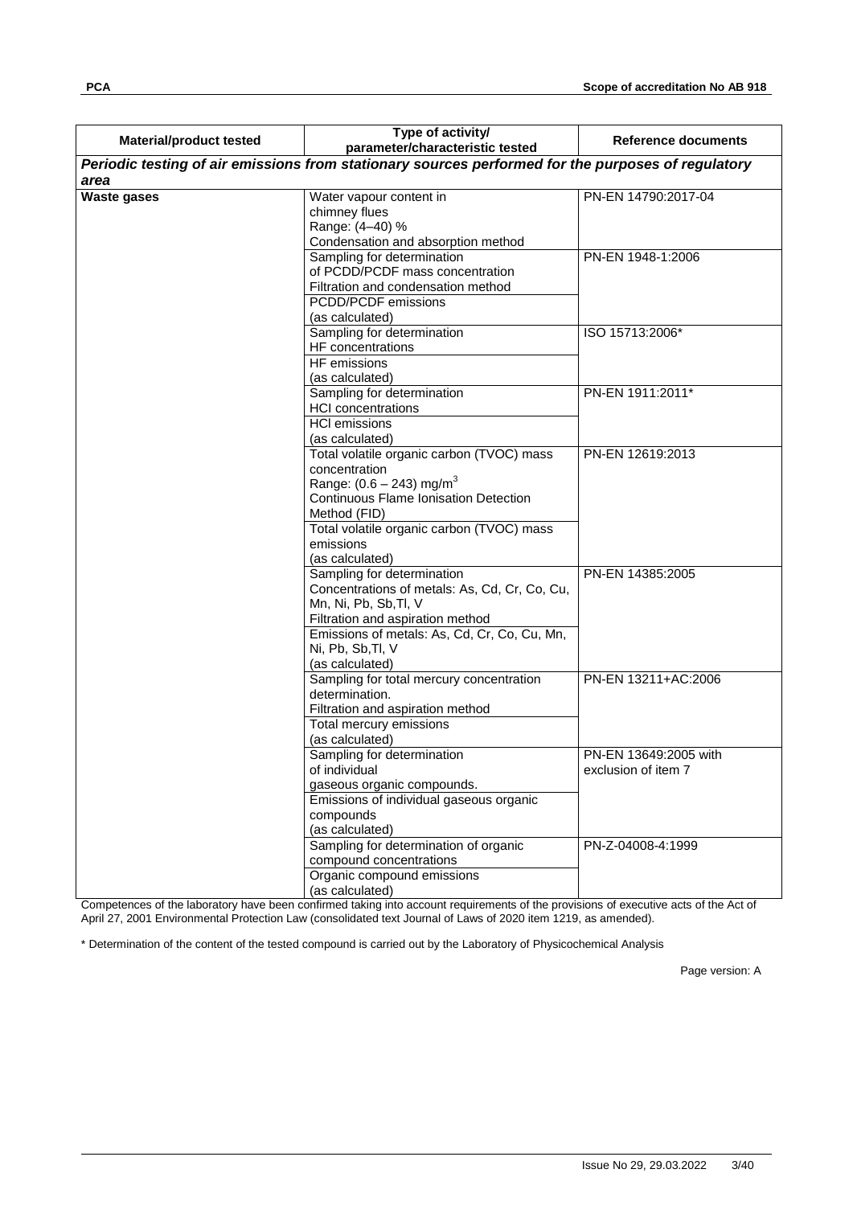| Material/product tested | Type of activity/ parameter/characteristic tested | Reference documents |
|---|---|---|
| ***Periodic testing of air emissions from stationary sources performed for the purposes of regulatory area*** | | |
| **Waste gases** | Water vapour content in chimney flues<br>Range: (4–40) %<br>Condensation and absorption method | PN-EN 14790:2017-04 |
| | Sampling for determination of PCDD/PCDF mass concentration<br>Filtration and condensation method | PN-EN 1948-1:2006 |
| | PCDD/PCDF emissions (as calculated) | |
| | Sampling for determination HF concentrations | ISO 15713:2006* |
| | HF emissions (as calculated) | |
| | Sampling for determination HCl concentrations | PN-EN 1911:2011* |
| | HCl emissions (as calculated) | |
| | Total volatile organic carbon (TVOC) mass concentration<br>Range: (0.6 – 243) mg/m$^3$<br>Continuous Flame Ionisation Detection Method (FID) | PN-EN 12619:2013 |
| | Total volatile organic carbon (TVOC) mass emissions (as calculated) | |
| | Sampling for determination Concentrations of metals: As, Cd, Cr, Co, Cu, Mn, Ni, Pb, Sb,Tl, V<br>Filtration and aspiration method | PN-EN 14385:2005 |
| | Emissions of metals: As, Cd, Cr, Co, Cu, Mn, Ni, Pb, Sb,Tl, V (as calculated) | |
| | Sampling for total mercury concentration determination.<br>Filtration and aspiration method | PN-EN 13211+AC:2006 |
| | Total mercury emissions (as calculated) | |
| | Sampling for determination of individual gaseous organic compounds. | PN-EN 13649:2005 with exclusion of item 7 |
| | Emissions of individual gaseous organic compounds (as calculated) | |
| | Sampling for determination of organic compound concentrations | PN-Z-04008-4:1999 |
| | Organic compound emissions (as calculated) | |

Competences of the laboratory have been confirmed taking into account requirements of the provisions of executive acts of the Act of April 27, 2001 Environmental Protection Law (consolidated text Journal of Laws of 2020 item 1219, as amended).

* Determination of the content of the tested compound is carried out by the Laboratory of Physicochemical Analysis

Page version: A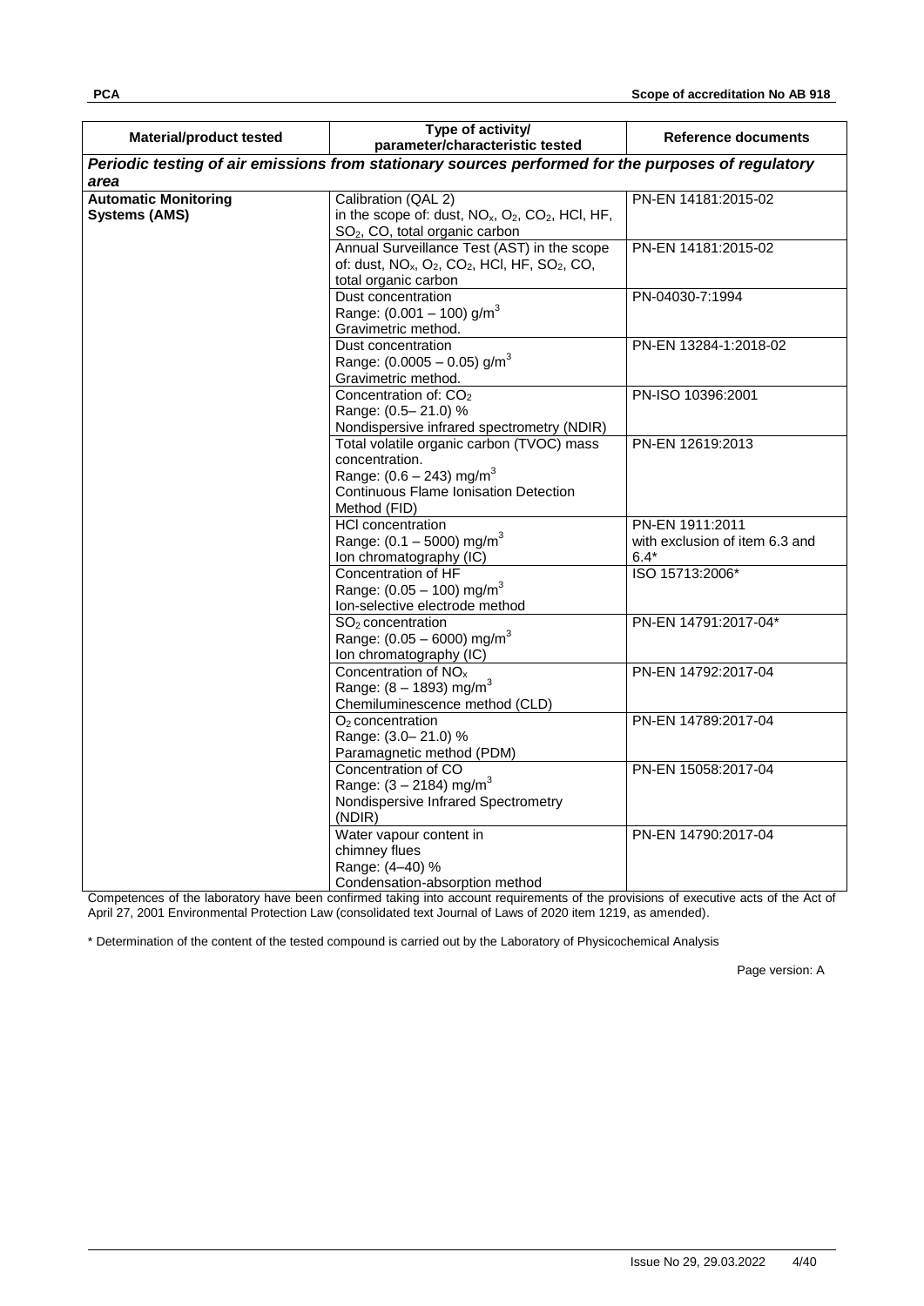| Material/product tested | Type of activity/ parameter/characteristic tested | Reference documents |
|---|---|---|
| ***Periodic testing of air emissions from stationary sources performed for the purposes of regulatory area*** | | |
| **Automatic Monitoring Systems (AMS)** | Calibration (QAL 2) in the scope of: dust, $NO_x$, $O_2$, $CO_2$, HCl, HF, $SO_2$, CO, total organic carbon | PN-EN 14181:2015-02 |
| | Annual Surveillance Test (AST) in the scope of: dust, $NO_x$, $O_2$, $CO_2$, HCl, HF, $SO_2$, CO, total organic carbon | PN-EN 14181:2015-02 |
| | Dust concentration Range: (0.001 – 100) $g/m^3$ Gravimetric method. | PN-04030-7:1994 |
| | Dust concentration Range: (0.0005 – 0.05) $g/m^3$ Gravimetric method. | PN-EN 13284-1:2018-02 |
| | Concentration of: $CO_2$ Range: (0.5– 21.0) % Nondispersive infrared spectrometry (NDIR) | PN-ISO 10396:2001 |
| | Total volatile organic carbon (TVOC) mass concentration. Range: (0.6 – 243) $mg/m^3$ Continuous Flame Ionisation Detection Method (FID) | PN-EN 12619:2013 |
| | HCl concentration Range: (0.1 – 5000) $mg/m^3$ Ion chromatography (IC) | PN-EN 1911:2011 with exclusion of item 6.3 and 6.4* |
| | Concentration of HF Range: (0.05 – 100) $mg/m^3$ Ion-selective electrode method | ISO 15713:2006* |
| | $SO_2$ concentration Range: (0.05 – 6000) $mg/m^3$ Ion chromatography (IC) | PN-EN 14791:2017-04* |
| | Concentration of $NO_x$ Range: (8 – 1893) $mg/m^3$ Chemiluminescence method (CLD) | PN-EN 14792:2017-04 |
| | $O_2$ concentration Range: (3.0– 21.0) % Paramagnetic method (PDM) | PN-EN 14789:2017-04 |
| | Concentration of CO Range: (3 – 2184) $mg/m^3$ Nondispersive Infrared Spectrometry (NDIR) | PN-EN 15058:2017-04 |
| | Water vapour content in chimney flues Range: (4–40) % Condensation-absorption method | PN-EN 14790:2017-04 |

Competences of the laboratory have been confirmed taking into account requirements of the provisions of executive acts of the Act of April 27, 2001 Environmental Protection Law (consolidated text Journal of Laws of 2020 item 1219, as amended).

\* Determination of the content of the tested compound is carried out by the Laboratory of Physicochemical Analysis

Page version: A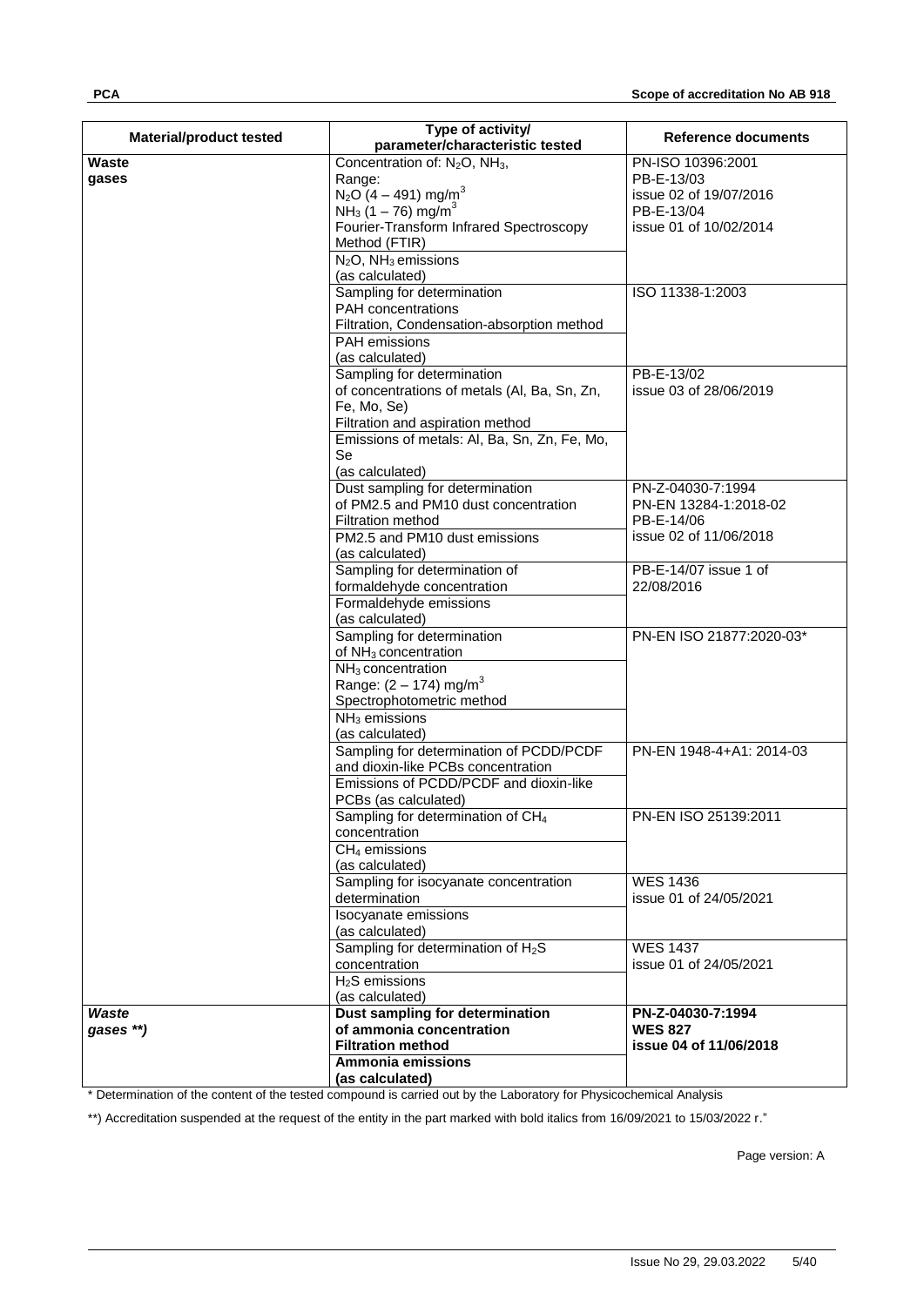| Material/product tested | Type of activity/ parameter/characteristic tested | Reference documents |
|---|---|---|
| **Waste gases** | Concentration of: $N_2O$, $NH_3$, Range: $N_2O$ (4 – 491) $mg/m^3$ $NH_3$ (1 – 76) $mg/m^3$ Fourier-Transform Infrared Spectroscopy Method (FTIR) | PN-ISO 10396:2001 PB-E-13/03 issue 02 of 19/07/2016 PB-E-13/04 issue 01 of 10/02/2014 |
| | $N_2O$, $NH_3$ emissions (as calculated) | |
| | Sampling for determination PAH concentrations Filtration, Condensation-absorption method | ISO 11338-1:2003 |
| | PAH emissions (as calculated) | |
| | Sampling for determination of concentrations of metals (Al, Ba, Sn, Zn, Fe, Mo, Se) Filtration and aspiration method | PB-E-13/02 issue 03 of 28/06/2019 |
| | Emissions of metals: Al, Ba, Sn, Zn, Fe, Mo, Se (as calculated) | |
| | Dust sampling for determination of PM2.5 and PM10 dust concentration Filtration method | PN-Z-04030-7:1994 PN-EN 13284-1:2018-02 PB-E-14/06 issue 02 of 11/06/2018 |
| | PM2.5 and PM10 dust emissions (as calculated) | |
| | Sampling for determination of formaldehyde concentration | PB-E-14/07 issue 1 of 22/08/2016 |
| | Formaldehyde emissions (as calculated) | |
| | Sampling for determination of $NH_3$ concentration | PN-EN ISO 21877:2020-03* |
| | $NH_3$ concentration Range: (2 – 174) $mg/m^3$ Spectrophotometric method | |
| | $NH_3$ emissions (as calculated) | |
| | Sampling for determination of PCDD/PCDF and dioxin-like PCBs concentration | PN-EN 1948-4+A1: 2014-03 |
| | Emissions of PCDD/PCDF and dioxin-like PCBs (as calculated) | |
| | Sampling for determination of $CH_4$ concentration | PN-EN ISO 25139:2011 |
| | $CH_4$ emissions (as calculated) | |
| | Sampling for isocyanate concentration determination | WES 1436 issue 01 of 24/05/2021 |
| | Isocyanate emissions (as calculated) | |
| | Sampling for determination of $H_2S$ concentration | WES 1437 issue 01 of 24/05/2021 |
| | $H_2S$ emissions (as calculated) | |
| ***Waste gases \*\*)*** | **Dust sampling for determination of ammonia concentration Filtration method** | **PN-Z-04030-7:1994 WES 827 issue 04 of 11/06/2018** |
| | **Ammonia emissions (as calculated)** | |

\* Determination of the content of the tested compound is carried out by the Laboratory for Physicochemical Analysis

\*\*) Accreditation suspended at the request of the entity in the part marked with bold italics from 16/09/2021 to 15/03/2022 r."

Page version: A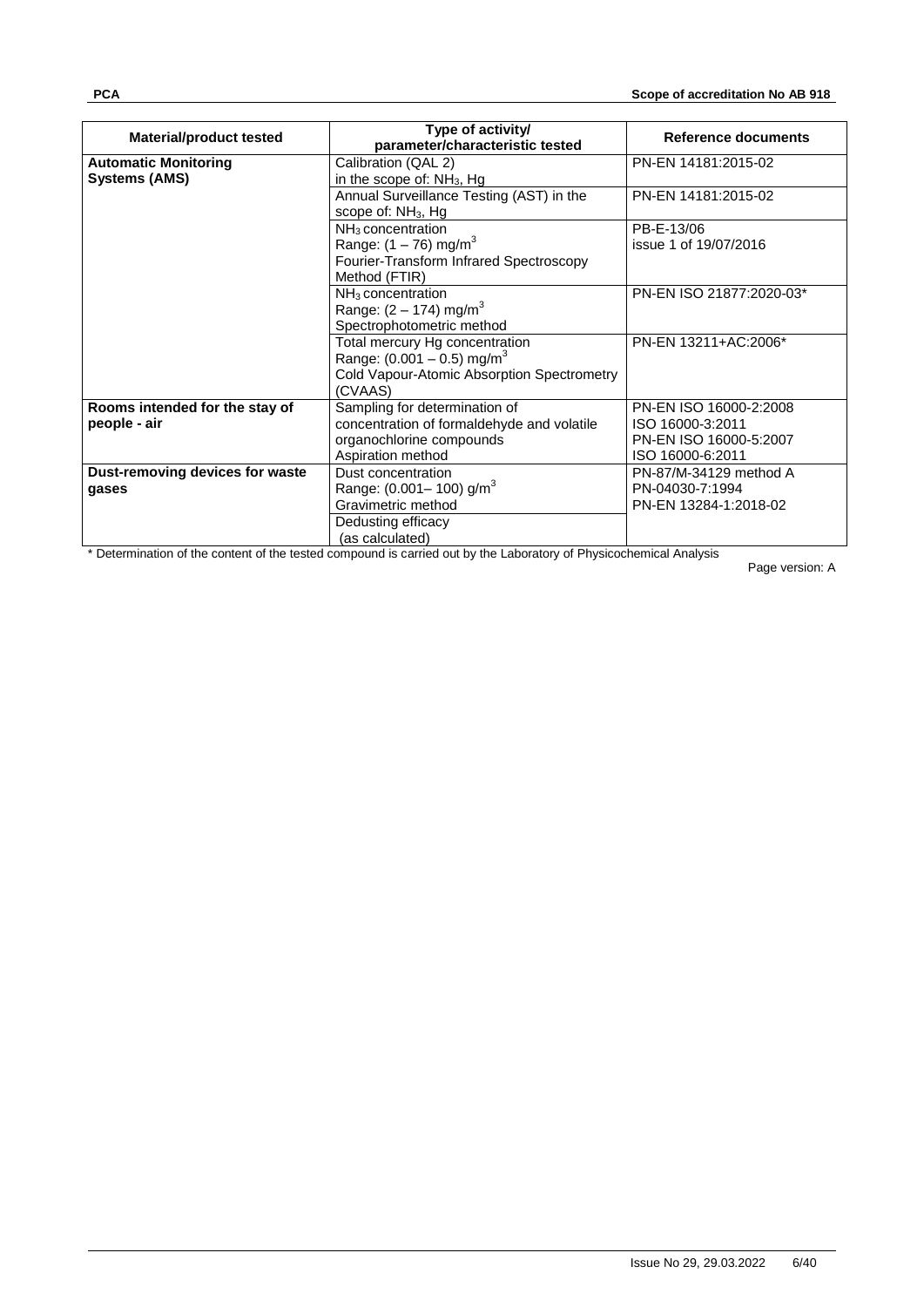| Material/product tested | Type of activity/ parameter/characteristic tested | Reference documents |
|---|---|---|
| **Automatic Monitoring Systems (AMS)** | Calibration (QAL 2) in the scope of: $NH_3$, Hg | PN-EN 14181:2015-02 |
| | Annual Surveillance Testing (AST) in the scope of: $NH_3$, Hg | PN-EN 14181:2015-02 |
| | $NH_3$ concentration<br>Range: (1 – 76) mg/m$^3$<br>Fourier-Transform Infrared Spectroscopy Method (FTIR) | PB-E-13/06<br>issue 1 of 19/07/2016 |
| | $NH_3$ concentration<br>Range: (2 – 174) mg/m$^3$<br>Spectrophotometric method | PN-EN ISO 21877:2020-03* |
| | Total mercury Hg concentration<br>Range: (0.001 – 0.5) mg/m$^3$<br>Cold Vapour-Atomic Absorption Spectrometry (CVAAS) | PN-EN 13211+AC:2006* |
| **Rooms intended for the stay of people - air** | Sampling for determination of concentration of formaldehyde and volatile organochlorine compounds<br>Aspiration method | PN-EN ISO 16000-2:2008<br>ISO 16000-3:2011<br>PN-EN ISO 16000-5:2007<br>ISO 16000-6:2011 |
| **Dust-removing devices for waste gases** | Dust concentration<br>Range: (0.001– 100) g/m$^3$<br>Gravimetric method | PN-87/M-34129 method A<br>PN-04030-7:1994<br>PN-EN 13284-1:2018-02 |
| | Dedusting efficacy<br>(as calculated) | |

* Determination of the content of the tested compound is carried out by the Laboratory of Physicochemical Analysis

Page version: A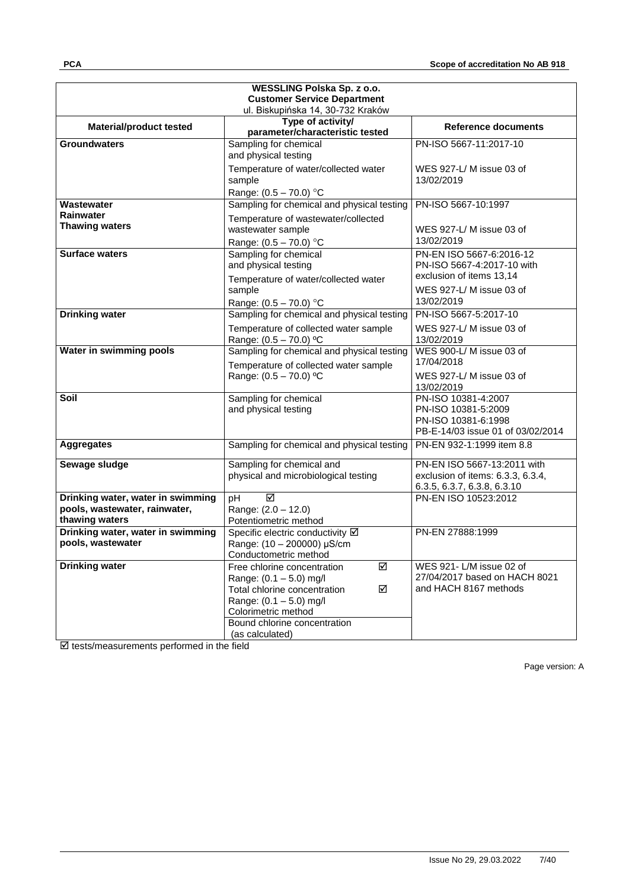| WESSLING Polska Sp. z o.o. Customer Service Department ul. Biskupińska 14, 30-732 Kraków | | |
|---|---|---|
| **Material/product tested** | **Type of activity/ parameter/characteristic tested** | **Reference documents** |
| **Groundwaters** | Sampling for chemical and physical testing<br>Temperature of water/collected water sample<br>Range: (0.5 – 70.0) °C | PN-ISO 5667-11:2017-10<br>WES 927-L/ M issue 03 of 13/02/2019 |
| **Wastewater**<br>**Rainwater**<br>**Thawing waters** | Sampling for chemical and physical testing<br>Temperature of wastewater/collected wastewater sample<br>Range: (0.5 – 70.0) °C | PN-ISO 5667-10:1997<br>WES 927-L/ M issue 03 of 13/02/2019 |
| **Surface waters** | Sampling for chemical and physical testing<br>Temperature of water/collected water sample<br>Range: (0.5 – 70.0) °C | PN-EN ISO 5667-6:2016-12<br>PN-ISO 5667-4:2017-10 with exclusion of items 13,14<br>WES 927-L/ M issue 03 of 13/02/2019 |
| **Drinking water** | Sampling for chemical and physical testing<br>Temperature of collected water sample<br>Range: (0.5 – 70.0) ºC | PN-ISO 5667-5:2017-10<br>WES 927-L/ M issue 03 of 13/02/2019 |
| **Water in swimming pools** | Sampling for chemical and physical testing<br>Temperature of collected water sample<br>Range: (0.5 – 70.0) ºC | WES 900-L/ M issue 03 of 17/04/2018<br>WES 927-L/ M issue 03 of 13/02/2019 |
| **Soil** | Sampling for chemical and physical testing | PN-ISO 10381-4:2007<br>PN-ISO 10381-5:2009<br>PN-ISO 10381-6:1998<br>PB-E-14/03 issue 01 of 03/02/2014 |
| **Aggregates** | Sampling for chemical and physical testing | PN-EN 932-1:1999 item 8.8 |
| **Sewage sludge** | Sampling for chemical and physical and microbiological testing | PN-EN ISO 5667-13:2011 with exclusion of items: 6.3.3, 6.3.4, 6.3.5, 6.3.7, 6.3.8, 6.3.10 |
| **Drinking water, water in swimming pools, wastewater, rainwater, thawing waters** | pH ☑<br>Range: (2.0 – 12.0)<br>Potentiometric method | PN-EN ISO 10523:2012 |
| **Drinking water, water in swimming pools, wastewater** | Specific electric conductivity ☑<br>Range: (10 – 200000) µS/cm<br>Conductometric method | PN-EN 27888:1999 |
| **Drinking water** | Free chlorine concentration ☑<br>Range: (0.1 – 5.0) mg/l<br>Total chlorine concentration ☑<br>Range: (0.1 – 5.0) mg/l<br>Colorimetric method<br>Bound chlorine concentration (as calculated) | WES 921- L/M issue 02 of 27/04/2017 based on HACH 8021 and HACH 8167 methods |

☑ tests/measurements performed in the field

Page version: A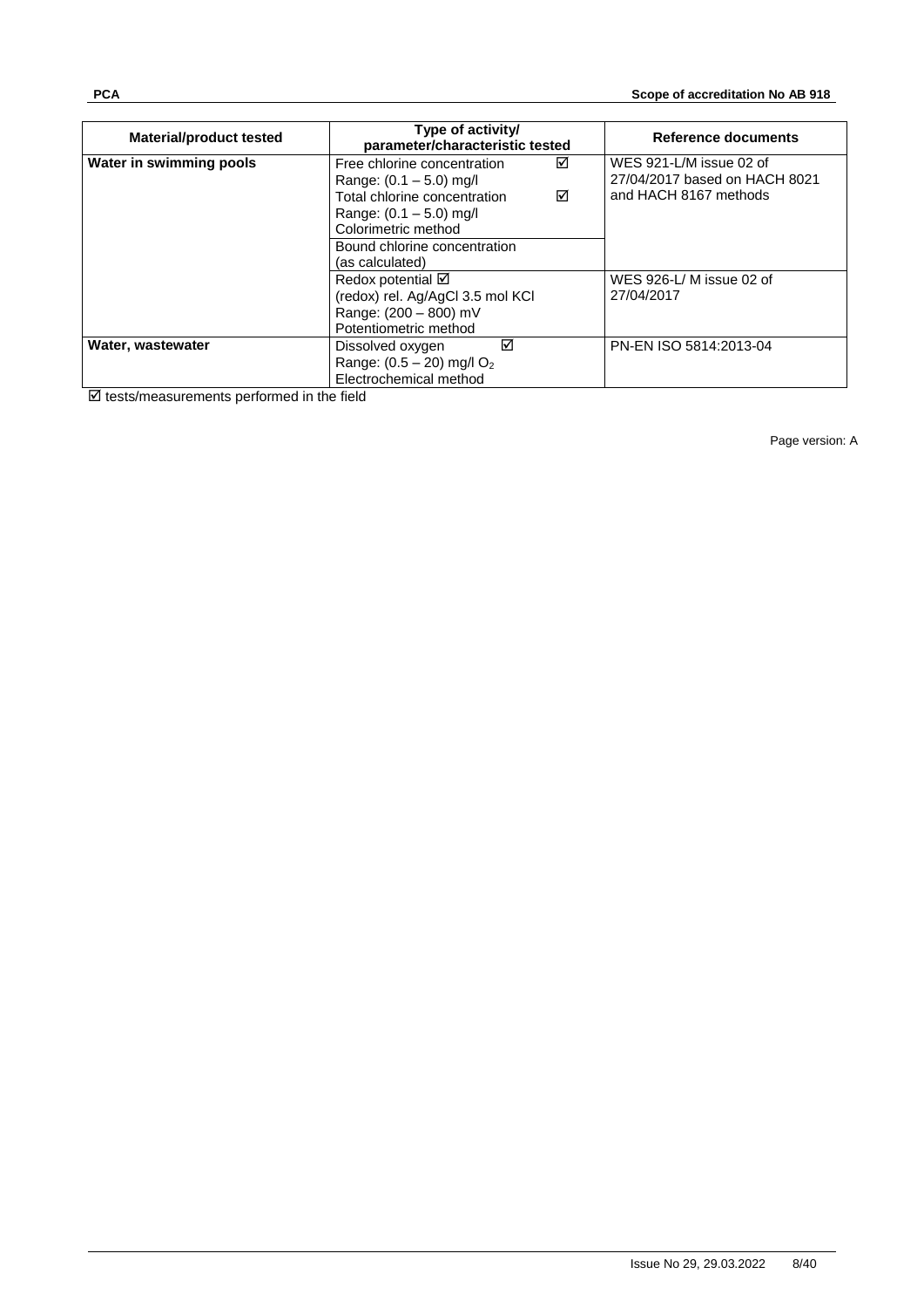| Material/product tested | Type of activity/ parameter/characteristic tested | Reference documents |
|---|---|---|
| **Water in swimming pools** | Free chlorine concentration ☑ Range: (0.1 – 5.0) mg/l Total chlorine concentration ☑ Range: (0.1 – 5.0) mg/l Colorimetric method | WES 921-L/M issue 02 of 27/04/2017 based on HACH 8021 and HACH 8167 methods |
| | Bound chlorine concentration (as calculated) | |
| | Redox potential ☑ (redox) rel. Ag/AgCl 3.5 mol KCl Range: (200 – 800) mV Potentiometric method | WES 926-L/ M issue 02 of 27/04/2017 |
| **Water, wastewater** | Dissolved oxygen ☑ Range: (0.5 – 20) mg/l $O_2$ Electrochemical method | PN-EN ISO 5814:2013-04 |

☑ tests/measurements performed in the field

Page version: A

Issue No 29, 29.03.2022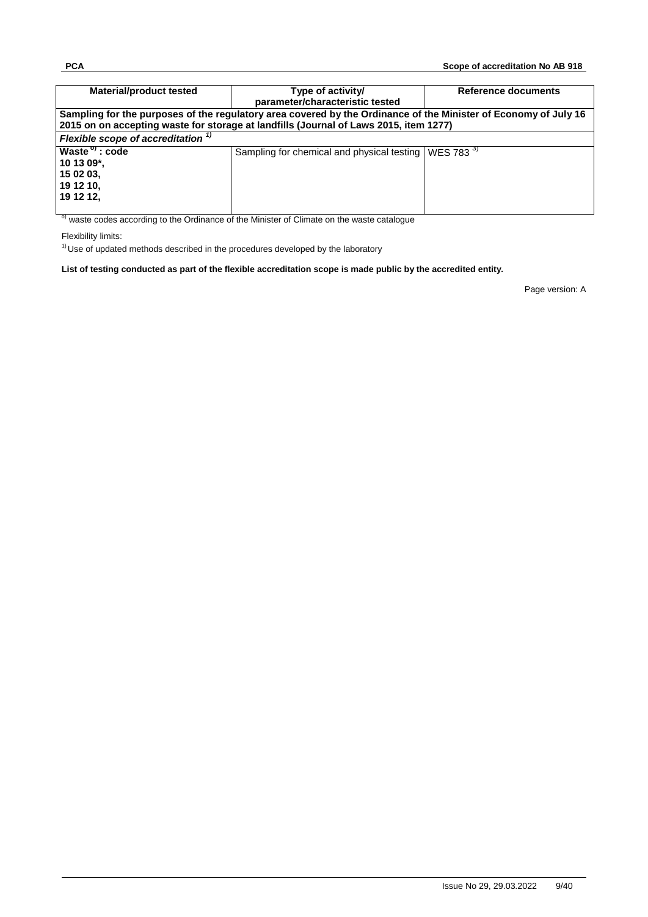| **Material/product tested** | **Type of activity/ parameter/characteristic tested** | **Reference documents** |
|---|---|---|
| **Sampling for the purposes of the regulatory area covered by the Ordinance of the Minister of Economy of July 16 2015 on accepting waste for storage at landfills (Journal of Laws 2015, item 1277)** | | |
| ***Flexible scope of accreditation*** [1)] | | |
| **Waste** [o)] **: code 10 13 09*, 15 02 03, 19 12 10, 19 12 12,** | Sampling for chemical and physical testing | WES 783 [3)] |

[o)] waste codes according to the Ordinance of the Minister of Climate on the waste catalogue

Flexibility limits:

[1)] Use of updated methods described in the procedures developed by the laboratory

**List of testing conducted as part of the flexible accreditation scope is made public by the accredited entity.**

Page version: A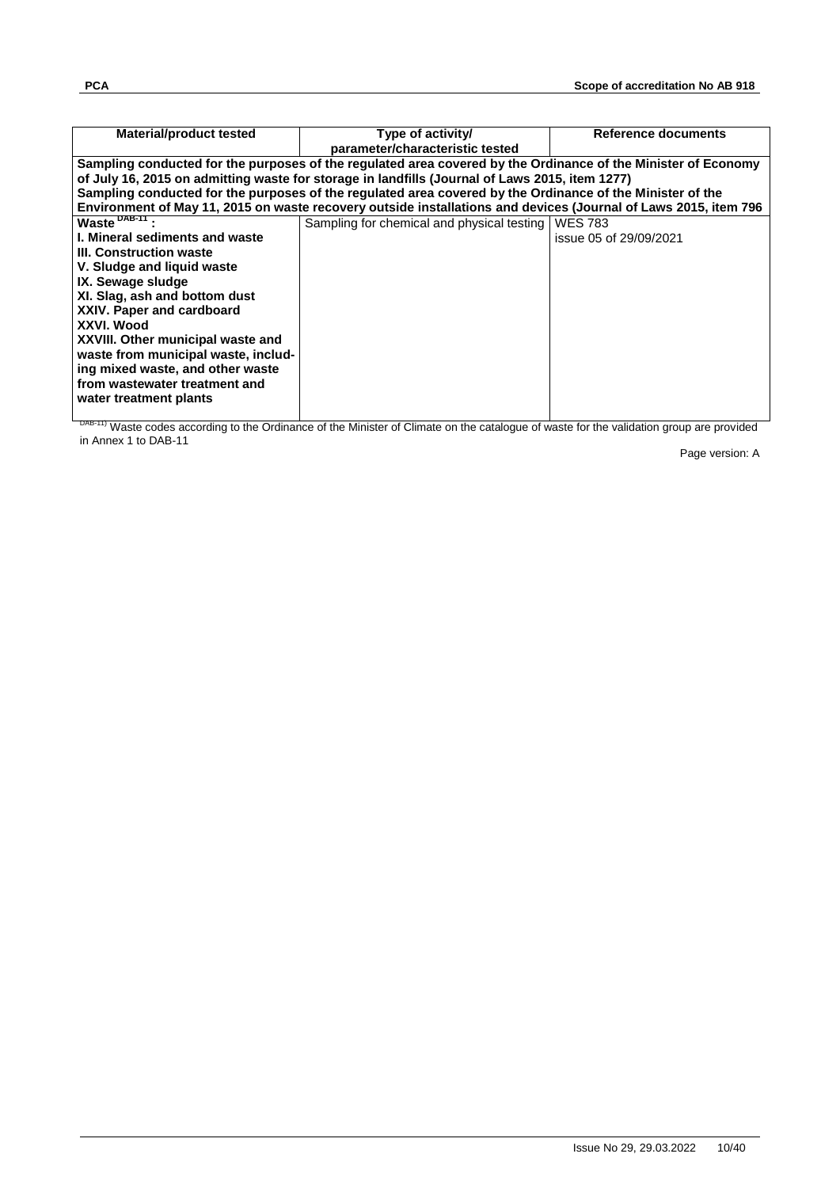| Material/product tested | Type of activity/ parameter/characteristic tested | Reference documents |
|---|---|---|
| **Sampling conducted for the purposes of the regulated area covered by the Ordinance of the Minister of Economy of July 16, 2015 on admitting waste for storage in landfills (Journal of Laws 2015, item 1277)** **Sampling conducted for the purposes of the regulated area covered by the Ordinance of the Minister of the Environment of May 11, 2015 on waste recovery outside installations and devices (Journal of Laws 2015, item 796** | | |
| **Waste** [DAB-11] **:** **I. Mineral sediments and waste** **III. Construction waste** **V. Sludge and liquid waste** **IX. Sewage sludge** **XI. Slag, ash and bottom dust** **XXIV. Paper and cardboard** **XXVI. Wood** **XXVIII. Other municipal waste and waste from municipal waste, including mixed waste, and other waste from wastewater treatment and water treatment plants** | Sampling for chemical and physical testing | WES 783 issue 05 of 29/09/2021 |

[DAB-11)] Waste codes according to the Ordinance of the Minister of Climate on the catalogue of waste for the validation group are provided in Annex 1 to DAB-11

Page version: A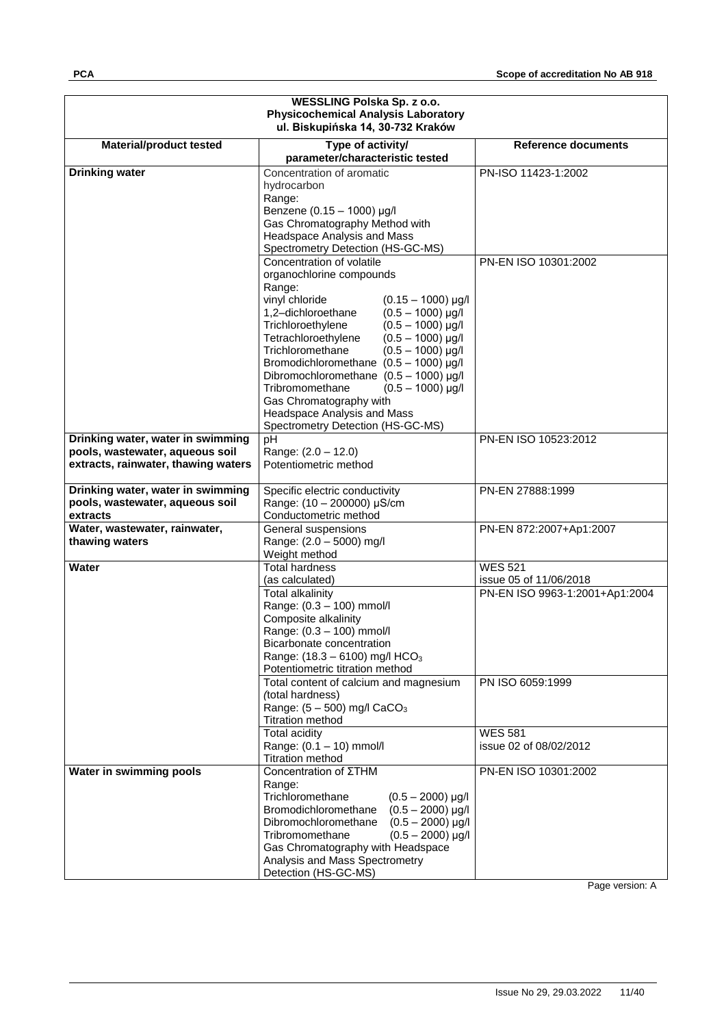| WESSLING Polska Sp. z o.o.<br>Physicochemical Analysis Laboratory<br>ul. Biskupińska 14, 30-732 Kraków | | |
|---|---|---|
| **Material/product tested** | **Type of activity/ parameter/characteristic tested** | **Reference documents** |
| **Drinking water** | Concentration of aromatic hydrocarbon<br>Range:<br>Benzene (0.15 – 1000) µg/l<br>Gas Chromatography Method with Headspace Analysis and Mass Spectrometry Detection (HS-GC-MS) | PN-ISO 11423-1:2002 |
| | Concentration of volatile organochlorine compounds<br>Range:<br>vinyl chloride (0.15 – 1000) µg/l<br>1,2–dichloroethane (0.5 – 1000) µg/l<br>Trichloroethylene (0.5 – 1000) µg/l<br>Tetrachloroethylene (0.5 – 1000) µg/l<br>Trichloromethane (0.5 – 1000) µg/l<br>Bromodichloromethane (0.5 – 1000) µg/l<br>Dibromochloromethane (0.5 – 1000) µg/l<br>Tribromomethane (0.5 – 1000) µg/l<br>Gas Chromatography with Headspace Analysis and Mass Spectrometry Detection (HS-GC-MS) | PN-EN ISO 10301:2002 |
| **Drinking water, water in swimming pools, wastewater, aqueous soil extracts, rainwater, thawing waters** | pH<br>Range: (2.0 – 12.0)<br>Potentiometric method | PN-EN ISO 10523:2012 |
| **Drinking water, water in swimming pools, wastewater, aqueous soil extracts** | Specific electric conductivity<br>Range: (10 – 200000) µS/cm<br>Conductometric method | PN-EN 27888:1999 |
| **Water, wastewater, rainwater, thawing waters** | General suspensions<br>Range: (2.0 – 5000) mg/l<br>Weight method | PN-EN 872:2007+Ap1:2007 |
| **Water** | Total hardness<br>(as calculated) | WES 521<br>issue 05 of 11/06/2018 |
| | Total alkalinity<br>Range: (0.3 – 100) mmol/l<br>Composite alkalinity<br>Range: (0.3 – 100) mmol/l<br>Bicarbonate concentration<br>Range: (18.3 – 6100) mg/l $HCO_3$<br>Potentiometric titration method | PN-EN ISO 9963-1:2001+Ap1:2004 |
| | Total content of calcium and magnesium (total hardness)<br>Range: (5 – 500) mg/l $CaCO_3$<br>Titration method | PN ISO 6059:1999 |
| | Total acidity<br>Range: (0.1 – 10) mmol/l<br>Titration method | WES 581<br>issue 02 of 08/02/2012 |
| **Water in swimming pools** | Concentration of ΣTHM<br>Range:<br>Trichloromethane (0.5 – 2000) µg/l<br>Bromodichloromethane (0.5 – 2000) µg/l<br>Dibromochloromethane (0.5 – 2000) µg/l<br>Tribromomethane (0.5 – 2000) µg/l<br>Gas Chromatography with Headspace Analysis and Mass Spectrometry Detection (HS-GC-MS) | PN-EN ISO 10301:2002 |

Page version: A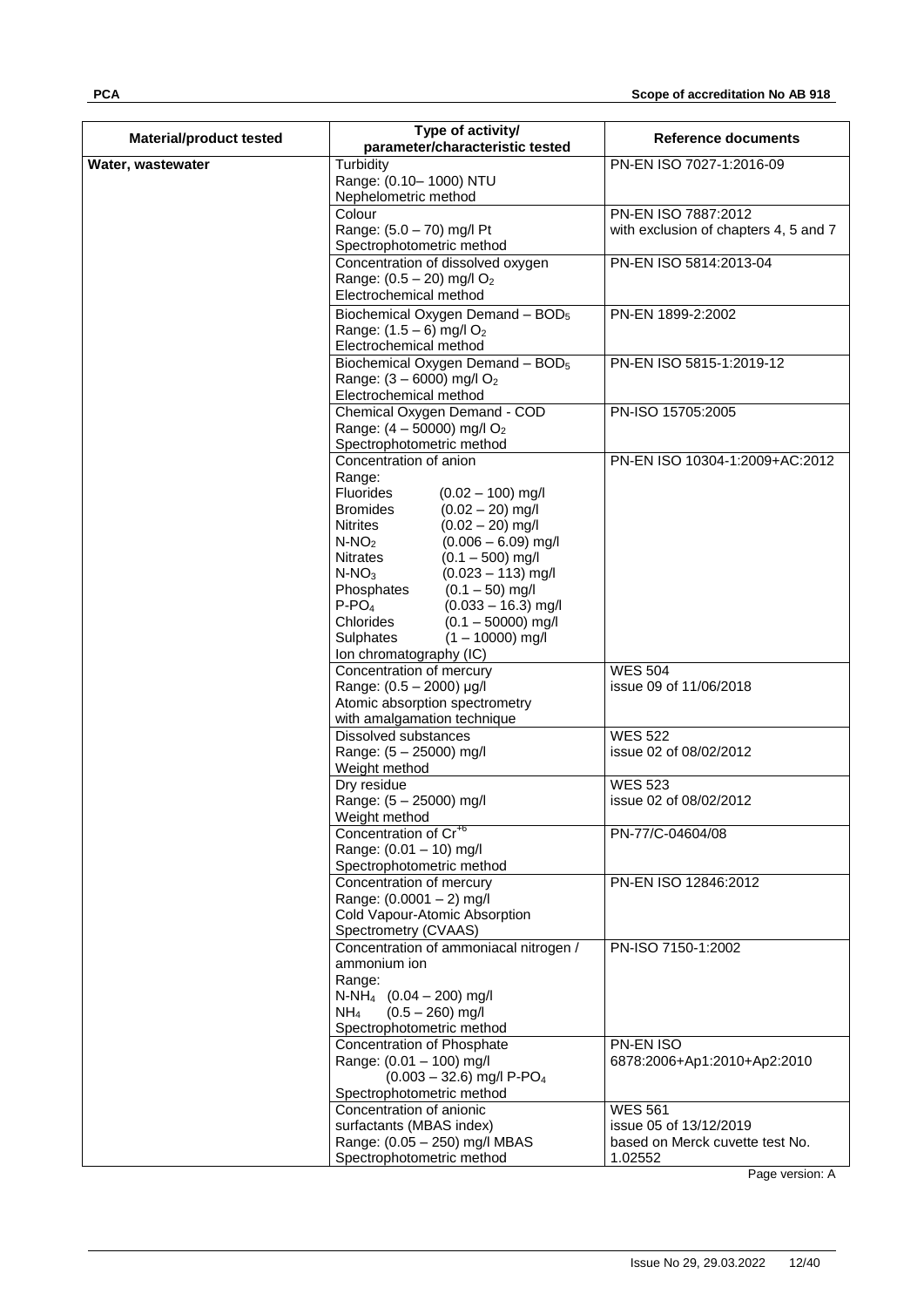| Material/product tested | Type of activity/ parameter/characteristic tested | Reference documents |
|---|---|---|
| **Water, wastewater** | Turbidity<br>Range: (0.10– 1000) NTU<br>Nephelometric method | PN-EN ISO 7027-1:2016-09 |
| | Colour<br>Range: (5.0 – 70) mg/l Pt<br>Spectrophotometric method | PN-EN ISO 7887:2012<br>with exclusion of chapters 4, 5 and 7 |
| | Concentration of dissolved oxygen<br>Range: (0.5 – 20) mg/l $O_2$<br>Electrochemical method | PN-EN ISO 5814:2013-04 |
| | Biochemical Oxygen Demand – $BOD_5$<br>Range: (1.5 – 6) mg/l $O_2$<br>Electrochemical method | PN-EN 1899-2:2002 |
| | Biochemical Oxygen Demand – $BOD_5$<br>Range: (3 – 6000) mg/l $O_2$<br>Electrochemical method | PN-EN ISO 5815-1:2019-12 |
| | Chemical Oxygen Demand - COD<br>Range: (4 – 50000) mg/l $O_2$<br>Spectrophotometric method | PN-ISO 15705:2005 |
| | Concentration of anion<br>Range:<br>Fluorides (0.02 – 100) mg/l<br>Bromides (0.02 – 20) mg/l<br>Nitrites (0.02 – 20) mg/l<br>$N\text{-}NO_2$ (0.006 – 6.09) mg/l<br>Nitrates (0.1 – 500) mg/l<br>$N\text{-}NO_3$ (0.023 – 113) mg/l<br>Phosphates (0.1 – 50) mg/l<br>$P\text{-}PO_4$ (0.033 – 16.3) mg/l<br>Chlorides (0.1 – 50000) mg/l<br>Sulphates (1 – 10000) mg/l<br>Ion chromatography (IC) | PN-EN ISO 10304-1:2009+AC:2012 |
| | Concentration of mercury<br>Range: (0.5 – 2000) µg/l<br>Atomic absorption spectrometry<br>with amalgamation technique | WES 504<br>issue 09 of 11/06/2018 |
| | Dissolved substances<br>Range: (5 – 25000) mg/l<br>Weight method | WES 522<br>issue 02 of 08/02/2012 |
| | Dry residue<br>Range: (5 – 25000) mg/l<br>Weight method | WES 523<br>issue 02 of 08/02/2012 |
| | Concentration of $Cr^{+6}$<br>Range: (0.01 – 10) mg/l<br>Spectrophotometric method | PN-77/C-04604/08 |
| | Concentration of mercury<br>Range: (0.0001 – 2) mg/l<br>Cold Vapour-Atomic Absorption Spectrometry (CVAAS) | PN-EN ISO 12846:2012 |
| | Concentration of ammoniacal nitrogen / ammonium ion<br>Range:<br>$N\text{-}NH_4$ (0.04 – 200) mg/l<br>$NH_4$ (0.5 – 260) mg/l<br>Spectrophotometric method | PN-ISO 7150-1:2002 |
| | Concentration of Phosphate<br>Range: (0.01 – 100) mg/l<br>(0.003 – 32.6) mg/l $P\text{-}PO_4$<br>Spectrophotometric method | PN-EN ISO<br>6878:2006+Ap1:2010+Ap2:2010 |
| | Concentration of anionic surfactants (MBAS index)<br>Range: (0.05 – 250) mg/l MBAS<br>Spectrophotometric method | WES 561<br>issue 05 of 13/12/2019<br>based on Merck cuvette test No. 1.02552 |

Page version: A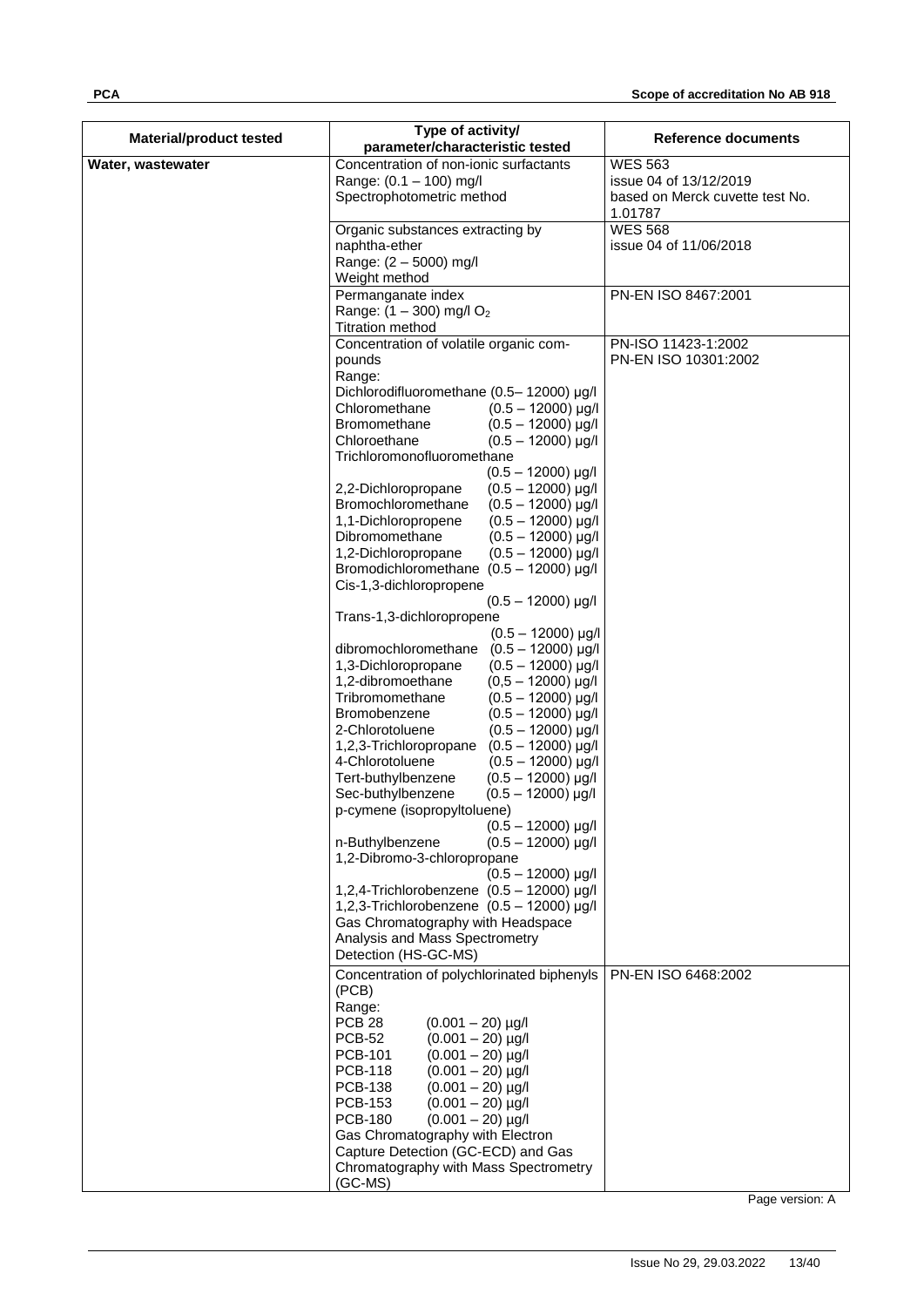| Material/product tested | Type of activity/ parameter/characteristic tested | Reference documents |
|---|---|---|
| **Water, wastewater** | Concentration of non-ionic surfactants<br>Range: (0.1 – 100) mg/l<br>Spectrophotometric method | WES 563<br>issue 04 of 13/12/2019<br>based on Merck cuvette test No. 1.01787 |
| | Organic substances extracting by naphtha-ether<br>Range: (2 – 5000) mg/l<br>Weight method | WES 568<br>issue 04 of 11/06/2018 |
| | Permanganate index<br>Range: (1 – 300) mg/l $O_2$<br>Titration method | PN-EN ISO 8467:2001 |
| | Concentration of volatile organic compounds<br>Range:<br>Dichlorodifluoromethane (0.5– 12000) µg/l<br>Chloromethane (0.5 – 12000) µg/l<br>Bromomethane (0.5 – 12000) µg/l<br>Chloroethane (0.5 – 12000) µg/l<br>Trichloromonofluoromethane (0.5 – 12000) µg/l<br>2,2-Dichloropropane (0.5 – 12000) µg/l<br>Bromochloromethane (0.5 – 12000) µg/l<br>1,1-Dichloropropene (0.5 – 12000) µg/l<br>Dibromomethane (0.5 – 12000) µg/l<br>1,2-Dichloropropane (0.5 – 12000) µg/l<br>Bromodichloromethane (0.5 – 12000) µg/l<br>Cis-1,3-dichloropropene (0.5 – 12000) µg/l<br>Trans-1,3-dichloropropene (0.5 – 12000) µg/l<br>dibromochloromethane (0.5 – 12000) µg/l<br>1,3-Dichloropropane (0.5 – 12000) µg/l<br>1,2-dibromoethane (0,5 – 12000) µg/l<br>Tribromomethane (0.5 – 12000) µg/l<br>Bromobenzene (0.5 – 12000) µg/l<br>2-Chlorotoluene (0.5 – 12000) µg/l<br>1,2,3-Trichloropropane (0.5 – 12000) µg/l<br>4-Chlorotoluene (0.5 – 12000) µg/l<br>Tert-buthylbenzene (0.5 – 12000) µg/l<br>Sec-buthylbenzene (0.5 – 12000) µg/l<br>p-cymene (isopropyltoluene) (0.5 – 12000) µg/l<br>n-Buthylbenzene (0.5 – 12000) µg/l<br>1,2-Dibromo-3-chloropropane (0.5 – 12000) µg/l<br>1,2,4-Trichlorobenzene (0.5 – 12000) µg/l<br>1,2,3-Trichlorobenzene (0.5 – 12000) µg/l<br>Gas Chromatography with Headspace Analysis and Mass Spectrometry Detection (HS-GC-MS) | PN-ISO 11423-1:2002<br>PN-EN ISO 10301:2002 |
| | Concentration of polychlorinated biphenyls (PCB)<br>Range:<br>PCB 28 (0.001 – 20) µg/l<br>PCB-52 (0.001 – 20) µg/l<br>PCB-101 (0.001 – 20) µg/l<br>PCB-118 (0.001 – 20) µg/l<br>PCB-138 (0.001 – 20) µg/l<br>PCB-153 (0.001 – 20) µg/l<br>PCB-180 (0.001 – 20) µg/l<br>Gas Chromatography with Electron Capture Detection (GC-ECD) and Gas Chromatography with Mass Spectrometry (GC-MS) | PN-EN ISO 6468:2002 |

Page version: A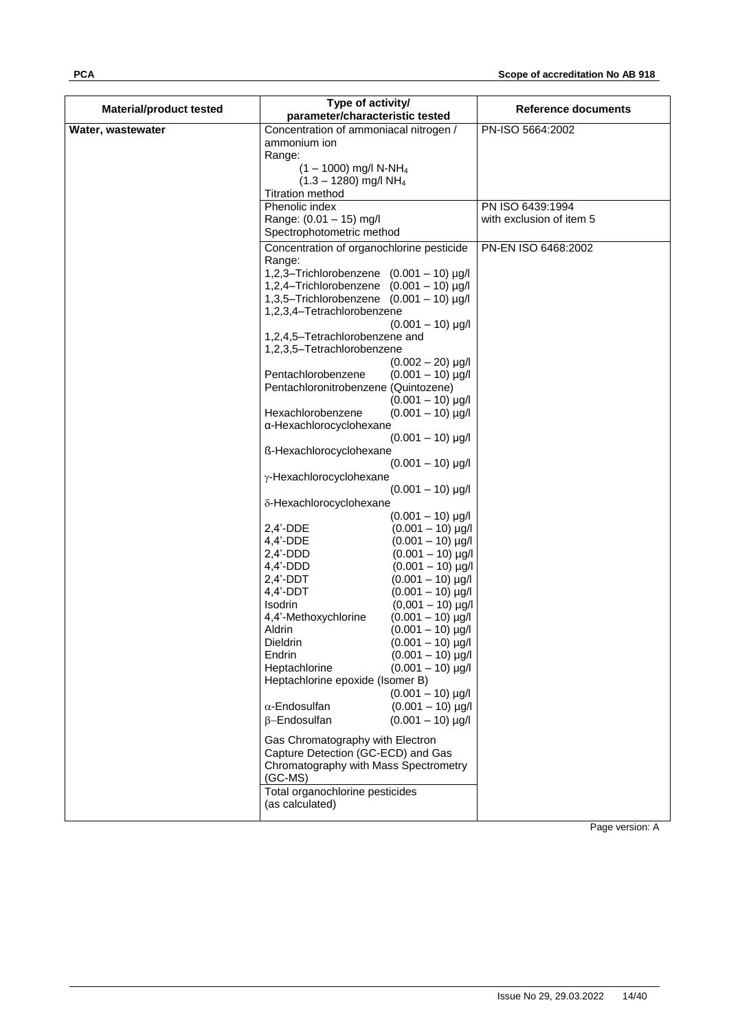| Material/product tested | Type of activity/ parameter/characteristic tested | Reference documents |
|---|---|---|
| **Water, wastewater** | Concentration of ammoniacal nitrogen / ammonium ion<br>Range:<br>(1 – 1000) mg/l N-$NH_4$<br>(1.3 – 1280) mg/l $NH_4$<br>Titration method | PN-ISO 5664:2002 |
| | Phenolic index<br>Range: (0.01 – 15) mg/l<br>Spectrophotometric method | PN ISO 6439:1994<br>with exclusion of item 5 |
| | Concentration of organochlorine pesticide<br>Range:<br>1,2,3–Trichlorobenzene (0.001 – 10) µg/l<br>1,2,4–Trichlorobenzene (0.001 – 10) µg/l<br>1,3,5–Trichlorobenzene (0.001 – 10) µg/l<br>1,2,3,4–Tetrachlorobenzene (0.001 – 10) µg/l<br>1,2,4,5–Tetrachlorobenzene and 1,2,3,5–Tetrachlorobenzene (0.002 – 20) µg/l<br>Pentachlorobenzene (0.001 – 10) µg/l<br>Pentachloronitrobenzene (Quintozene) (0.001 – 10) µg/l<br>Hexachlorobenzene (0.001 – 10) µg/l<br>α-Hexachlorocyclohexane (0.001 – 10) µg/l<br>ß-Hexachlorocyclohexane (0.001 – 10) µg/l<br>γ-Hexachlorocyclohexane (0.001 – 10) µg/l<br>δ-Hexachlorocyclohexane (0.001 – 10) µg/l<br>2,4'-DDE (0.001 – 10) µg/l<br>4,4'-DDE (0.001 – 10) µg/l<br>2,4'-DDD (0.001 – 10) µg/l<br>4,4'-DDD (0.001 – 10) µg/l<br>2,4'-DDT (0.001 – 10) µg/l<br>4,4'-DDT (0.001 – 10) µg/l<br>Isodrin (0,001 – 10) µg/l<br>4,4'-Methoxychlorine (0.001 – 10) µg/l<br>Aldrin (0.001 – 10) µg/l<br>Dieldrin (0.001 – 10) µg/l<br>Endrin (0.001 – 10) µg/l<br>Heptachlorine (0.001 – 10) µg/l<br>Heptachlorine epoxide (Isomer B) (0.001 – 10) µg/l<br>α-Endosulfan (0.001 – 10) µg/l<br>β–Endosulfan (0.001 – 10) µg/l<br><br>Gas Chromatography with Electron Capture Detection (GC-ECD) and Gas Chromatography with Mass Spectrometry (GC-MS) | PN-EN ISO 6468:2002 |
| | Total organochlorine pesticides (as calculated) | |

Page version: A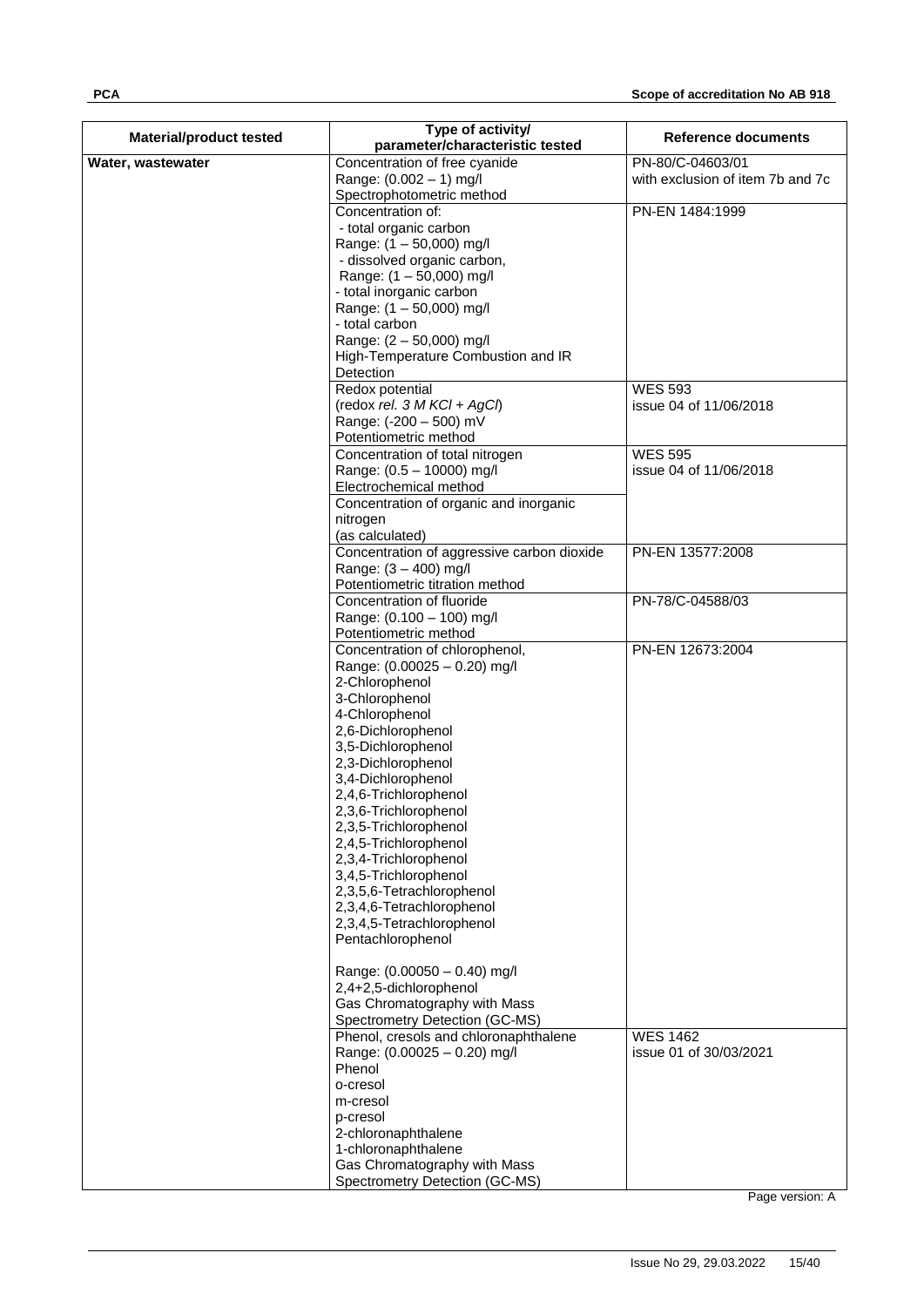| Material/product tested | Type of activity/ parameter/characteristic tested | Reference documents |
|---|---|---|
| **Water, wastewater** | Concentration of free cyanide<br>Range: (0.002 – 1) mg/l<br>Spectrophotometric method | PN-80/C-04603/01<br>with exclusion of item 7b and 7c |
| | Concentration of:<br>- total organic carbon<br>Range: (1 – 50,000) mg/l<br>- dissolved organic carbon,<br>Range: (1 – 50,000) mg/l<br>- total inorganic carbon<br>Range: (1 – 50,000) mg/l<br>- total carbon<br>Range: (2 – 50,000) mg/l<br>High-Temperature Combustion and IR Detection | PN-EN 1484:1999 |
| | Redox potential<br>(redox *rel. 3 M KCl + AgCl*)<br>Range: (-200 – 500) mV<br>Potentiometric method | WES 593<br>issue 04 of 11/06/2018 |
| | Concentration of total nitrogen<br>Range: (0.5 – 10000) mg/l<br>Electrochemical method | WES 595<br>issue 04 of 11/06/2018 |
| | Concentration of organic and inorganic nitrogen<br>(as calculated) | |
| | Concentration of aggressive carbon dioxide<br>Range: (3 – 400) mg/l<br>Potentiometric titration method | PN-EN 13577:2008 |
| | Concentration of fluoride<br>Range: (0.100 – 100) mg/l<br>Potentiometric method | PN-78/C-04588/03 |
| | Concentration of chlorophenol,<br>Range: (0.00025 – 0.20) mg/l<br>2-Chlorophenol<br>3-Chlorophenol<br>4-Chlorophenol<br>2,6-Dichlorophenol<br>3,5-Dichlorophenol<br>2,3-Dichlorophenol<br>3,4-Dichlorophenol<br>2,4,6-Trichlorophenol<br>2,3,6-Trichlorophenol<br>2,3,5-Trichlorophenol<br>2,4,5-Trichlorophenol<br>2,3,4-Trichlorophenol<br>3,4,5-Trichlorophenol<br>2,3,5,6-Tetrachlorophenol<br>2,3,4,6-Tetrachlorophenol<br>2,3,4,5-Tetrachlorophenol<br>Pentachlorophenol<br><br>Range: (0.00050 – 0.40) mg/l<br>2,4+2,5-dichlorophenol<br>Gas Chromatography with Mass Spectrometry Detection (GC-MS) | PN-EN 12673:2004 |
| | Phenol, cresols and chloronaphthalene<br>Range: (0.00025 – 0.20) mg/l<br>Phenol<br>o-cresol<br>m-cresol<br>p-cresol<br>2-chloronaphthalene<br>1-chloronaphthalene<br>Gas Chromatography with Mass Spectrometry Detection (GC-MS) | WES 1462<br>issue 01 of 30/03/2021 |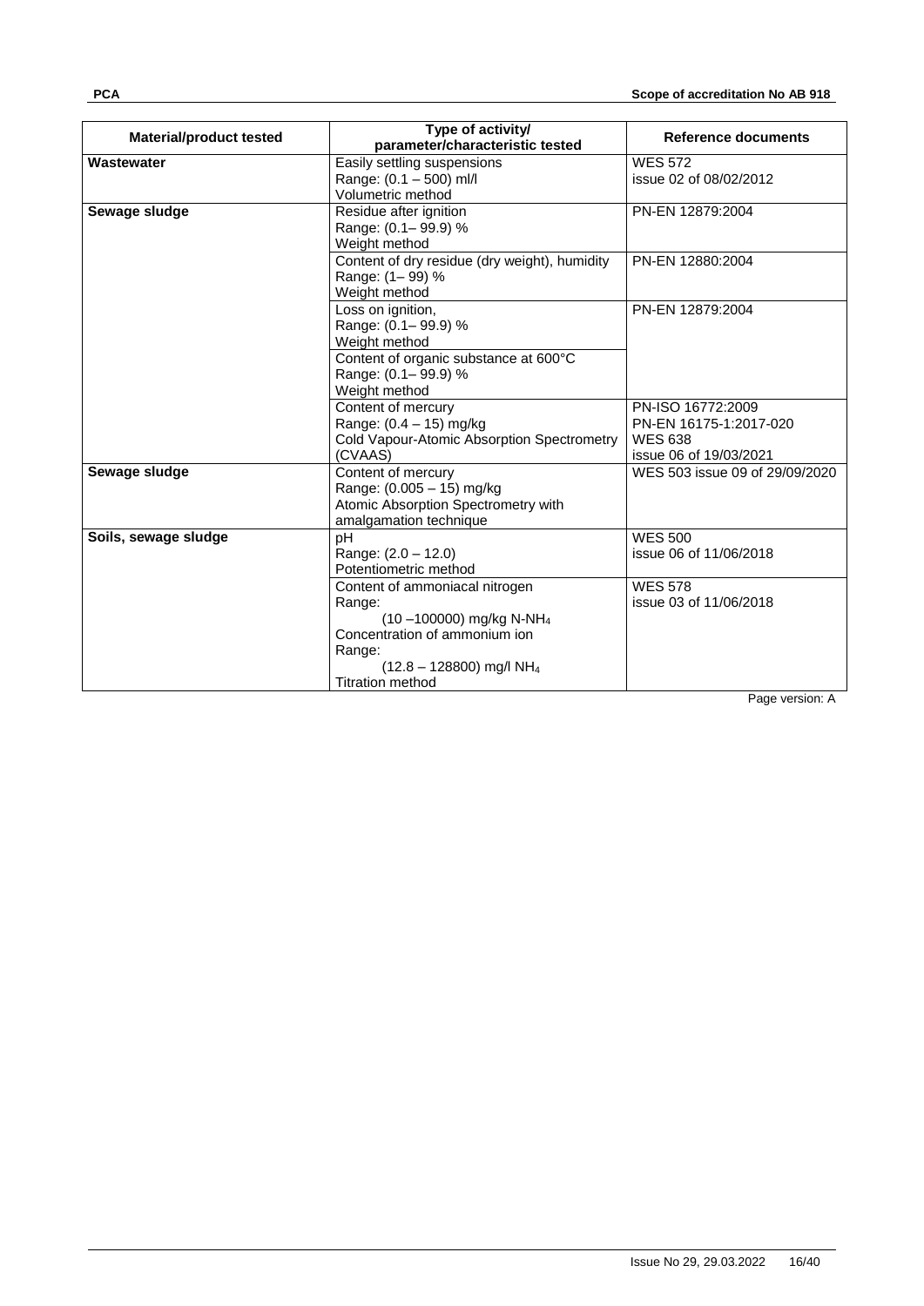| Material/product tested | Type of activity/ parameter/characteristic tested | Reference documents |
|---|---|---|
| **Wastewater** | Easily settling suspensions<br>Range: (0.1 – 500) ml/l<br>Volumetric method | WES 572<br>issue 02 of 08/02/2012 |
| **Sewage sludge** | Residue after ignition<br>Range: (0.1– 99.9) %<br>Weight method | PN-EN 12879:2004 |
| | Content of dry residue (dry weight), humidity<br>Range: (1– 99) %<br>Weight method | PN-EN 12880:2004 |
| | Loss on ignition,<br>Range: (0.1– 99.9) %<br>Weight method<br>Content of organic substance at 600°C<br>Range: (0.1– 99.9) %<br>Weight method | PN-EN 12879:2004 |
| | Content of mercury<br>Range: (0.4 – 15) mg/kg<br>Cold Vapour-Atomic Absorption Spectrometry (CVAAS) | PN-ISO 16772:2009<br>PN-EN 16175-1:2017-020<br>WES 638<br>issue 06 of 19/03/2021 |
| **Sewage sludge** | Content of mercury<br>Range: (0.005 – 15) mg/kg<br>Atomic Absorption Spectrometry with amalgamation technique | WES 503 issue 09 of 29/09/2020 |
| **Soils, sewage sludge** | pH<br>Range: (2.0 – 12.0)<br>Potentiometric method | WES 500<br>issue 06 of 11/06/2018 |
| | Content of ammoniacal nitrogen<br>Range:<br>(10 –100000) mg/kg N-$NH_4$<br>Concentration of ammonium ion<br>Range:<br>(12.8 – 128800) mg/l $NH_4$<br>Titration method | WES 578<br>issue 03 of 11/06/2018 |

Page version: A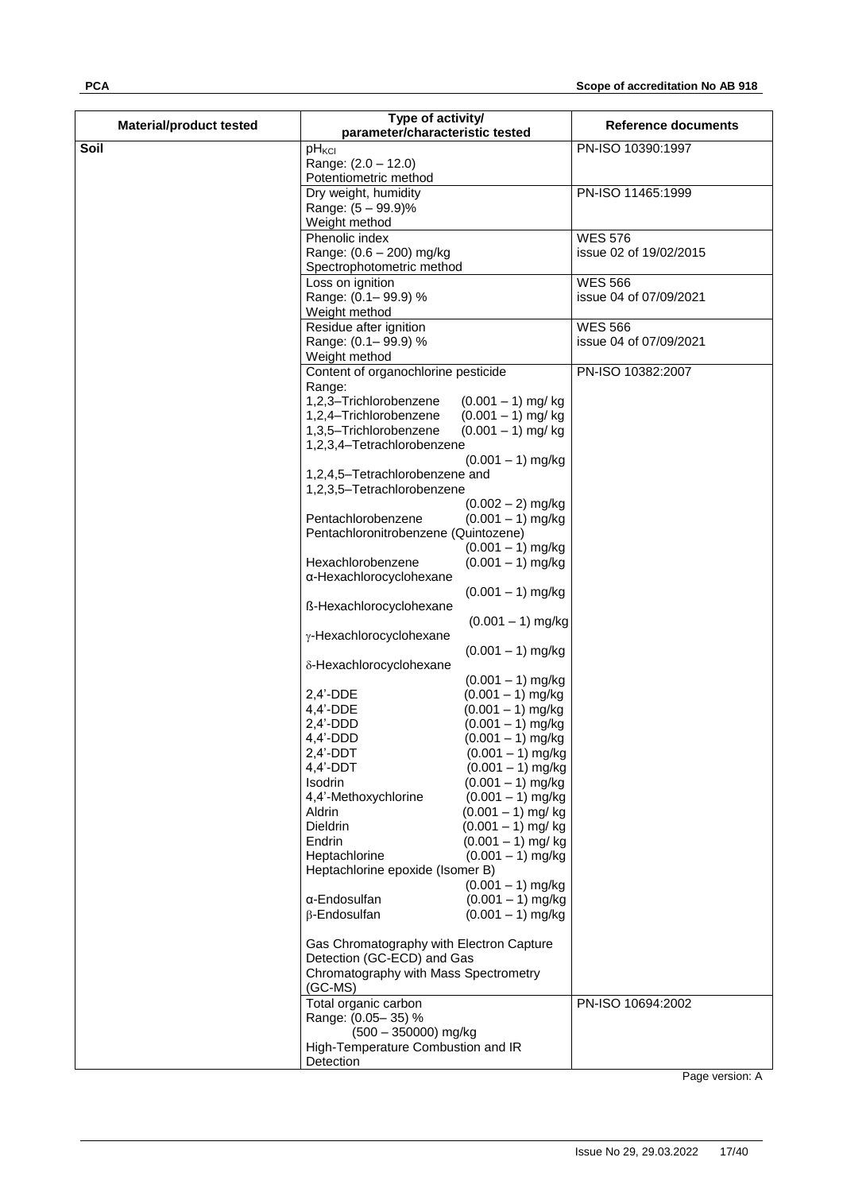| Material/product tested | Type of activity/ parameter/characteristic tested | Reference documents |
|---|---|---|
| **Soil** | $pH_{KCl}$<br>Range: (2.0 – 12.0)<br>Potentiometric method | PN-ISO 10390:1997 |
| | Dry weight, humidity<br>Range: (5 – 99.9)%<br>Weight method | PN-ISO 11465:1999 |
| | Phenolic index<br>Range: (0.6 – 200) mg/kg<br>Spectrophotometric method | WES 576<br>issue 02 of 19/02/2015 |
| | Loss on ignition<br>Range: (0.1– 99.9) %<br>Weight method | WES 566<br>issue 04 of 07/09/2021 |
| | Residue after ignition<br>Range: (0.1– 99.9) %<br>Weight method | WES 566<br>issue 04 of 07/09/2021 |
| | Content of organochlorine pesticide<br>Range:<br>1,2,3–Trichlorobenzene (0.001 – 1) mg/ kg<br>1,2,4–Trichlorobenzene (0.001 – 1) mg/ kg<br>1,3,5–Trichlorobenzene (0.001 – 1) mg/ kg<br>1,2,3,4–Tetrachlorobenzene (0.001 – 1) mg/kg<br>1,2,4,5–Tetrachlorobenzene and 1,2,3,5–Tetrachlorobenzene (0.002 – 2) mg/kg<br>Pentachlorobenzene (0.001 – 1) mg/kg<br>Pentachloronitrobenzene (Quintozene) (0.001 – 1) mg/kg<br>Hexachlorobenzene (0.001 – 1) mg/kg<br>α-Hexachlorocyclohexane (0.001 – 1) mg/kg<br>ß-Hexachlorocyclohexane (0.001 – 1) mg/kg<br>γ-Hexachlorocyclohexane (0.001 – 1) mg/kg<br>δ-Hexachlorocyclohexane (0.001 – 1) mg/kg<br>2,4'-DDE (0.001 – 1) mg/kg<br>4,4'-DDE (0.001 – 1) mg/kg<br>2,4'-DDD (0.001 – 1) mg/kg<br>4,4'-DDD (0.001 – 1) mg/kg<br>2,4'-DDT (0.001 – 1) mg/kg<br>4,4'-DDT (0.001 – 1) mg/kg<br>Isodrin (0.001 – 1) mg/kg<br>4,4'-Methoxychlorine (0.001 – 1) mg/kg<br>Aldrin (0.001 – 1) mg/ kg<br>Dieldrin (0.001 – 1) mg/ kg<br>Endrin (0.001 – 1) mg/ kg<br>Heptachlorine (0.001 – 1) mg/kg<br>Heptachlorine epoxide (Isomer B) (0.001 – 1) mg/kg<br>α-Endosulfan (0.001 – 1) mg/kg<br>β-Endosulfan (0.001 – 1) mg/kg<br><br>Gas Chromatography with Electron Capture Detection (GC-ECD) and Gas Chromatography with Mass Spectrometry (GC-MS) | PN-ISO 10382:2007 |
| | Total organic carbon<br>Range: (0.05– 35) %<br>(500 – 350000) mg/kg<br>High-Temperature Combustion and IR Detection | PN-ISO 10694:2002 |

Page version: A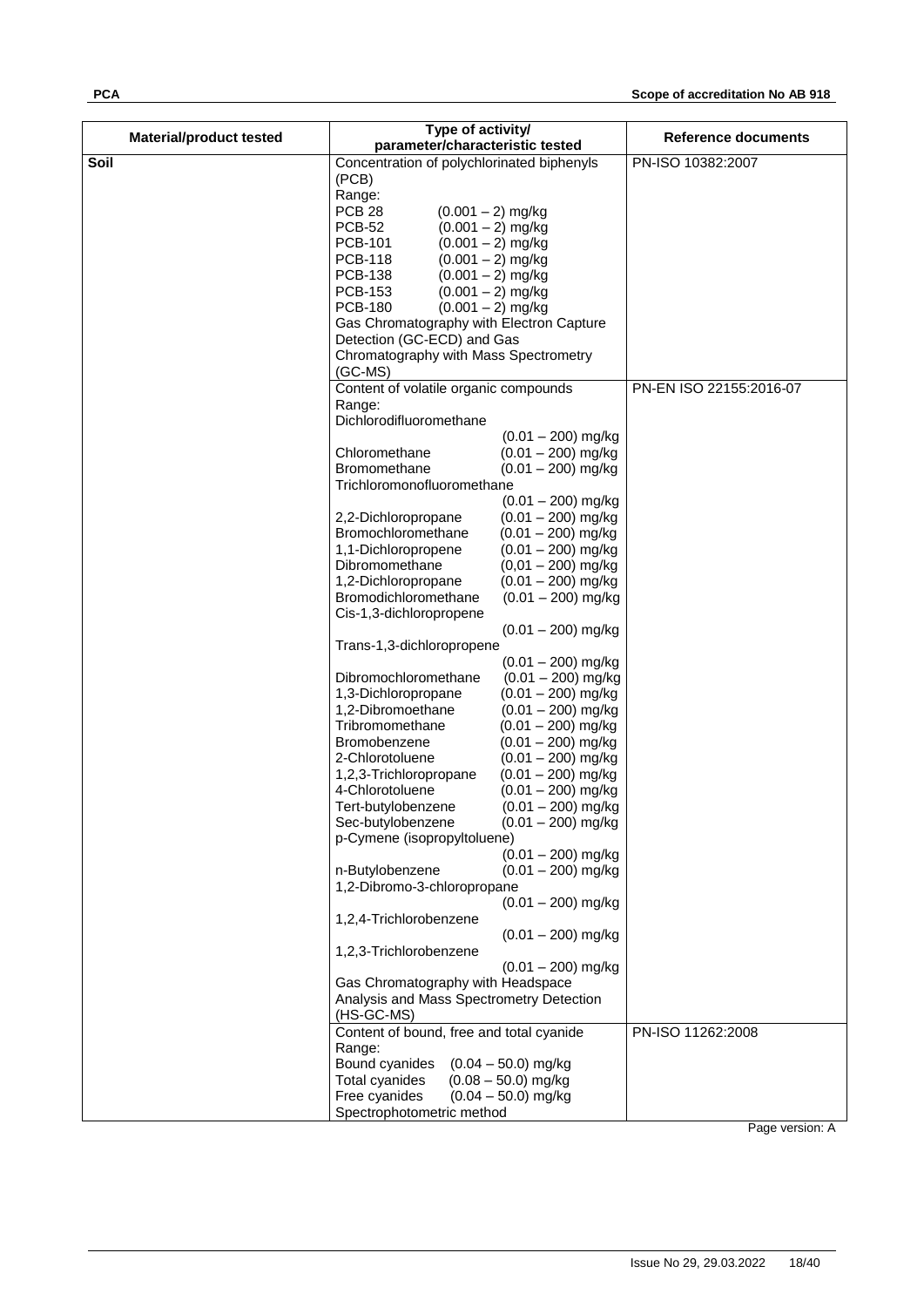| Material/product tested | Type of activity/ parameter/characteristic tested | Reference documents |
|---|---|---|
| **Soil** | Concentration of polychlorinated biphenyls (PCB)<br>Range:<br>PCB 28 (0.001 – 2) mg/kg<br>PCB-52 (0.001 – 2) mg/kg<br>PCB-101 (0.001 – 2) mg/kg<br>PCB-118 (0.001 – 2) mg/kg<br>PCB-138 (0.001 – 2) mg/kg<br>PCB-153 (0.001 – 2) mg/kg<br>PCB-180 (0.001 – 2) mg/kg<br>Gas Chromatography with Electron Capture Detection (GC-ECD) and Gas Chromatography with Mass Spectrometry (GC-MS) | PN-ISO 10382:2007 |
| | Content of volatile organic compounds<br>Range:<br>Dichlorodifluoromethane (0.01 – 200) mg/kg<br>Chloromethane (0.01 – 200) mg/kg<br>Bromomethane (0.01 – 200) mg/kg<br>Trichloromonofluoromethane (0.01 – 200) mg/kg<br>2,2-Dichloropropane (0.01 – 200) mg/kg<br>Bromochloromethane (0.01 – 200) mg/kg<br>1,1-Dichloropropene (0.01 – 200) mg/kg<br>Dibromomethane (0,01 – 200) mg/kg<br>1,2-Dichloropropane (0.01 – 200) mg/kg<br>Bromodichloromethane (0.01 – 200) mg/kg<br>Cis-1,3-dichloropropene (0.01 – 200) mg/kg<br>Trans-1,3-dichloropropene (0.01 – 200) mg/kg<br>Dibromochloromethane (0.01 – 200) mg/kg<br>1,3-Dichloropropane (0.01 – 200) mg/kg<br>1,2-Dibromoethane (0.01 – 200) mg/kg<br>Tribromomethane (0.01 – 200) mg/kg<br>Bromobenzene (0.01 – 200) mg/kg<br>2-Chlorotoluene (0.01 – 200) mg/kg<br>1,2,3-Trichloropropane (0.01 – 200) mg/kg<br>4-Chlorotoluene (0.01 – 200) mg/kg<br>Tert-butylobenzene (0.01 – 200) mg/kg<br>Sec-butylobenzene (0.01 – 200) mg/kg<br>p-Cymene (isopropyltoluene) (0.01 – 200) mg/kg<br>n-Butylobenzene (0.01 – 200) mg/kg<br>1,2-Dibromo-3-chloropropane (0.01 – 200) mg/kg<br>1,2,4-Trichlorobenzene (0.01 – 200) mg/kg<br>1,2,3-Trichlorobenzene (0.01 – 200) mg/kg<br>Gas Chromatography with Headspace Analysis and Mass Spectrometry Detection (HS-GC-MS) | PN-EN ISO 22155:2016-07 |
| | Content of bound, free and total cyanide<br>Range:<br>Bound cyanides (0.04 – 50.0) mg/kg<br>Total cyanides (0.08 – 50.0) mg/kg<br>Free cyanides (0.04 – 50.0) mg/kg<br>Spectrophotometric method | PN-ISO 11262:2008 |

Page version: A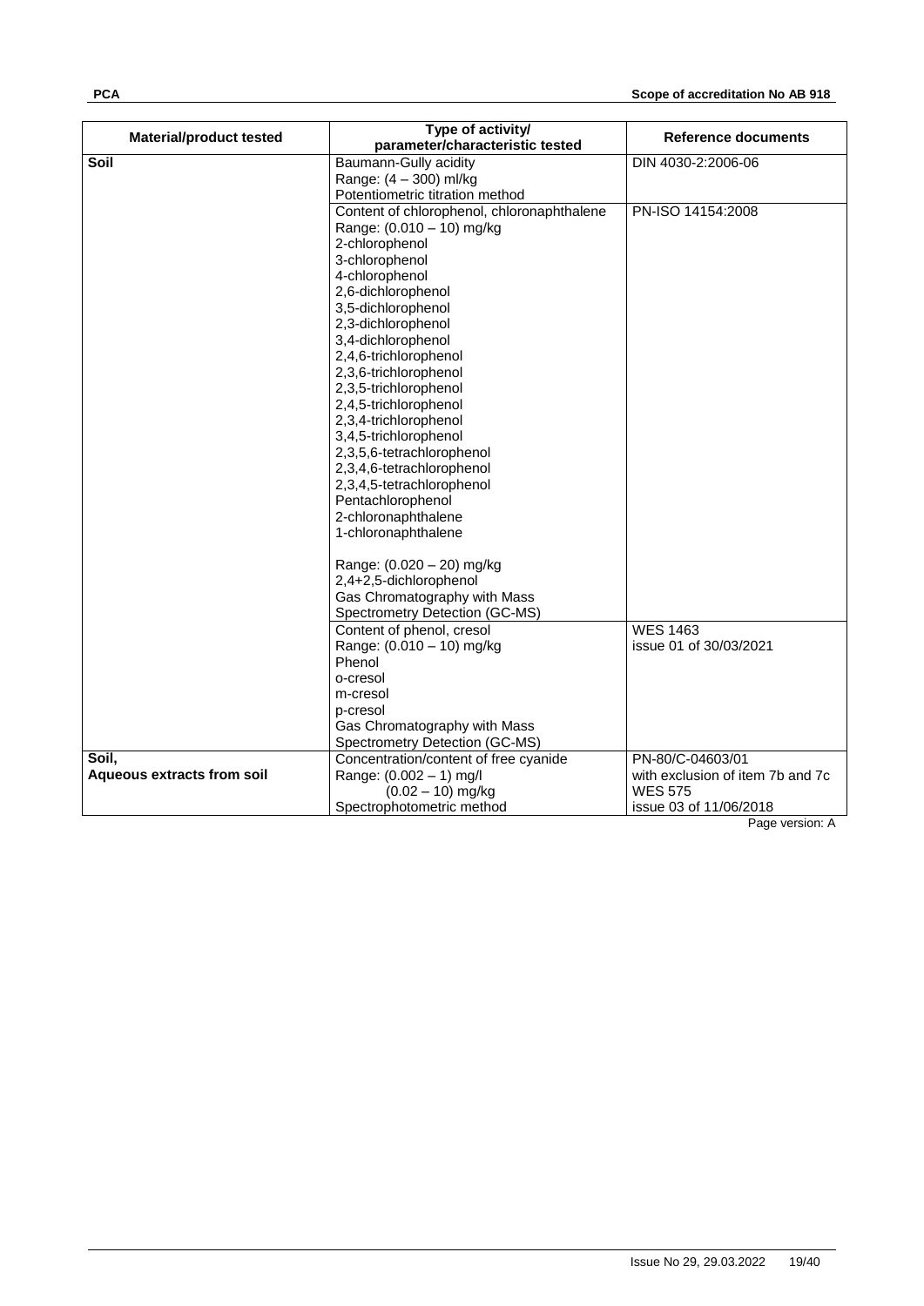| Material/product tested | Type of activity/ parameter/characteristic tested | Reference documents |
|---|---|---|
| **Soil** | Baumann-Gully acidity<br>Range: (4 – 300) ml/kg<br>Potentiometric titration method | DIN 4030-2:2006-06 |
| | Content of chlorophenol, chloronaphthalene<br>Range: (0.010 – 10) mg/kg<br>2-chlorophenol<br>3-chlorophenol<br>4-chlorophenol<br>2,6-dichlorophenol<br>3,5-dichlorophenol<br>2,3-dichlorophenol<br>3,4-dichlorophenol<br>2,4,6-trichlorophenol<br>2,3,6-trichlorophenol<br>2,3,5-trichlorophenol<br>2,4,5-trichlorophenol<br>2,3,4-trichlorophenol<br>3,4,5-trichlorophenol<br>2,3,5,6-tetrachlorophenol<br>2,3,4,6-tetrachlorophenol<br>2,3,4,5-tetrachlorophenol<br>Pentachlorophenol<br>2-chloronaphthalene<br>1-chloronaphthalene<br><br>Range: (0.020 – 20) mg/kg<br>2,4+2,5-dichlorophenol<br>Gas Chromatography with Mass Spectrometry Detection (GC-MS) | PN-ISO 14154:2008 |
| | Content of phenol, cresol<br>Range: (0.010 – 10) mg/kg<br>Phenol<br>o-cresol<br>m-cresol<br>p-cresol<br>Gas Chromatography with Mass Spectrometry Detection (GC-MS) | WES 1463<br>issue 01 of 30/03/2021 |
| **Soil,**<br>**Aqueous extracts from soil** | Concentration/content of free cyanide<br>Range: (0.002 – 1) mg/l<br>(0.02 – 10) mg/kg<br>Spectrophotometric method | PN-80/C-04603/01<br>with exclusion of item 7b and 7c<br>WES 575<br>issue 03 of 11/06/2018 |

Page version: A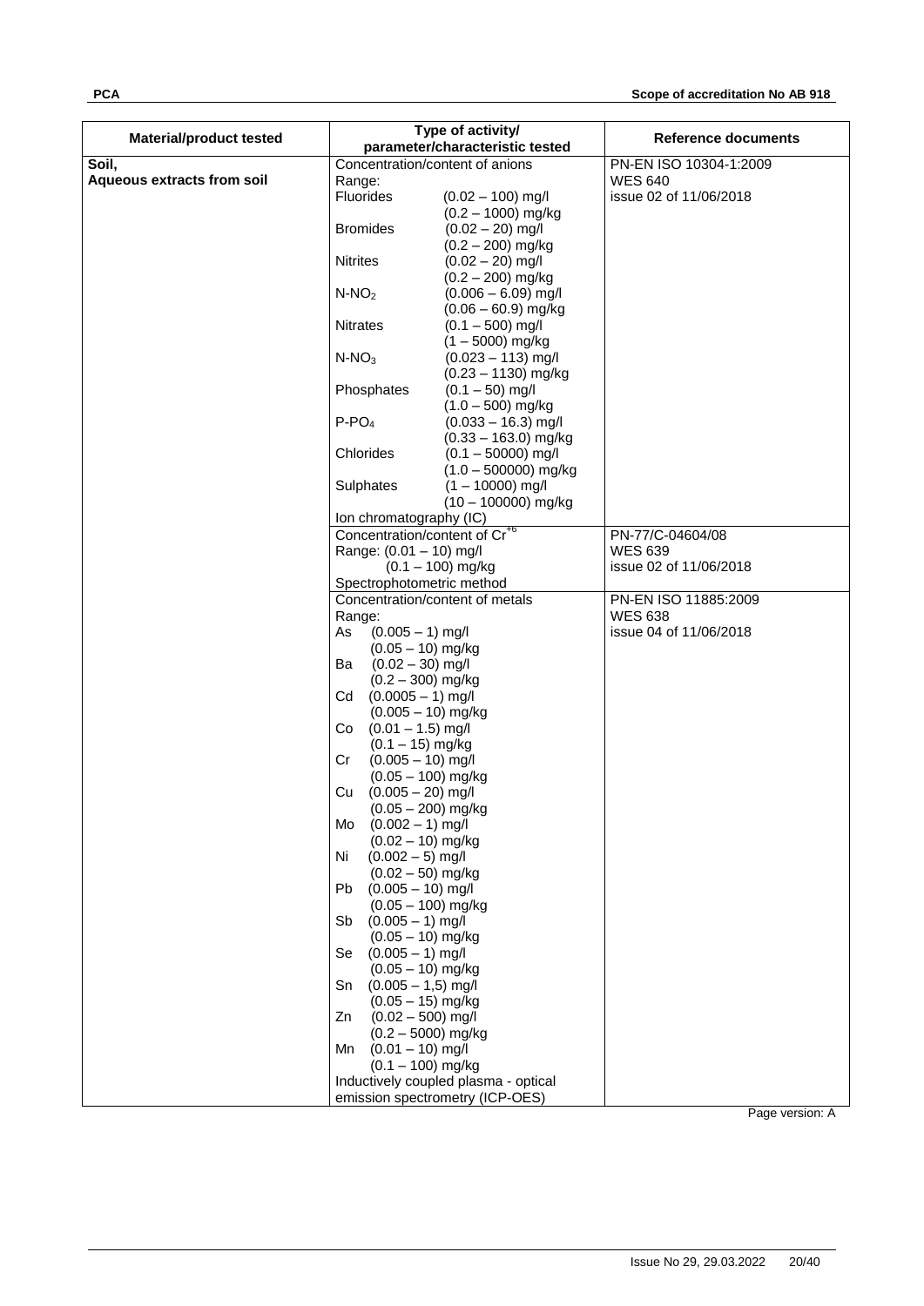| Material/product tested | Type of activity/ parameter/characteristic tested | Reference documents |
| --- | --- | --- |
| **Soil, Aqueous extracts from soil** | Concentration/content of anions<br>Range:<br>Fluorides (0.02 – 100) mg/l<br>(0.2 – 1000) mg/kg<br>Bromides (0.02 – 20) mg/l<br>(0.2 – 200) mg/kg<br>Nitrites (0.02 – 20) mg/l<br>(0.2 – 200) mg/kg<br>$N\text{-}NO_2$ (0.006 – 6.09) mg/l<br>(0.06 – 60.9) mg/kg<br>Nitrates (0.1 – 500) mg/l<br>(1 – 5000) mg/kg<br>$N\text{-}NO_3$ (0.023 – 113) mg/l<br>(0.23 – 1130) mg/kg<br>Phosphates (0.1 – 50) mg/l<br>(1.0 – 500) mg/kg<br>$P\text{-}PO_4$ (0.033 – 16.3) mg/l<br>(0.33 – 163.0) mg/kg<br>Chlorides (0.1 – 50000) mg/l<br>(1.0 – 500000) mg/kg<br>Sulphates (1 – 10000) mg/l<br>(10 – 100000) mg/kg<br>Ion chromatography (IC) | PN-EN ISO 10304-1:2009<br>WES 640<br>issue 02 of 11/06/2018 |
| | Concentration/content of $Cr^{+6}$<br>Range: (0.01 – 10) mg/l<br>(0.1 – 100) mg/kg<br>Spectrophotometric method | PN-77/C-04604/08<br>WES 639<br>issue 02 of 11/06/2018 |
| | Concentration/content of metals<br>Range:<br>As (0.005 – 1) mg/l<br>(0.05 – 10) mg/kg<br>Ba (0.02 – 30) mg/l<br>(0.2 – 300) mg/kg<br>Cd (0.0005 – 1) mg/l<br>(0.005 – 10) mg/kg<br>Co (0.01 – 1.5) mg/l<br>(0.1 – 15) mg/kg<br>Cr (0.005 – 10) mg/l<br>(0.05 – 100) mg/kg<br>Cu (0.005 – 20) mg/l<br>(0.05 – 200) mg/kg<br>Mo (0.002 – 1) mg/l<br>(0.02 – 10) mg/kg<br>Ni (0.002 – 5) mg/l<br>(0.02 – 50) mg/kg<br>Pb (0.005 – 10) mg/l<br>(0.05 – 100) mg/kg<br>Sb (0.005 – 1) mg/l<br>(0.05 – 10) mg/kg<br>Se (0.005 – 1) mg/l<br>(0.05 – 10) mg/kg<br>Sn (0.005 – 1,5) mg/l<br>(0.05 – 15) mg/kg<br>Zn (0.02 – 500) mg/l<br>(0.2 – 5000) mg/kg<br>Mn (0.01 – 10) mg/l<br>(0.1 – 100) mg/kg<br>Inductively coupled plasma - optical emission spectrometry (ICP-OES) | PN-EN ISO 11885:2009<br>WES 638<br>issue 04 of 11/06/2018 |

Page version: A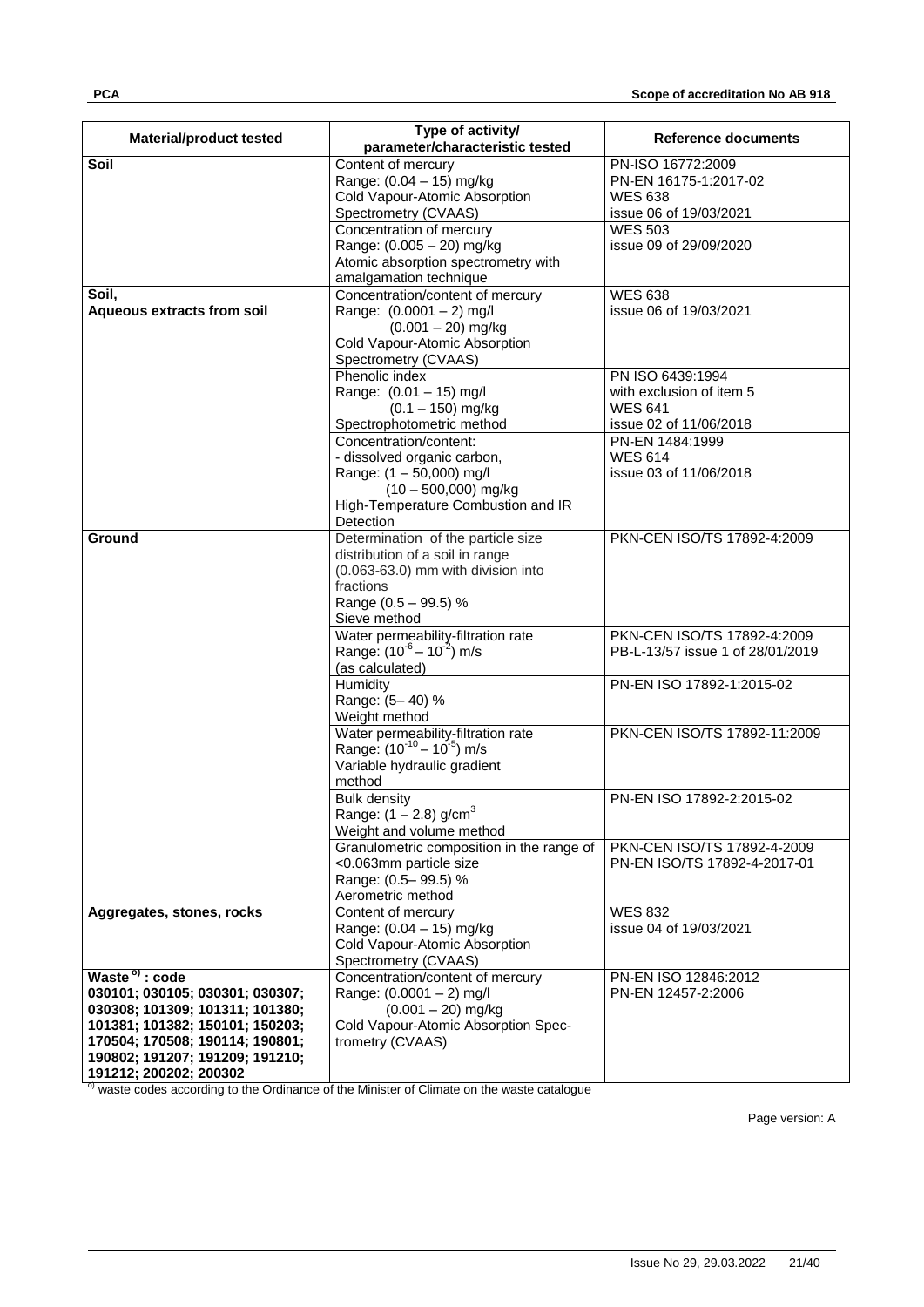| Material/product tested | Type of activity/ parameter/characteristic tested | Reference documents |
|---|---|---|
| **Soil** | Content of mercury<br>Range: (0.04 – 15) mg/kg<br>Cold Vapour-Atomic Absorption Spectrometry (CVAAS) | PN-ISO 16772:2009<br>PN-EN 16175-1:2017-02<br>WES 638<br>issue 06 of 19/03/2021 |
| | Concentration of mercury<br>Range: (0.005 – 20) mg/kg<br>Atomic absorption spectrometry with amalgamation technique | WES 503<br>issue 09 of 29/09/2020 |
| **Soil,**<br>**Aqueous extracts from soil** | Concentration/content of mercury<br>Range: (0.0001 – 2) mg/l<br>(0.001 – 20) mg/kg<br>Cold Vapour-Atomic Absorption Spectrometry (CVAAS) | WES 638<br>issue 06 of 19/03/2021 |
| | Phenolic index<br>Range: (0.01 – 15) mg/l<br>(0.1 – 150) mg/kg<br>Spectrophotometric method | PN ISO 6439:1994<br>with exclusion of item 5<br>WES 641<br>issue 02 of 11/06/2018 |
| | Concentration/content:<br>- dissolved organic carbon,<br>Range: (1 – 50,000) mg/l<br>(10 – 500,000) mg/kg<br>High-Temperature Combustion and IR Detection | PN-EN 1484:1999<br>WES 614<br>issue 03 of 11/06/2018 |
| **Ground** | Determination of the particle size distribution of a soil in range (0.063-63.0) mm with division into fractions<br>Range (0.5 – 99.5) %<br>Sieve method | PKN-CEN ISO/TS 17892-4:2009 |
| | Water permeability-filtration rate<br>Range: ($10^{-6}$ – $10^{-2}$) m/s<br>(as calculated) | PKN-CEN ISO/TS 17892-4:2009<br>PB-L-13/57 issue 1 of 28/01/2019 |
| | Humidity<br>Range: (5– 40) %<br>Weight method | PN-EN ISO 17892-1:2015-02 |
| | Water permeability-filtration rate<br>Range: ($10^{-10}$ – $10^{-5}$) m/s<br>Variable hydraulic gradient method | PKN-CEN ISO/TS 17892-11:2009 |
| | Bulk density<br>Range: (1 – 2.8) g/cm$^3$<br>Weight and volume method | PN-EN ISO 17892-2:2015-02 |
| | Granulometric composition in the range of <0.063mm particle size<br>Range: (0.5– 99.5) %<br>Aerometric method | PKN-CEN ISO/TS 17892-4-2009<br>PN-EN ISO/TS 17892-4-2017-01 |
| **Aggregates, stones, rocks** | Content of mercury<br>Range: (0.04 – 15) mg/kg<br>Cold Vapour-Atomic Absorption Spectrometry (CVAAS) | WES 832<br>issue 04 of 19/03/2021 |
| **Waste [o] : code**<br>**030101; 030105; 030301; 030307; 030308; 101309; 101311; 101380; 101381; 101382; 150101; 150203; 170504; 170508; 190114; 190801; 190802; 191207; 191209; 191210; 191212; 200202; 200302** | Concentration/content of mercury<br>Range: (0.0001 – 2) mg/l<br>(0.001 – 20) mg/kg<br>Cold Vapour-Atomic Absorption Spectrometry (CVAAS) | PN-EN ISO 12846:2012<br>PN-EN 12457-2:2006 |

[o] waste codes according to the Ordinance of the Minister of Climate on the waste catalogue

Page version: A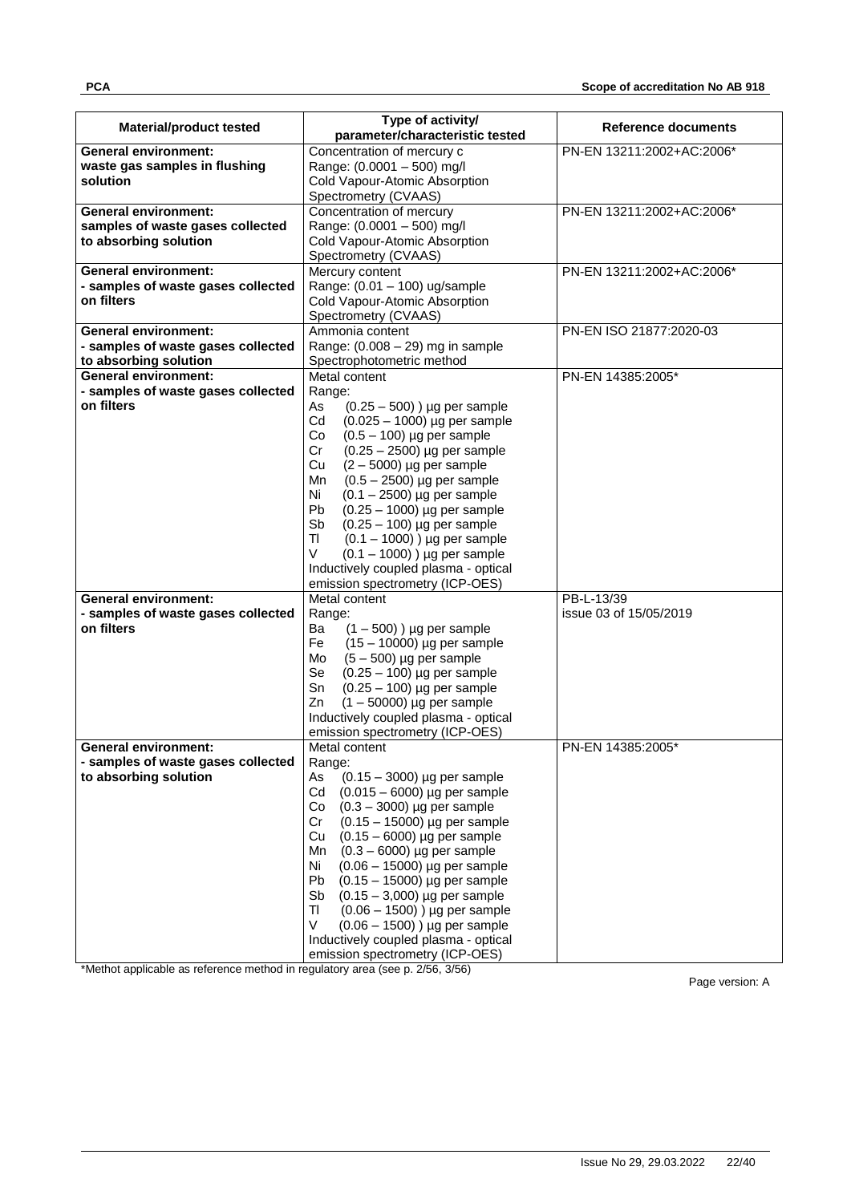| Material/product tested | Type of activity/ parameter/characteristic tested | Reference documents |
|---|---|---|
| **General environment: waste gas samples in flushing solution** | Concentration of mercury c<br>Range: (0.0001 – 500) mg/l<br>Cold Vapour-Atomic Absorption Spectrometry (CVAAS) | PN-EN 13211:2002+AC:2006* |
| **General environment: samples of waste gases collected to absorbing solution** | Concentration of mercury<br>Range: (0.0001 – 500) mg/l<br>Cold Vapour-Atomic Absorption Spectrometry (CVAAS) | PN-EN 13211:2002+AC:2006* |
| **General environment: - samples of waste gases collected on filters** | Mercury content<br>Range: (0.01 – 100) ug/sample<br>Cold Vapour-Atomic Absorption Spectrometry (CVAAS) | PN-EN 13211:2002+AC:2006* |
| **General environment: - samples of waste gases collected to absorbing solution** | Ammonia content<br>Range: (0.008 – 29) mg in sample<br>Spectrophotometric method | PN-EN ISO 21877:2020-03 |
| **General environment: - samples of waste gases collected on filters** | Metal content<br>Range:<br>As (0.25 – 500) ) µg per sample<br>Cd (0.025 – 1000) µg per sample<br>Co (0.5 – 100) µg per sample<br>Cr (0.25 – 2500) µg per sample<br>Cu (2 – 5000) µg per sample<br>Mn (0.5 – 2500) µg per sample<br>Ni (0.1 – 2500) µg per sample<br>Pb (0.25 – 1000) µg per sample<br>Sb (0.25 – 100) µg per sample<br>Tl (0.1 – 1000) ) µg per sample<br>V (0.1 – 1000) ) µg per sample<br>Inductively coupled plasma - optical emission spectrometry (ICP-OES) | PN-EN 14385:2005* |
| **General environment: - samples of waste gases collected on filters** | Metal content<br>Range:<br>Ba (1 – 500) ) µg per sample<br>Fe (15 – 10000) µg per sample<br>Mo (5 – 500) µg per sample<br>Se (0.25 – 100) µg per sample<br>Sn (0.25 – 100) µg per sample<br>Zn (1 – 50000) µg per sample<br>Inductively coupled plasma - optical emission spectrometry (ICP-OES) | PB-L-13/39<br>issue 03 of 15/05/2019 |
| **General environment: - samples of waste gases collected to absorbing solution** | Metal content<br>Range:<br>As (0.15 – 3000) µg per sample<br>Cd (0.015 – 6000) µg per sample<br>Co (0.3 – 3000) µg per sample<br>Cr (0.15 – 15000) µg per sample<br>Cu (0.15 – 6000) µg per sample<br>Mn (0.3 – 6000) µg per sample<br>Ni (0.06 – 15000) µg per sample<br>Pb (0.15 – 15000) µg per sample<br>Sb (0.15 – 3,000) µg per sample<br>Tl (0.06 – 1500) ) µg per sample<br>V (0.06 – 1500) ) µg per sample<br>Inductively coupled plasma - optical emission spectrometry (ICP-OES) | PN-EN 14385:2005* |

*Methot applicable as reference method in regulatory area (see p. 2/56, 3/56)

Page version: A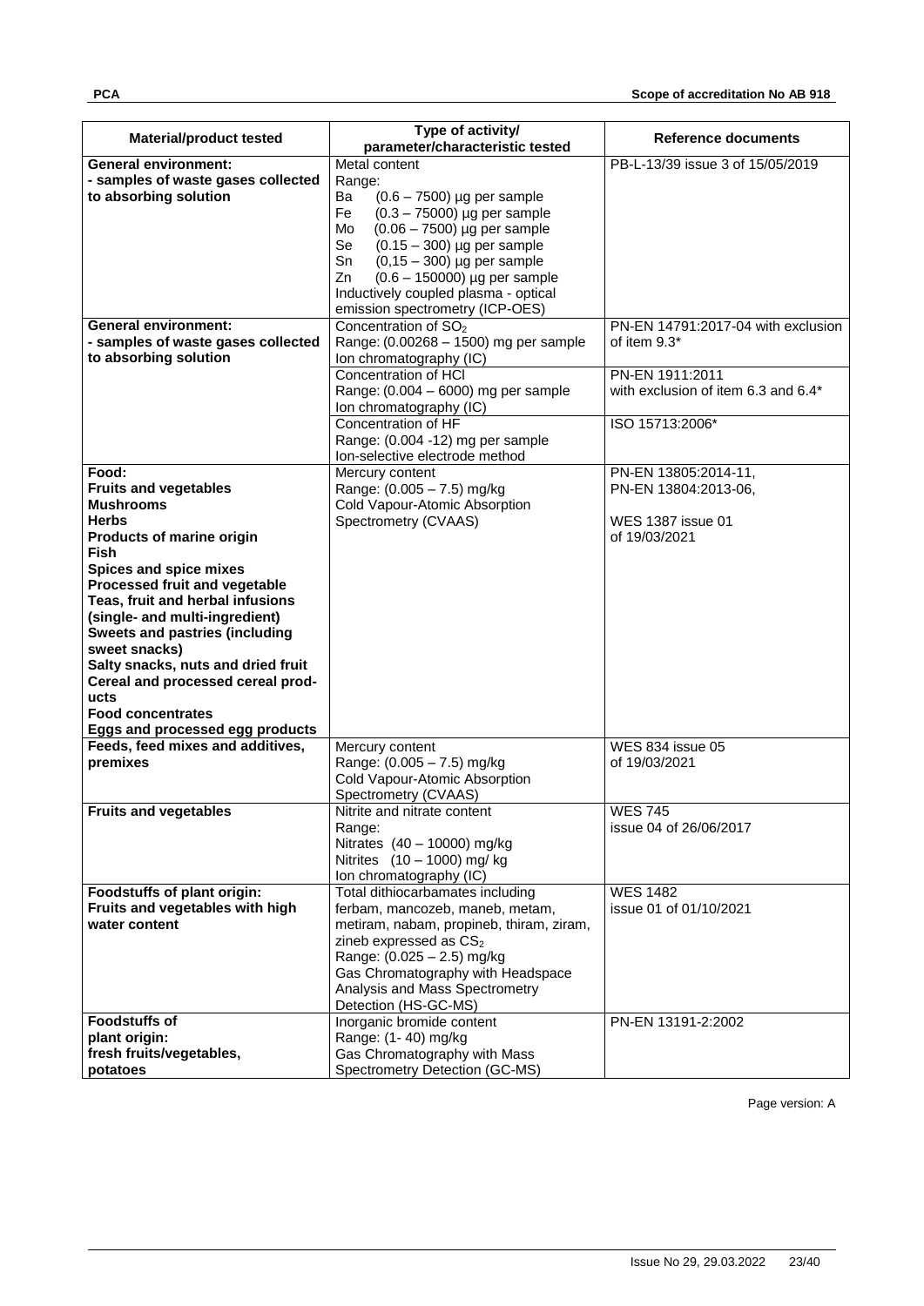| Material/product tested | Type of activity/ parameter/characteristic tested | Reference documents |
|---|---|---|
| **General environment:**<br>**- samples of waste gases collected to absorbing solution** | Metal content<br>Range:<br>Ba (0.6 – 7500) µg per sample<br>Fe (0.3 – 75000) µg per sample<br>Mo (0.06 – 7500) µg per sample<br>Se (0.15 – 300) µg per sample<br>Sn (0,15 – 300) µg per sample<br>Zn (0.6 – 150000) µg per sample<br>Inductively coupled plasma - optical emission spectrometry (ICP-OES) | PB-L-13/39 issue 3 of 15/05/2019 |
| **General environment:**<br>**- samples of waste gases collected to absorbing solution** | Concentration of $SO_2$<br>Range: (0.00268 – 1500) mg per sample<br>Ion chromatography (IC) | PN-EN 14791:2017-04 with exclusion of item 9.3* |
| | Concentration of HCl<br>Range: (0.004 – 6000) mg per sample<br>Ion chromatography (IC) | PN-EN 1911:2011<br>with exclusion of item 6.3 and 6.4* |
| | Concentration of HF<br>Range: (0.004 -12) mg per sample<br>Ion-selective electrode method | ISO 15713:2006* |
| **Food:**<br>**Fruits and vegetables**<br>**Mushrooms**<br>**Herbs**<br>**Products of marine origin**<br>**Fish**<br>**Spices and spice mixes**<br>**Processed fruit and vegetable**<br>**Teas, fruit and herbal infusions (single- and multi-ingredient)**<br>**Sweets and pastries (including sweet snacks)**<br>**Salty snacks, nuts and dried fruit**<br>**Cereal and processed cereal products**<br>**Food concentrates**<br>**Eggs and processed egg products** | Mercury content<br>Range: (0.005 – 7.5) mg/kg<br>Cold Vapour-Atomic Absorption Spectrometry (CVAAS) | PN-EN 13805:2014-11,<br>PN-EN 13804:2013-06,<br><br>WES 1387 issue 01<br>of 19/03/2021 |
| **Feeds, feed mixes and additives, premixes** | Mercury content<br>Range: (0.005 – 7.5) mg/kg<br>Cold Vapour-Atomic Absorption Spectrometry (CVAAS) | WES 834 issue 05<br>of 19/03/2021 |
| **Fruits and vegetables** | Nitrite and nitrate content<br>Range:<br>Nitrates (40 – 10000) mg/kg<br>Nitrites (10 – 1000) mg/ kg<br>Ion chromatography (IC) | WES 745<br>issue 04 of 26/06/2017 |
| **Foodstuffs of plant origin:**<br>**Fruits and vegetables with high water content** | Total dithiocarbamates including ferbam, mancozeb, maneb, metam, metiram, nabam, propineb, thiram, ziram, zineb expressed as $CS_2$<br>Range: (0.025 – 2.5) mg/kg<br>Gas Chromatography with Headspace Analysis and Mass Spectrometry Detection (HS-GC-MS) | WES 1482<br>issue 01 of 01/10/2021 |
| **Foodstuffs of plant origin:**<br>**fresh fruits/vegetables, potatoes** | Inorganic bromide content<br>Range: (1- 40) mg/kg<br>Gas Chromatography with Mass Spectrometry Detection (GC-MS) | PN-EN 13191-2:2002 |

Page version: A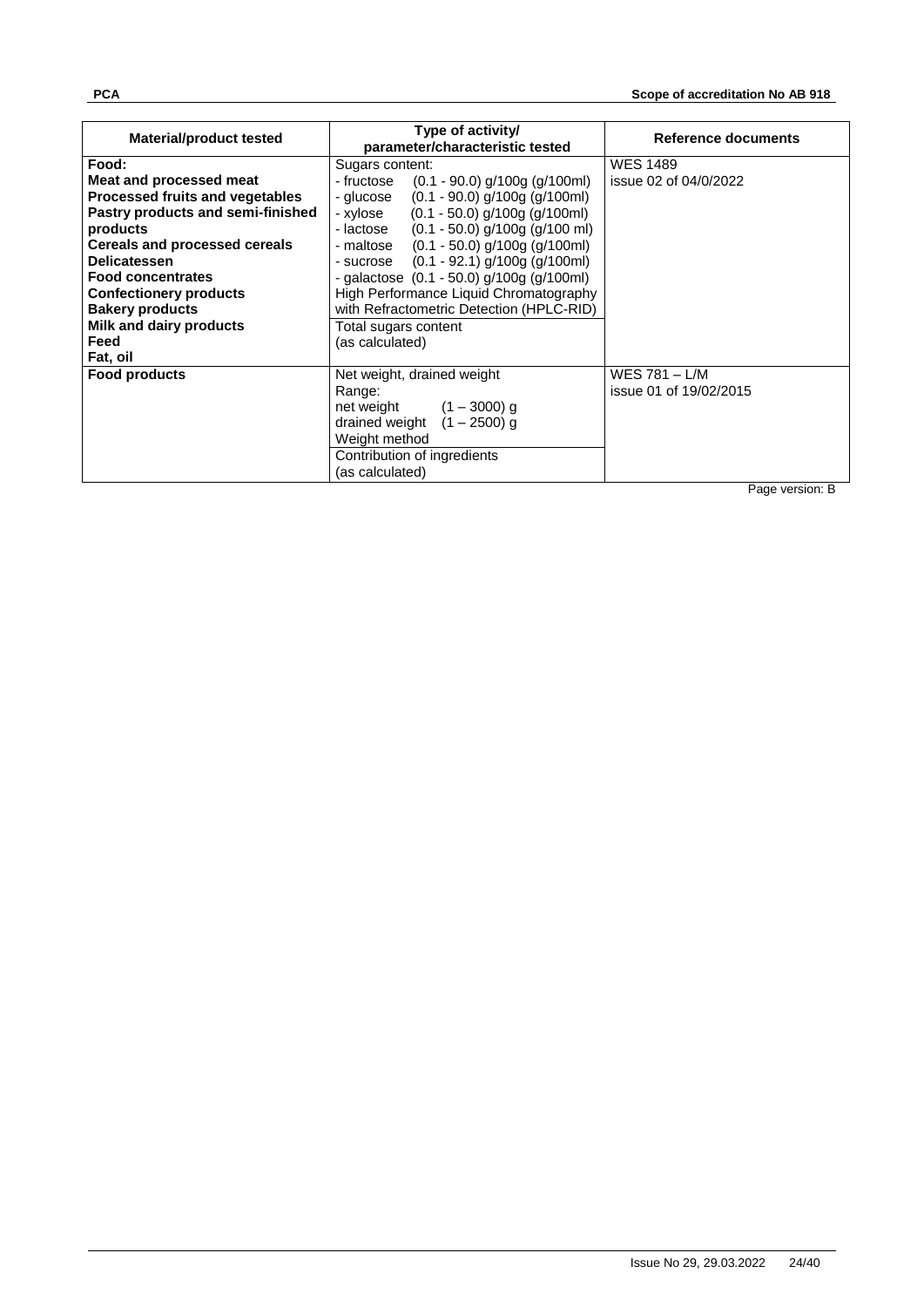| Material/product tested | Type of activity/ parameter/characteristic tested | Reference documents |
|---|---|---|
| **Food:**<br>**Meat and processed meat**<br>**Processed fruits and vegetables**<br>**Pastry products and semi-finished products**<br>**Cereals and processed cereals**<br>**Delicatessen**<br>**Food concentrates**<br>**Confectionery products**<br>**Bakery products**<br>**Milk and dairy products**<br>**Feed**<br>**Fat, oil** | Sugars content:<br>- fructose (0.1 - 90.0) g/100g (g/100ml)<br>- glucose (0.1 - 90.0) g/100g (g/100ml)<br>- xylose (0.1 - 50.0) g/100g (g/100ml)<br>- lactose (0.1 - 50.0) g/100g (g/100 ml)<br>- maltose (0.1 - 50.0) g/100g (g/100ml)<br>- sucrose (0.1 - 92.1) g/100g (g/100ml)<br>- galactose (0.1 - 50.0) g/100g (g/100ml)<br>High Performance Liquid Chromatography with Refractometric Detection (HPLC-RID)<br>Total sugars content (as calculated) | WES 1489<br>issue 02 of 04/0/2022 |
| **Food products** | Net weight, drained weight<br>Range:<br>net weight (1 – 3000) g<br>drained weight (1 – 2500) g<br>Weight method<br>Contribution of ingredients (as calculated) | WES 781 – L/M<br>issue 01 of 19/02/2015 |

Page version: B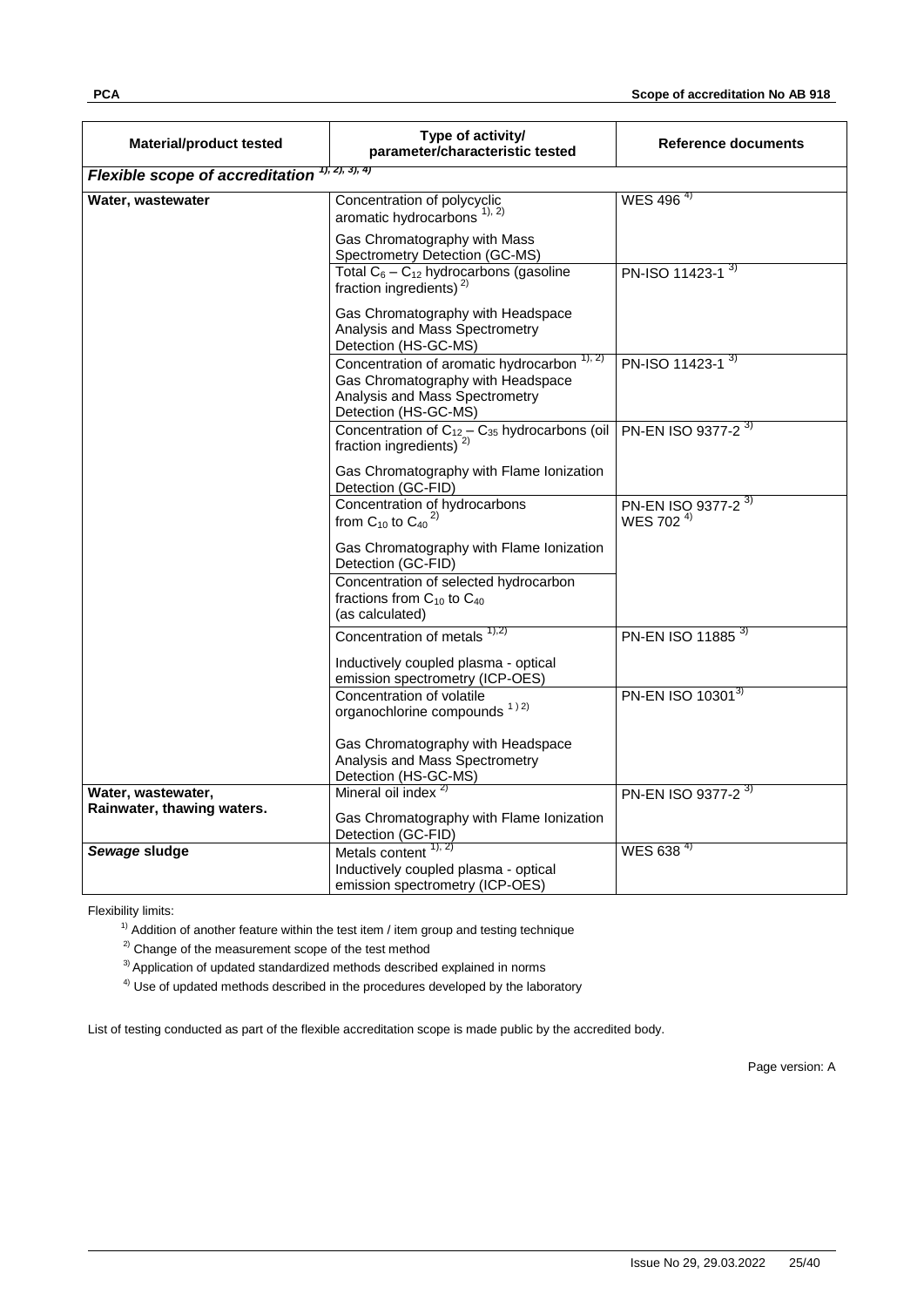| Material/product tested | Type of activity/ parameter/characteristic tested | Reference documents |
|---|---|---|
| ***Flexible scope of accreditation*** [1), 2), 3), 4)] | | |
| **Water, wastewater** | Concentration of polycyclic aromatic hydrocarbons [1), 2)]<br><br>Gas Chromatography with Mass Spectrometry Detection (GC-MS) | WES 496 [4)] |
| | Total $C_6 - C_{12}$ hydrocarbons (gasoline fraction ingredients) [2)]<br><br>Gas Chromatography with Headspace Analysis and Mass Spectrometry Detection (HS-GC-MS) | PN-ISO 11423-1 [3)] |
| | Concentration of aromatic hydrocarbon [1), 2)]<br>Gas Chromatography with Headspace Analysis and Mass Spectrometry Detection (HS-GC-MS) | PN-ISO 11423-1 [3)] |
| | Concentration of $C_{12} - C_{35}$ hydrocarbons (oil fraction ingredients) [2)]<br><br>Gas Chromatography with Flame Ionization Detection (GC-FID) | PN-EN ISO 9377-2 [3)] |
| | Concentration of hydrocarbons from $C_{10}$ to $C_{40}$ [2)]<br><br>Gas Chromatography with Flame Ionization Detection (GC-FID) | PN-EN ISO 9377-2 [3)]<br>WES 702 [4)] |
| | Concentration of selected hydrocarbon fractions from $C_{10}$ to $C_{40}$ (as calculated) | |
| | Concentration of metals [1),2)]<br><br>Inductively coupled plasma - optical emission spectrometry (ICP-OES) | PN-EN ISO 11885 [3)] |
| | Concentration of volatile organochlorine compounds [1) 2)]<br><br>Gas Chromatography with Headspace Analysis and Mass Spectrometry Detection (HS-GC-MS) | PN-EN ISO 10301 [3)] |
| **Water, wastewater, Rainwater, thawing waters.** | Mineral oil index [2)]<br><br>Gas Chromatography with Flame Ionization Detection (GC-FID) | PN-EN ISO 9377-2 [3)] |
| ***Sewage* sludge** | Metals content [1), 2)]<br>Inductively coupled plasma - optical emission spectrometry (ICP-OES) | WES 638 [4)] |

Flexibility limits:

[1)] Addition of another feature within the test item / item group and testing technique

[2)] Change of the measurement scope of the test method

[3)] Application of updated standardized methods described explained in norms

[4)] Use of updated methods described in the procedures developed by the laboratory

List of testing conducted as part of the flexible accreditation scope is made public by the accredited body.

Page version: A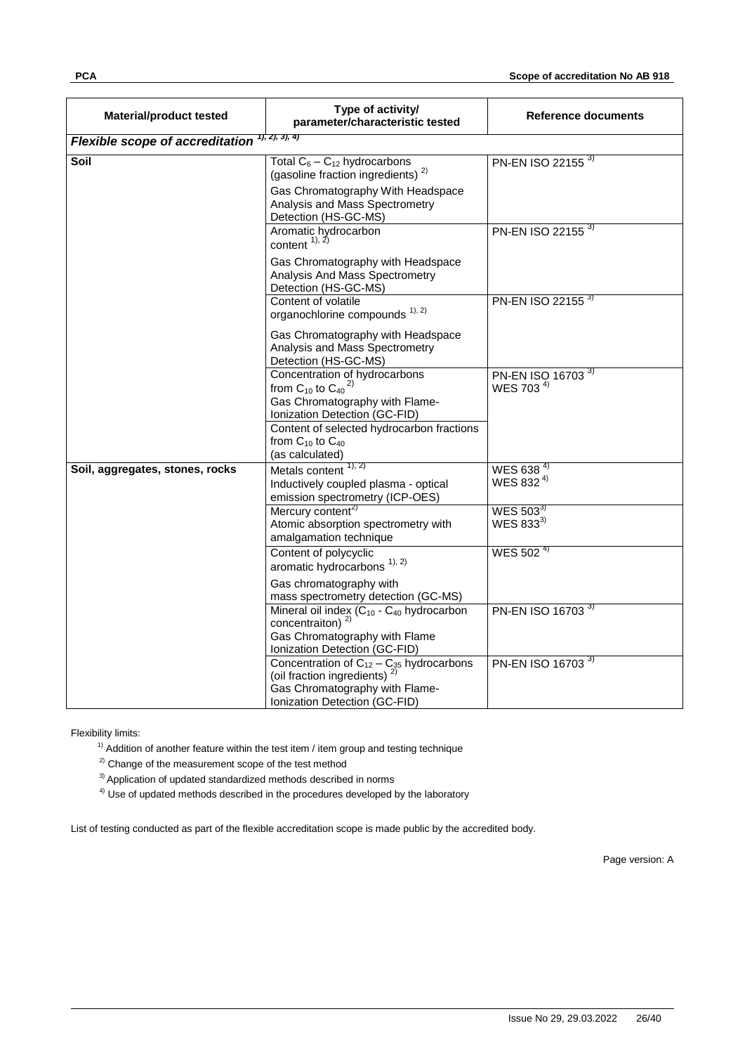| Material/product tested | Type of activity/ parameter/characteristic tested | Reference documents |
|---|---|---|
| ***Flexible scope of accreditation*** [1), 2), 3), 4)] | | |
| **Soil** | Total $C_6 - C_{12}$ hydrocarbons (gasoline fraction ingredients) [2)]<br>Gas Chromatography With Headspace Analysis and Mass Spectrometry Detection (HS-GC-MS) | PN-EN ISO 22155 [3)] |
| | Aromatic hydrocarbon content [1), 2)]<br>Gas Chromatography with Headspace Analysis And Mass Spectrometry Detection (HS-GC-MS) | PN-EN ISO 22155 [3)] |
| | Content of volatile organochlorine compounds [1), 2)]<br>Gas Chromatography with Headspace Analysis and Mass Spectrometry Detection (HS-GC-MS) | PN-EN ISO 22155 [3)] |
| | Concentration of hydrocarbons from $C_{10}$ to $C_{40}$ [2)]<br>Gas Chromatography with Flame-Ionization Detection (GC-FID)<br>Content of selected hydrocarbon fractions from $C_{10}$ to $C_{40}$ (as calculated) | PN-EN ISO 16703 [3)]<br>WES 703 [4)] |
| **Soil, aggregates, stones, rocks** | Metals content [1), 2)]<br>Inductively coupled plasma - optical emission spectrometry (ICP-OES) | WES 638 [4)]<br>WES 832 [4)] |
| | Mercury content[2)]<br>Atomic absorption spectrometry with amalgamation technique | WES 503[3)]<br>WES 833[3)] |
| | Content of polycyclic aromatic hydrocarbons [1), 2)]<br>Gas chromatography with mass spectrometry detection (GC-MS) | WES 502 [4)] |
| | Mineral oil index ($C_{10}$ - $C_{40}$ hydrocarbon concentraiton) [2)]<br>Gas Chromatography with Flame Ionization Detection (GC-FID) | PN-EN ISO 16703 [3)] |
| | Concentration of $C_{12} - C_{35}$ hydrocarbons (oil fraction ingredients) [2)]<br>Gas Chromatography with Flame-Ionization Detection (GC-FID) | PN-EN ISO 16703 [3)] |

Flexibility limits:

[1)] Addition of another feature within the test item / item group and testing technique

[2)] Change of the measurement scope of the test method

[3)] Application of updated standardized methods described in norms

[4)] Use of updated methods described in the procedures developed by the laboratory

List of testing conducted as part of the flexible accreditation scope is made public by the accredited body.

Page version: A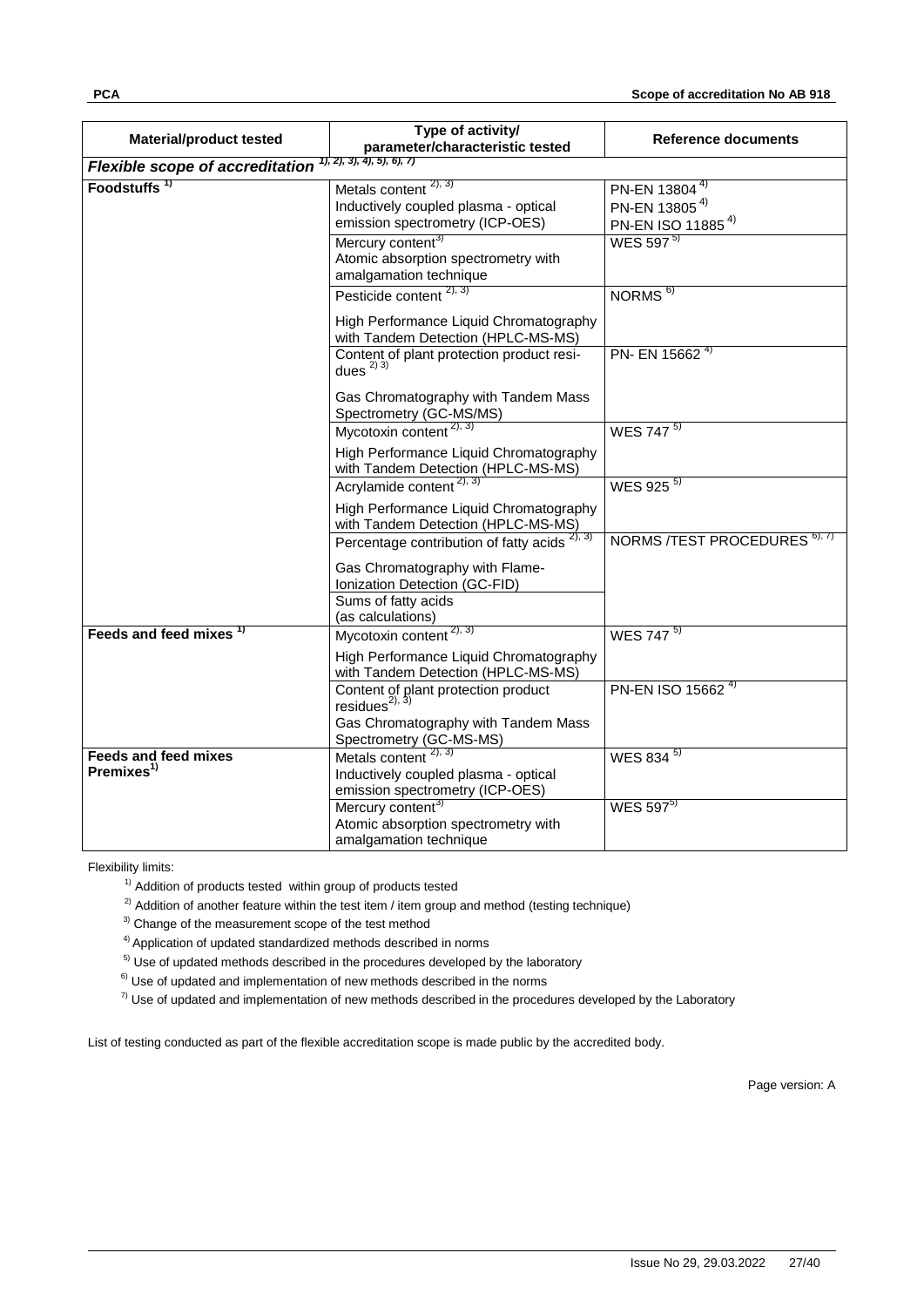| Material/product tested | Type of activity/ parameter/characteristic tested | Reference documents |
|---|---|---|
| ***Flexible scope of accreditation*** [1), 2), 3), 4), 5), 6), 7)] | | |
| **Foodstuffs** [1)] | Metals content [2), 3)] Inductively coupled plasma - optical emission spectrometry (ICP-OES) | PN-EN 13804 [4)] PN-EN 13805 [4)] PN-EN ISO 11885 [4)] |
| | Mercury content[3)] Atomic absorption spectrometry with amalgamation technique | WES 597 [5)] |
| | Pesticide content [2), 3)] High Performance Liquid Chromatography with Tandem Detection (HPLC-MS-MS) | NORMS [6)] |
| | Content of plant protection product residues [2) 3)] Gas Chromatography with Tandem Mass Spectrometry (GC-MS/MS) | PN- EN 15662 [4)] |
| | Mycotoxin content [2), 3)] High Performance Liquid Chromatography with Tandem Detection (HPLC-MS-MS) | WES 747 [5)] |
| | Acrylamide content [2), 3)] High Performance Liquid Chromatography with Tandem Detection (HPLC-MS-MS) | WES 925 [5)] |
| | Percentage contribution of fatty acids [2), 3)] Gas Chromatography with Flame-Ionization Detection (GC-FID) | NORMS /TEST PROCEDURES [6), 7)] |
| | Sums of fatty acids (as calculations) | |
| **Feeds and feed mixes** [1)] | Mycotoxin content [2), 3)] High Performance Liquid Chromatography with Tandem Detection (HPLC-MS-MS) | WES 747 [5)] |
| | Content of plant protection product residues[2), 3)] Gas Chromatography with Tandem Mass Spectrometry (GC-MS-MS) | PN-EN ISO 15662 [4)] |
| **Feeds and feed mixes Premixes**[1)] | Metals content [2), 3)] Inductively coupled plasma - optical emission spectrometry (ICP-OES) | WES 834 [5)] |
| | Mercury content[3)] Atomic absorption spectrometry with amalgamation technique | WES 597[5)] |

Flexibility limits:

[1)] Addition of products tested within group of products tested

[2)] Addition of another feature within the test item / item group and method (testing technique)

[3)] Change of the measurement scope of the test method

[4)] Application of updated standardized methods described in norms

[5)] Use of updated methods described in the procedures developed by the laboratory

[6)] Use of updated and implementation of new methods described in the norms

[7)] Use of updated and implementation of new methods described in the procedures developed by the Laboratory

List of testing conducted as part of the flexible accreditation scope is made public by the accredited body.

Page version: A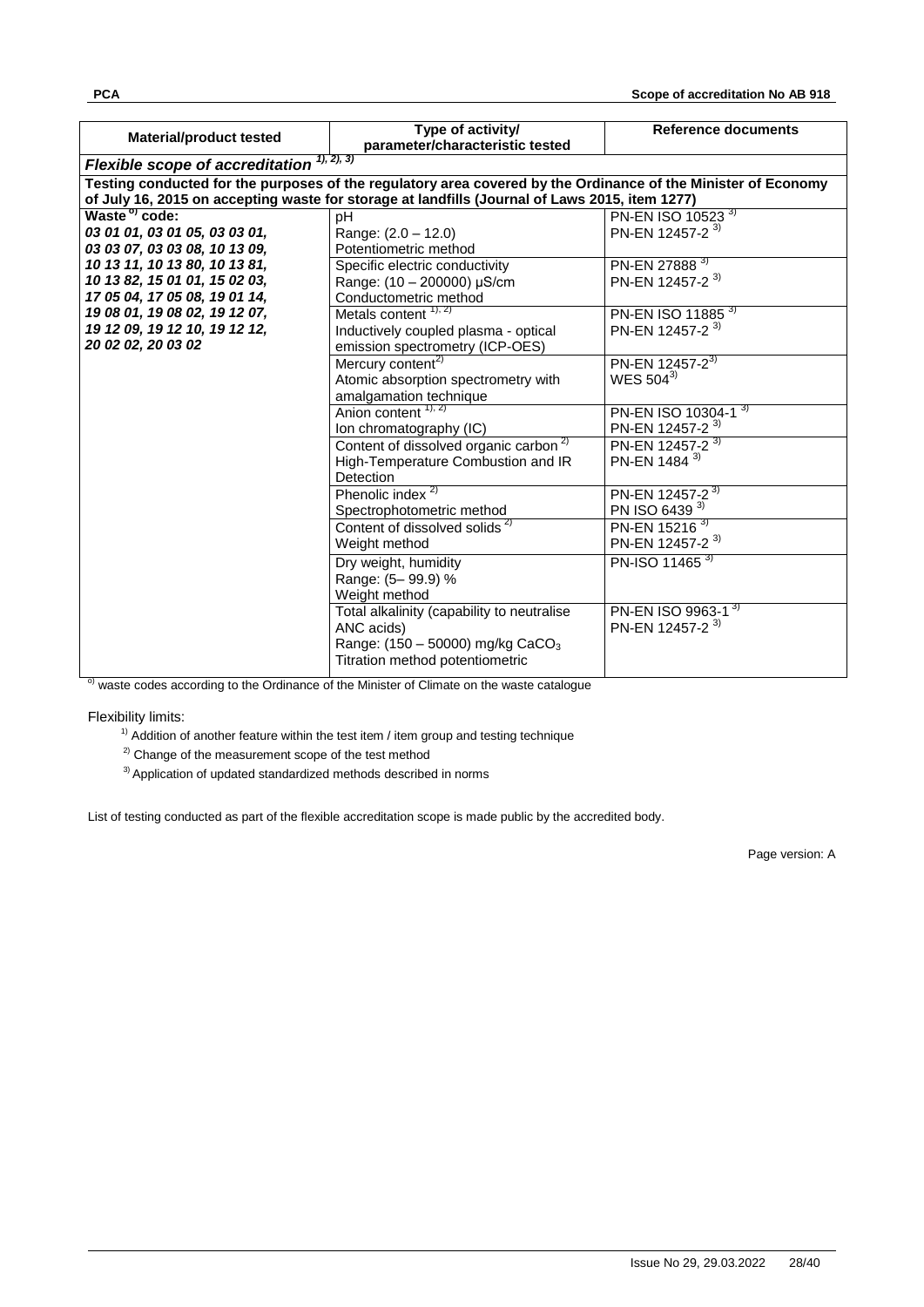| Material/product tested | Type of activity/ parameter/characteristic tested | Reference documents |
|---|---|---|
| ***Flexible scope of accreditation*** [1), 2), 3)] | | |
| **Testing conducted for the purposes of the regulatory area covered by the Ordinance of the Minister of Economy of July 16, 2015 on accepting waste for storage at landfills (Journal of Laws 2015, item 1277)** | | |
| **Waste** [o)] **code:** ***03 01 01, 03 01 05, 03 03 01, 03 03 07, 03 03 08, 10 13 09, 10 13 11, 10 13 80, 10 13 81, 10 13 82, 15 01 01, 15 02 03, 17 05 04, 17 05 08, 19 01 14, 19 08 01, 19 08 02, 19 12 07, 19 12 09, 19 12 10, 19 12 12, 20 02 02, 20 03 02*** | pH<br>Range: (2.0 – 12.0)<br>Potentiometric method | PN-EN ISO 10523 [3)]<br>PN-EN 12457-2 [3)] |
| | Specific electric conductivity<br>Range: (10 – 200000) µS/cm<br>Conductometric method | PN-EN 27888 [3)]<br>PN-EN 12457-2 [3)] |
| | Metals content [1), 2)]<br>Inductively coupled plasma - optical emission spectrometry (ICP-OES) | PN-EN ISO 11885 [3)]<br>PN-EN 12457-2 [3)] |
| | Mercury content[2)]<br>Atomic absorption spectrometry with amalgamation technique | PN-EN 12457-2[3)]<br>WES 504[3)] |
| | Anion content [1), 2)]<br>Ion chromatography (IC) | PN-EN ISO 10304-1 [3)]<br>PN-EN 12457-2 [3)] |
| | Content of dissolved organic carbon [2)]<br>High-Temperature Combustion and IR Detection | PN-EN 12457-2 [3)]<br>PN-EN 1484 [3)] |
| | Phenolic index [2)]<br>Spectrophotometric method | PN-EN 12457-2 [3)]<br>PN ISO 6439 [3)] |
| | Content of dissolved solids [2)]<br>Weight method | PN-EN 15216 [3)]<br>PN-EN 12457-2 [3)] |
| | Dry weight, humidity<br>Range: (5– 99.9) %<br>Weight method | PN-ISO 11465 [3)] |
| | Total alkalinity (capability to neutralise ANC acids)<br>Range: (150 – 50000) mg/kg $CaCO_3$<br>Titration method potentiometric | PN-EN ISO 9963-1 [3)]<br>PN-EN 12457-2 [3)] |

[o)] waste codes according to the Ordinance of the Minister of Climate on the waste catalogue

Flexibility limits:

[1)] Addition of another feature within the test item / item group and testing technique

[2)] Change of the measurement scope of the test method

[3)] Application of updated standardized methods described in norms

List of testing conducted as part of the flexible accreditation scope is made public by the accredited body.

Page version: A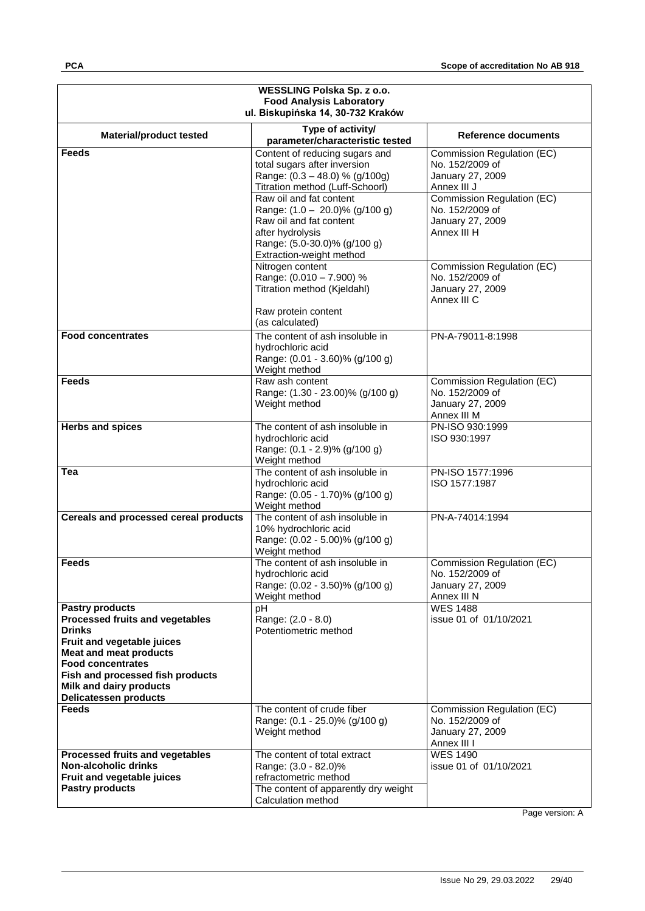| WESSLING Polska Sp. z o.o.<br>Food Analysis Laboratory<br>ul. Biskupińska 14, 30-732 Kraków | | |
|---|---|---|
| **Material/product tested** | **Type of activity/ parameter/characteristic tested** | **Reference documents** |
| **Feeds** | Content of reducing sugars and total sugars after inversion<br>Range: (0.3 – 48.0) % (g/100g)<br>Titration method (Luff-Schoorl) | Commission Regulation (EC) No. 152/2009 of January 27, 2009 Annex III J |
| | Raw oil and fat content<br>Range: (1.0 – 20.0)% (g/100 g)<br>Raw oil and fat content after hydrolysis<br>Range: (5.0-30.0)% (g/100 g)<br>Extraction-weight method | Commission Regulation (EC) No. 152/2009 of January 27, 2009 Annex III H |
| | Nitrogen content<br>Range: (0.010 – 7.900) %<br>Titration method (Kjeldahl)<br><br>Raw protein content (as calculated) | Commission Regulation (EC) No. 152/2009 of January 27, 2009 Annex III C |
| **Food concentrates** | The content of ash insoluble in hydrochloric acid<br>Range: (0.01 - 3.60)% (g/100 g)<br>Weight method | PN-A-79011-8:1998 |
| **Feeds** | Raw ash content<br>Range: (1.30 - 23.00)% (g/100 g)<br>Weight method | Commission Regulation (EC) No. 152/2009 of January 27, 2009 Annex III M |
| **Herbs and spices** | The content of ash insoluble in hydrochloric acid<br>Range: (0.1 - 2.9)% (g/100 g)<br>Weight method | PN-ISO 930:1999<br>ISO 930:1997 |
| **Tea** | The content of ash insoluble in hydrochloric acid<br>Range: (0.05 - 1.70)% (g/100 g)<br>Weight method | PN-ISO 1577:1996<br>ISO 1577:1987 |
| **Cereals and processed cereal products** | The content of ash insoluble in 10% hydrochloric acid<br>Range: (0.02 - 5.00)% (g/100 g)<br>Weight method | PN-A-74014:1994 |
| **Feeds** | The content of ash insoluble in hydrochloric acid<br>Range: (0.02 - 3.50)% (g/100 g)<br>Weight method | Commission Regulation (EC) No. 152/2009 of January 27, 2009 Annex III N |
| **Pastry products**<br>**Processed fruits and vegetables**<br>**Drinks**<br>**Fruit and vegetable juices**<br>**Meat and meat products**<br>**Food concentrates**<br>**Fish and processed fish products**<br>**Milk and dairy products**<br>**Delicatessen products** | pH<br>Range: (2.0 - 8.0)<br>Potentiometric method | WES 1488<br>issue 01 of 01/10/2021 |
| **Feeds** | The content of crude fiber<br>Range: (0.1 - 25.0)% (g/100 g)<br>Weight method | Commission Regulation (EC) No. 152/2009 of January 27, 2009 Annex III I |
| **Processed fruits and vegetables**<br>**Non-alcoholic drinks**<br>**Fruit and vegetable juices**<br>**Pastry products** | The content of total extract<br>Range: (3.0 - 82.0)%<br>refractometric method<br>The content of apparently dry weight<br>Calculation method | WES 1490<br>issue 01 of 01/10/2021 |

Page version: A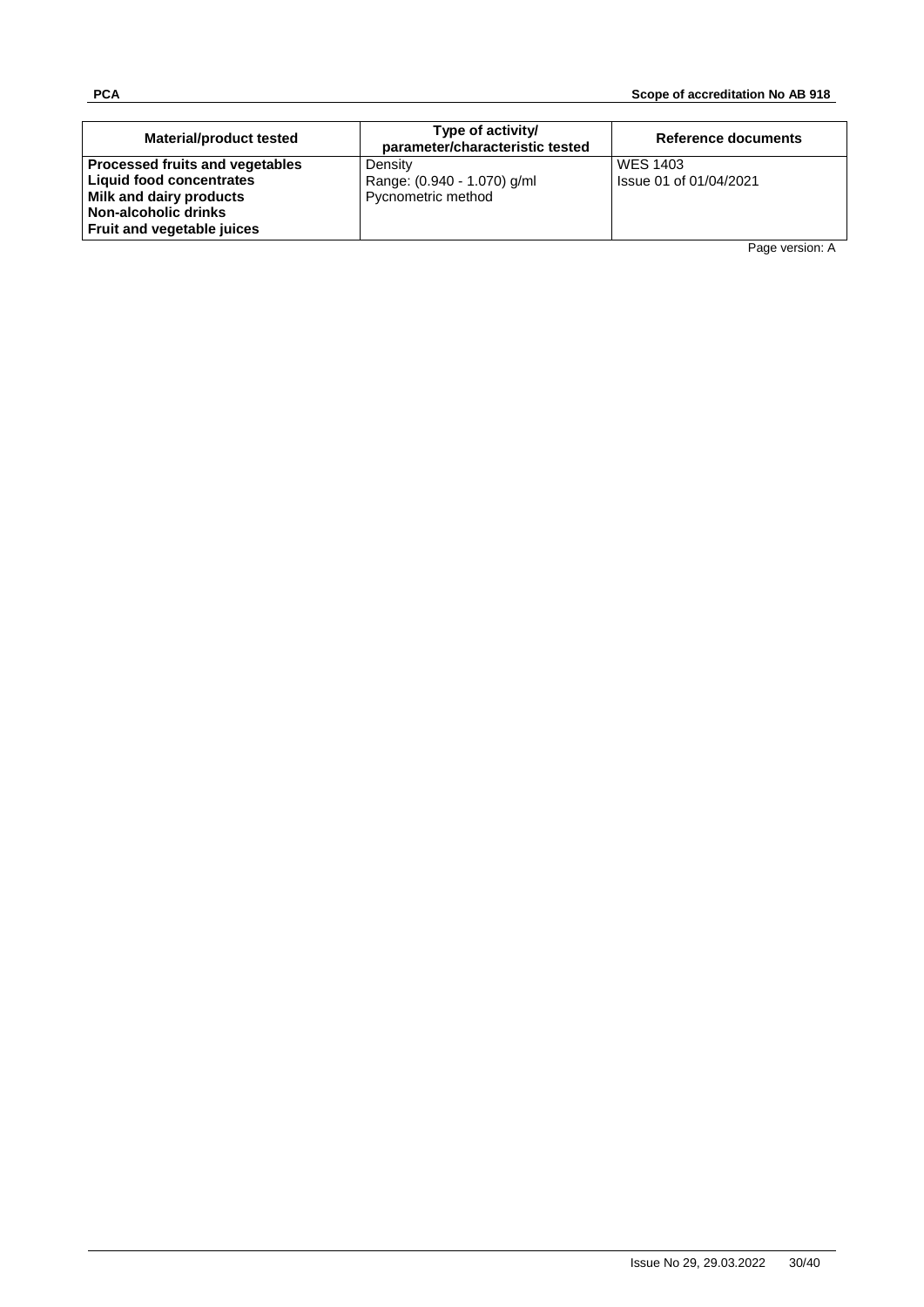| Material/product tested | Type of activity/ parameter/characteristic tested | Reference documents |
|---|---|---|
| **Processed fruits and vegetables**<br>**Liquid food concentrates**<br>**Milk and dairy products**<br>**Non-alcoholic drinks**<br>**Fruit and vegetable juices** | Density<br>Range: (0.940 - 1.070) g/ml<br>Pycnometric method | WES 1403<br>Issue 01 of 01/04/2021 |

Page version: A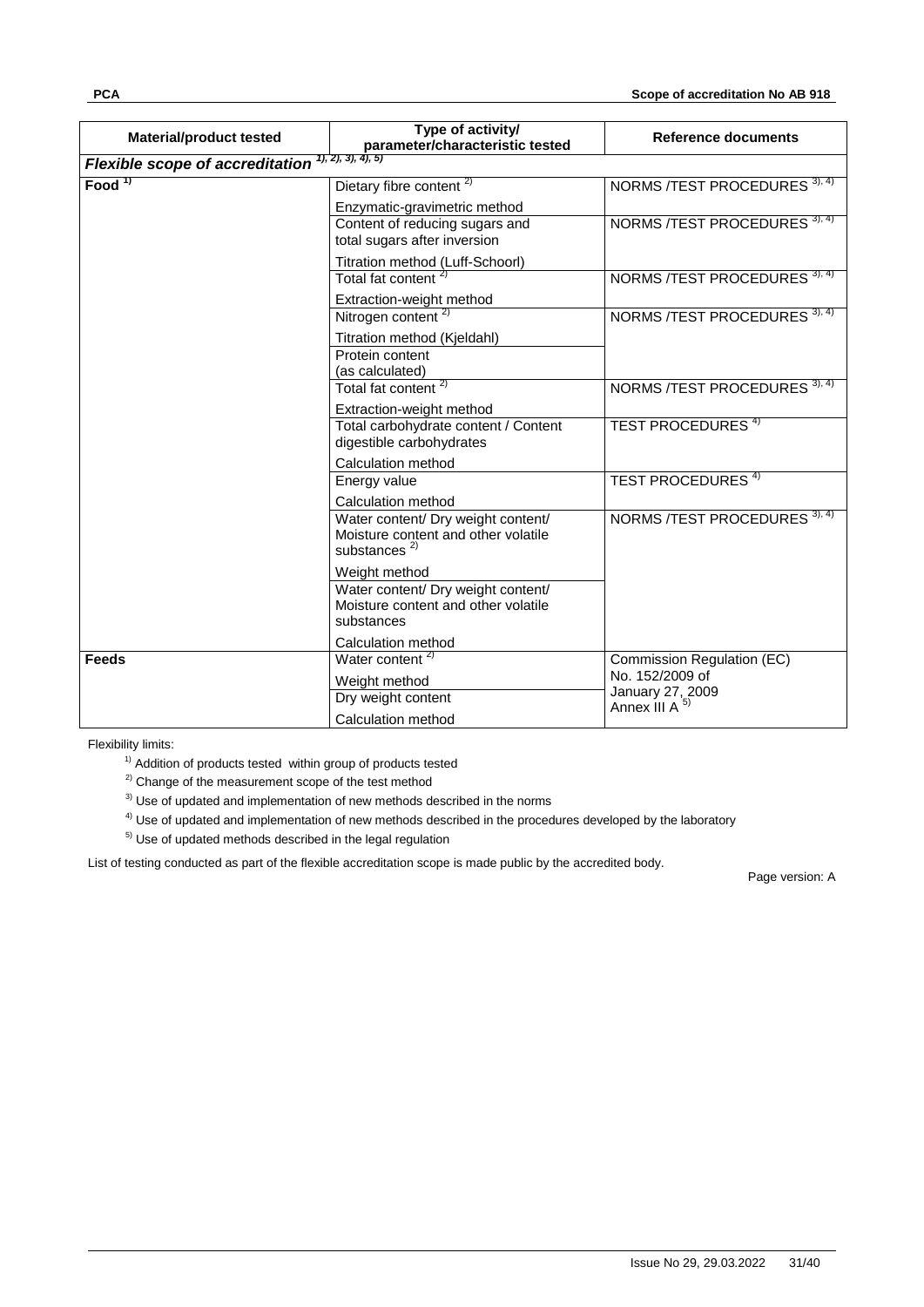| Material/product tested | Type of activity/ parameter/characteristic tested | Reference documents |
| --- | --- | --- |
| ***Flexible scope of accreditation*** [1), 2), 3), 4), 5)] | | |
| **Food** [1)] | Dietary fibre content [2)]<br>Enzymatic-gravimetric method | NORMS /TEST PROCEDURES [3), 4)] |
| | Content of reducing sugars and total sugars after inversion<br>Titration method (Luff-Schoorl) | NORMS /TEST PROCEDURES [3), 4)] |
| | Total fat content [2)]<br>Extraction-weight method | NORMS /TEST PROCEDURES [3), 4)] |
| | Nitrogen content [2)]<br>Titration method (Kjeldahl) | NORMS /TEST PROCEDURES [3), 4)] |
| | Protein content (as calculated) | |
| | Total fat content [2)]<br>Extraction-weight method | NORMS /TEST PROCEDURES [3), 4)] |
| | Total carbohydrate content / Content digestible carbohydrates<br>Calculation method | TEST PROCEDURES [4)] |
| | Energy value<br>Calculation method | TEST PROCEDURES [4)] |
| | Water content/ Dry weight content/ Moisture content and other volatile substances [2)]<br>Weight method | NORMS /TEST PROCEDURES [3), 4)] |
| | Water content/ Dry weight content/ Moisture content and other volatile substances<br>Calculation method | |
| **Feeds** | Water content [2)]<br>Weight method | Commission Regulation (EC) No. 152/2009 of January 27, 2009 Annex III A [5)] |
| | Dry weight content<br>Calculation method | |

Flexibility limits:

[1)] Addition of products tested within group of products tested

[2)] Change of the measurement scope of the test method

[3)] Use of updated and implementation of new methods described in the norms

[4)] Use of updated and implementation of new methods described in the procedures developed by the laboratory

[5)] Use of updated methods described in the legal regulation

List of testing conducted as part of the flexible accreditation scope is made public by the accredited body.

Page version: A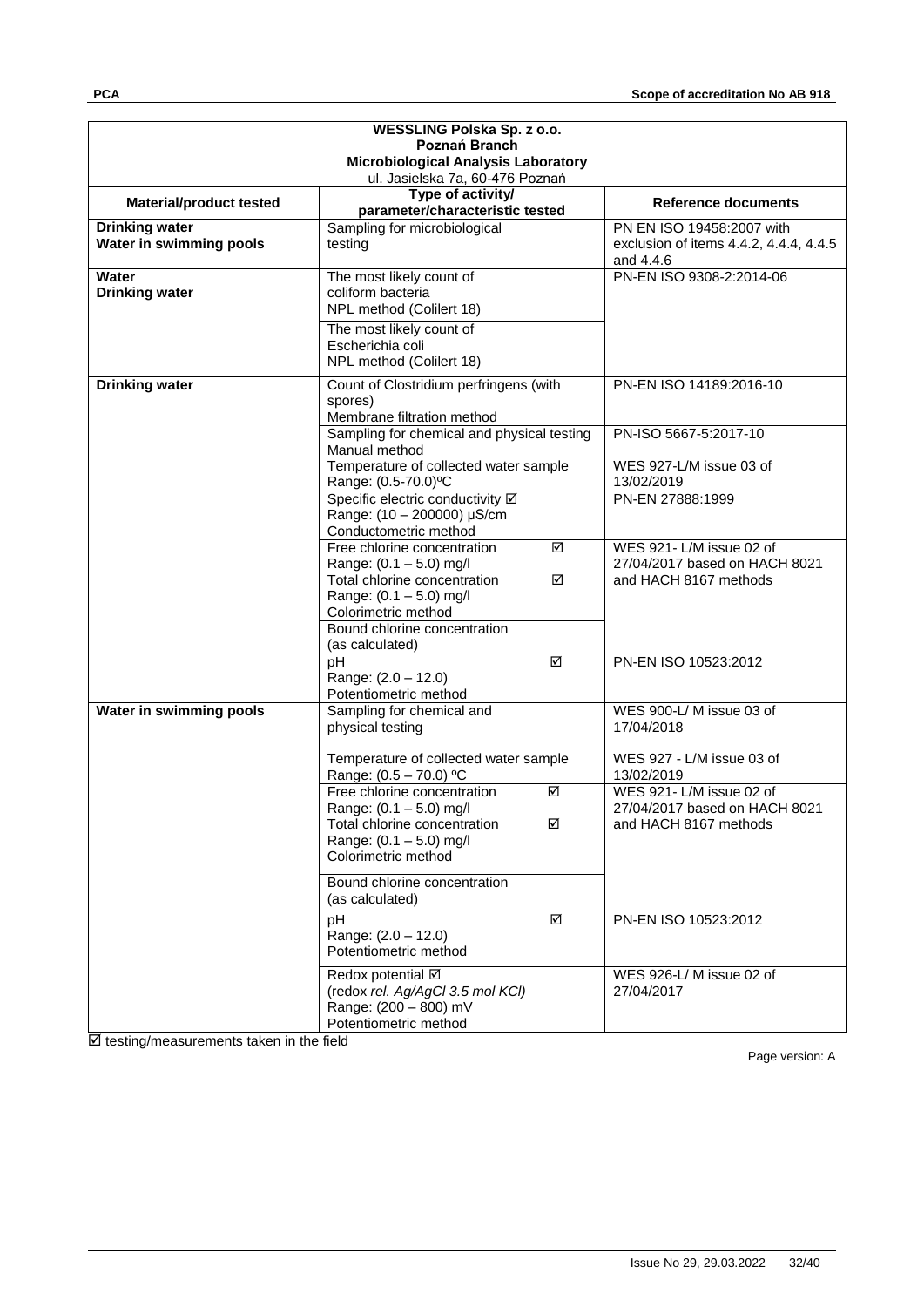| WESSLING Polska Sp. z o.o.<br>Poznań Branch<br>Microbiological Analysis Laboratory<br>ul. Jasielska 7a, 60-476 Poznań | | |
|---|---|---|
| **Material/product tested** | **Type of activity/ parameter/characteristic tested** | **Reference documents** |
| **Drinking water**<br>**Water in swimming pools** | Sampling for microbiological testing | PN EN ISO 19458:2007 with exclusion of items 4.4.2, 4.4.4, 4.4.5 and 4.4.6 |
| **Water**<br>**Drinking water** | The most likely count of coliform bacteria<br>NPL method (Colilert 18) | PN-EN ISO 9308-2:2014-06 |
| | The most likely count of Escherichia coli<br>NPL method (Colilert 18) | |
| **Drinking water** | Count of Clostridium perfringens (with spores)<br>Membrane filtration method | PN-EN ISO 14189:2016-10 |
| | Sampling for chemical and physical testing<br>Manual method<br>Temperature of collected water sample<br>Range: (0.5-70.0)ºC | PN-ISO 5667-5:2017-10<br><br>WES 927-L/M issue 03 of 13/02/2019 |
| | Specific electric conductivity ☑<br>Range: (10 – 200000) µS/cm<br>Conductometric method | PN-EN 27888:1999 |
| | Free chlorine concentration ☑<br>Range: (0.1 – 5.0) mg/l<br>Total chlorine concentration ☑<br>Range: (0.1 – 5.0) mg/l<br>Colorimetric method | WES 921- L/M issue 02 of 27/04/2017 based on HACH 8021 and HACH 8167 methods |
| | Bound chlorine concentration<br>(as calculated) | |
| | pH ☑<br>Range: (2.0 – 12.0)<br>Potentiometric method | PN-EN ISO 10523:2012 |
| **Water in swimming pools** | Sampling for chemical and physical testing<br><br>Temperature of collected water sample<br>Range: (0.5 – 70.0) ºC | WES 900-L/ M issue 03 of 17/04/2018<br><br>WES 927 - L/M issue 03 of 13/02/2019 |
| | Free chlorine concentration ☑<br>Range: (0.1 – 5.0) mg/l<br>Total chlorine concentration ☑<br>Range: (0.1 – 5.0) mg/l<br>Colorimetric method | WES 921- L/M issue 02 of 27/04/2017 based on HACH 8021 and HACH 8167 methods |
| | Bound chlorine concentration<br>(as calculated) | |
| | pH ☑<br>Range: (2.0 – 12.0)<br>Potentiometric method | PN-EN ISO 10523:2012 |
| | Redox potential ☑<br>(redox *rel. Ag/AgCl 3.5 mol KCl)*<br>Range: (200 – 800) mV<br>Potentiometric method | WES 926-L/ M issue 02 of 27/04/2017 |

☑ testing/measurements taken in the field

Page version: A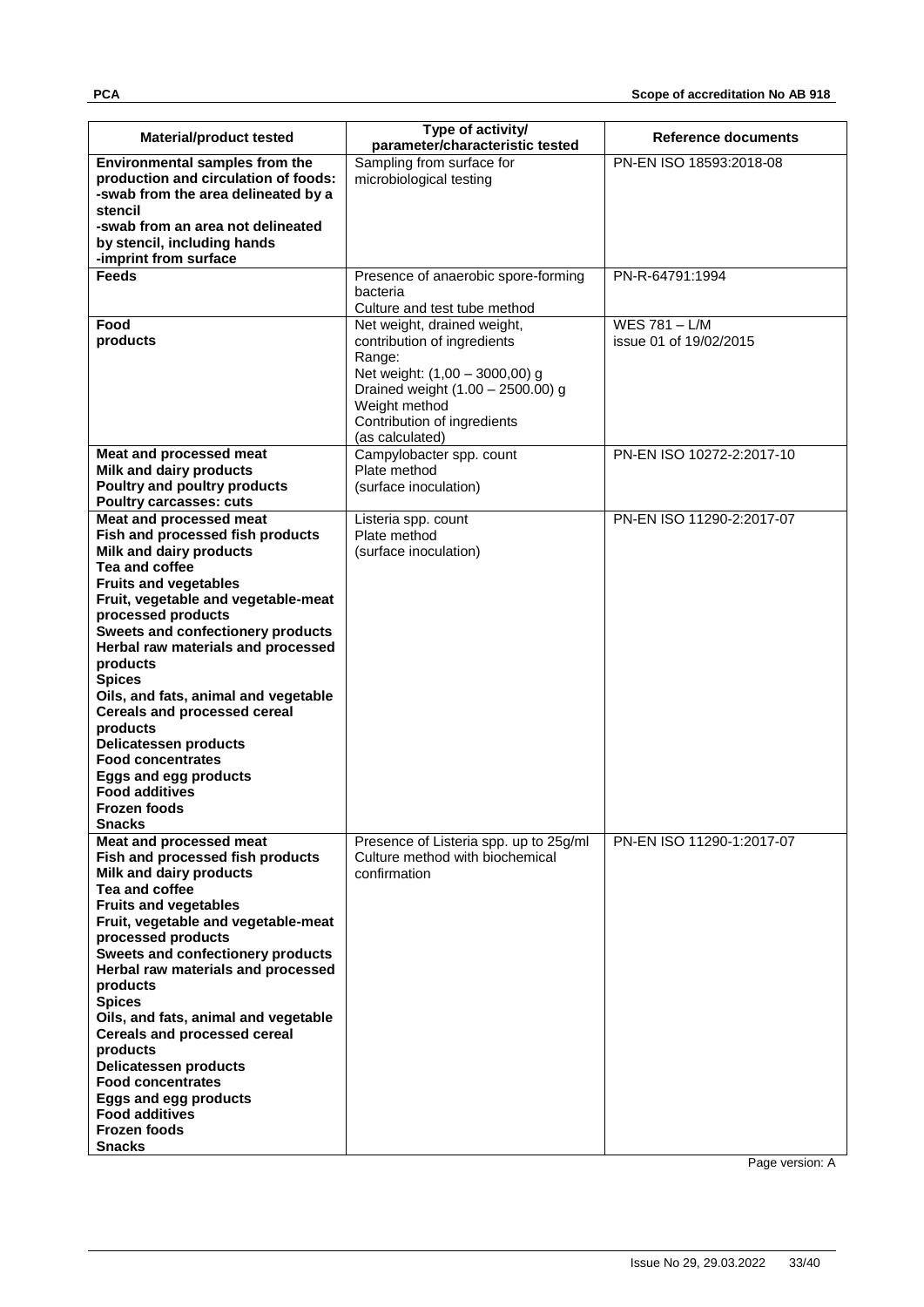| Material/product tested | Type of activity/ parameter/characteristic tested | Reference documents |
|---|---|---|
| **Environmental samples from the production and circulation of foods:**<br>**-swab from the area delineated by a stencil**<br>**-swab from an area not delineated by stencil, including hands**<br>**-imprint from surface** | Sampling from surface for microbiological testing | PN-EN ISO 18593:2018-08 |
| **Feeds** | Presence of anaerobic spore-forming bacteria<br>Culture and test tube method | PN-R-64791:1994 |
| **Food products** | Net weight, drained weight, contribution of ingredients<br>Range:<br>Net weight: (1,00 – 3000,00) g<br>Drained weight (1.00 – 2500.00) g<br>Weight method<br>Contribution of ingredients (as calculated) | WES 781 – L/M<br>issue 01 of 19/02/2015 |
| **Meat and processed meat**<br>**Milk and dairy products**<br>**Poultry and poultry products**<br>**Poultry carcasses: cuts** | Campylobacter spp. count<br>Plate method<br>(surface inoculation) | PN-EN ISO 10272-2:2017-10 |
| **Meat and processed meat**<br>**Fish and processed fish products**<br>**Milk and dairy products**<br>**Tea and coffee**<br>**Fruits and vegetables**<br>**Fruit, vegetable and vegetable-meat processed products**<br>**Sweets and confectionery products**<br>**Herbal raw materials and processed products**<br>**Spices**<br>**Oils, and fats, animal and vegetable**<br>**Cereals and processed cereal products**<br>**Delicatessen products**<br>**Food concentrates**<br>**Eggs and egg products**<br>**Food additives**<br>**Frozen foods**<br>**Snacks** | Listeria spp. count<br>Plate method<br>(surface inoculation) | PN-EN ISO 11290-2:2017-07 |
| **Meat and processed meat**<br>**Fish and processed fish products**<br>**Milk and dairy products**<br>**Tea and coffee**<br>**Fruits and vegetables**<br>**Fruit, vegetable and vegetable-meat processed products**<br>**Sweets and confectionery products**<br>**Herbal raw materials and processed products**<br>**Spices**<br>**Oils, and fats, animal and vegetable**<br>**Cereals and processed cereal products**<br>**Delicatessen products**<br>**Food concentrates**<br>**Eggs and egg products**<br>**Food additives**<br>**Frozen foods**<br>**Snacks** | Presence of Listeria spp. up to 25g/ml<br>Culture method with biochemical confirmation | PN-EN ISO 11290-1:2017-07 |

Page version: A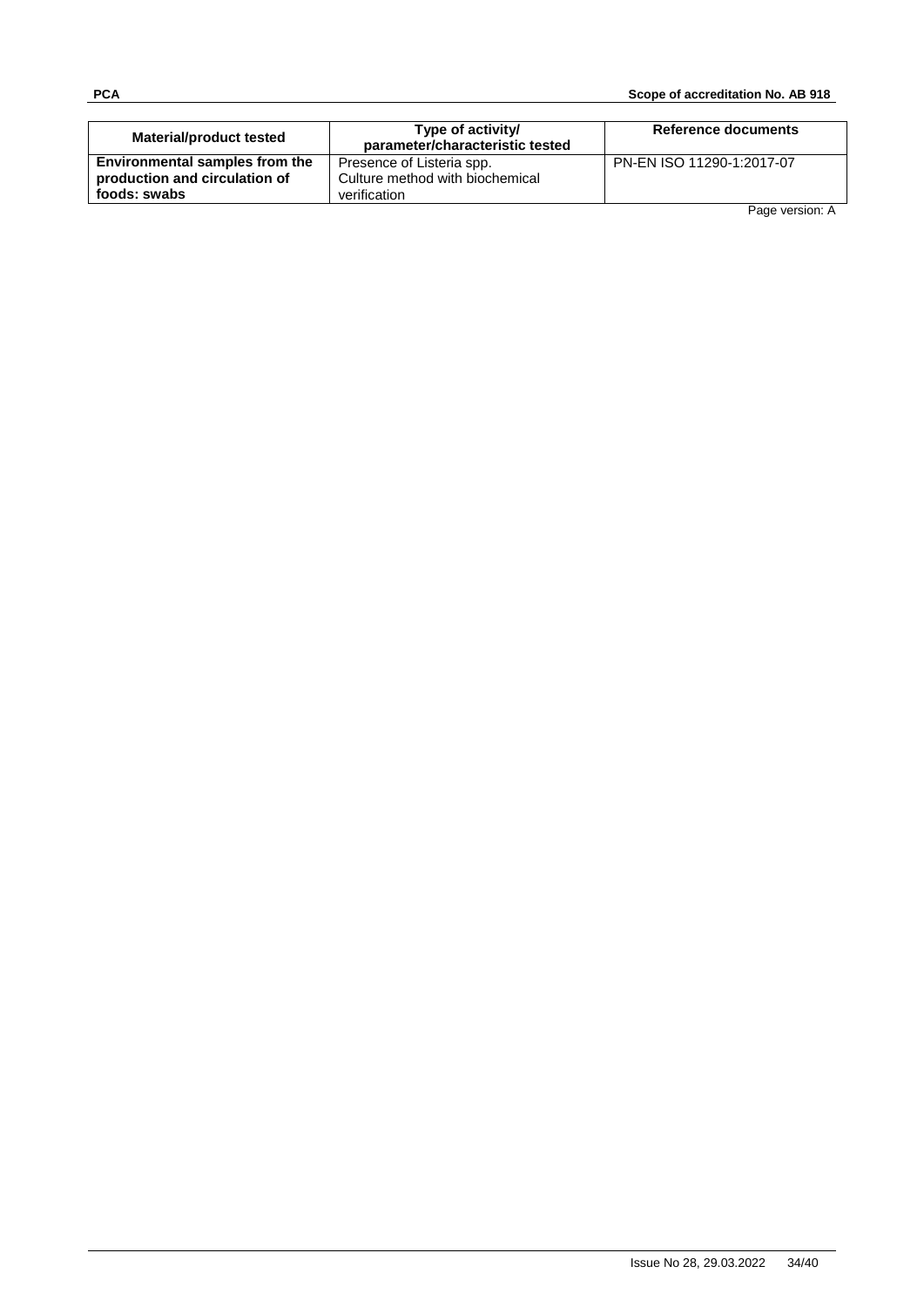| Material/product tested | Type of activity/ parameter/characteristic tested | Reference documents |
|---|---|---|
| **Environmental samples from the production and circulation of foods: swabs** | Presence of Listeria spp. Culture method with biochemical verification | PN-EN ISO 11290-1:2017-07 |

Page version: A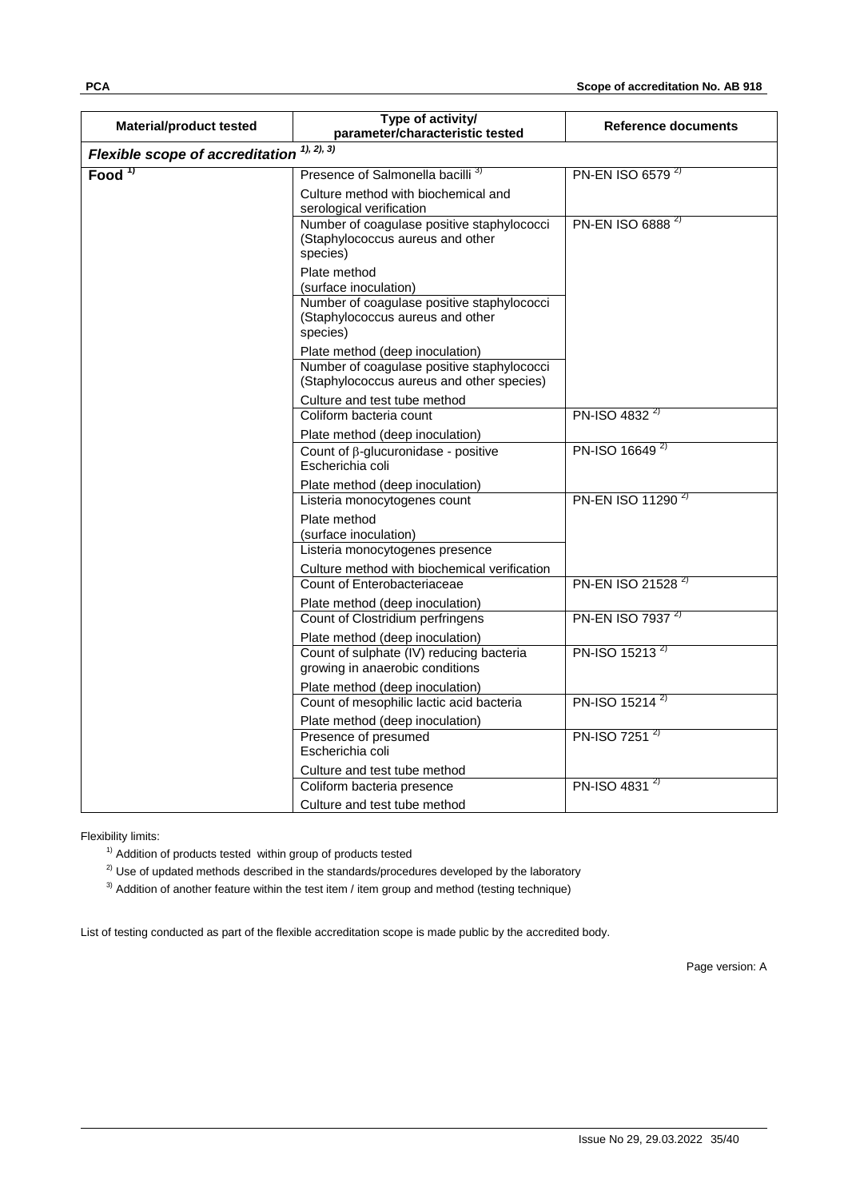| Material/product tested | Type of activity/ parameter/characteristic tested | Reference documents |
|---|---|---|
| ***Flexible scope of accreditation*** [1), 2), 3)] | | |
| **Food** [1)] | Presence of Salmonella bacilli [3)]<br><br>Culture method with biochemical and serological verification | PN-EN ISO 6579 [2)] |
| | Number of coagulase positive staphylococci (Staphylococcus aureus and other species)<br><br>Plate method (surface inoculation) | PN-EN ISO 6888 [2)] |
| | Number of coagulase positive staphylococci (Staphylococcus aureus and other species)<br><br>Plate method (deep inoculation) | |
| | Number of coagulase positive staphylococci (Staphylococcus aureus and other species)<br><br>Culture and test tube method | |
| | Coliform bacteria count<br><br>Plate method (deep inoculation) | PN-ISO 4832 [2)] |
| | Count of β-glucuronidase - positive Escherichia coli<br><br>Plate method (deep inoculation) | PN-ISO 16649 [2)] |
| | Listeria monocytogenes count<br><br>Plate method (surface inoculation) | PN-EN ISO 11290 [2)] |
| | Listeria monocytogenes presence<br><br>Culture method with biochemical verification | |
| | Count of Enterobacteriaceae<br><br>Plate method (deep inoculation) | PN-EN ISO 21528 [2)] |
| | Count of Clostridium perfringens<br><br>Plate method (deep inoculation) | PN-EN ISO 7937 [2)] |
| | Count of sulphate (IV) reducing bacteria growing in anaerobic conditions<br><br>Plate method (deep inoculation) | PN-ISO 15213 [2)] |
| | Count of mesophilic lactic acid bacteria<br><br>Plate method (deep inoculation) | PN-ISO 15214 [2)] |
| | Presence of presumed Escherichia coli<br><br>Culture and test tube method | PN-ISO 7251 [2)] |
| | Coliform bacteria presence<br><br>Culture and test tube method | PN-ISO 4831 [2)] |

Flexibility limits:

[1)] Addition of products tested within group of products tested

[2)] Use of updated methods described in the standards/procedures developed by the laboratory

[3)] Addition of another feature within the test item / item group and method (testing technique)

List of testing conducted as part of the flexible accreditation scope is made public by the accredited body.

Page version: A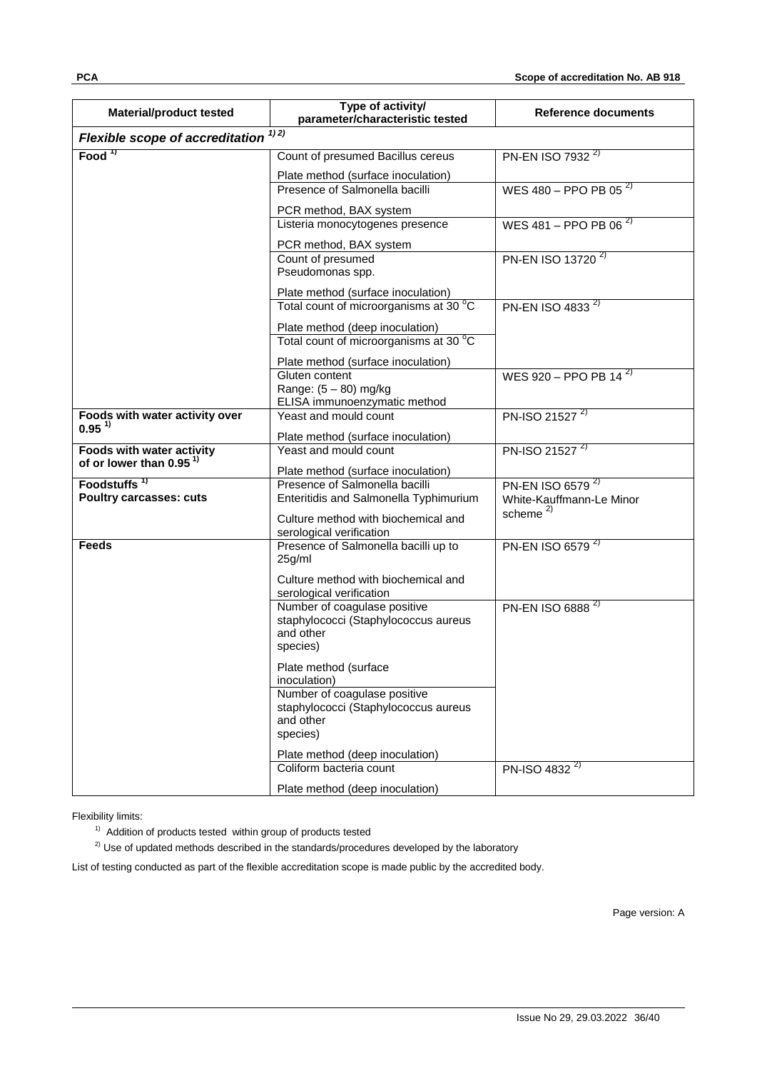| Material/product tested | Type of activity/ parameter/characteristic tested | Reference documents |
|---|---|---|
| ***Flexible scope of accreditation*** [1) 2)] | | |
| **Food** [1)] | Count of presumed Bacillus cereus<br><br>Plate method (surface inoculation) | PN-EN ISO 7932 [2)] |
| | Presence of Salmonella bacilli<br><br>PCR method, BAX system | WES 480 – PPO PB 05 [2)] |
| | Listeria monocytogenes presence<br><br>PCR method, BAX system | WES 481 – PPO PB 06 [2)] |
| | Count of presumed Pseudomonas spp.<br><br>Plate method (surface inoculation) | PN-EN ISO 13720 [2)] |
| | Total count of microorganisms at 30 °C<br><br>Plate method (deep inoculation) | PN-EN ISO 4833 [2)] |
| | Total count of microorganisms at 30 °C<br><br>Plate method (surface inoculation) | |
| | Gluten content<br>Range: (5 – 80) mg/kg<br>ELISA immunoenzymatic method | WES 920 – PPO PB 14 [2)] |
| **Foods with water activity over 0.95** [1)] | Yeast and mould count<br><br>Plate method (surface inoculation) | PN-ISO 21527 [2)] |
| **Foods with water activity of or lower than 0.95** [1)] | Yeast and mould count<br><br>Plate method (surface inoculation) | PN-ISO 21527 [2)] |
| **Foodstuffs** [1)]<br>**Poultry carcasses: cuts** | Presence of Salmonella bacilli Enteritidis and Salmonella Typhimurium<br><br>Culture method with biochemical and serological verification | PN-EN ISO 6579 [2)]<br>White-Kauffmann-Le Minor scheme [2)] |
| **Feeds** | Presence of Salmonella bacilli up to 25g/ml<br><br>Culture method with biochemical and serological verification | PN-EN ISO 6579 [2)] |
| | Number of coagulase positive staphylococci (Staphylococcus aureus and other species)<br><br>Plate method (surface inoculation) | PN-EN ISO 6888 [2)] |
| | Number of coagulase positive staphylococci (Staphylococcus aureus and other species)<br><br>Plate method (deep inoculation) | |
| | Coliform bacteria count<br><br>Plate method (deep inoculation) | PN-ISO 4832 [2)] |

Flexibility limits:

[1)] Addition of products tested within group of products tested

[2)] Use of updated methods described in the standards/procedures developed by the laboratory

List of testing conducted as part of the flexible accreditation scope is made public by the accredited body.

Page version: A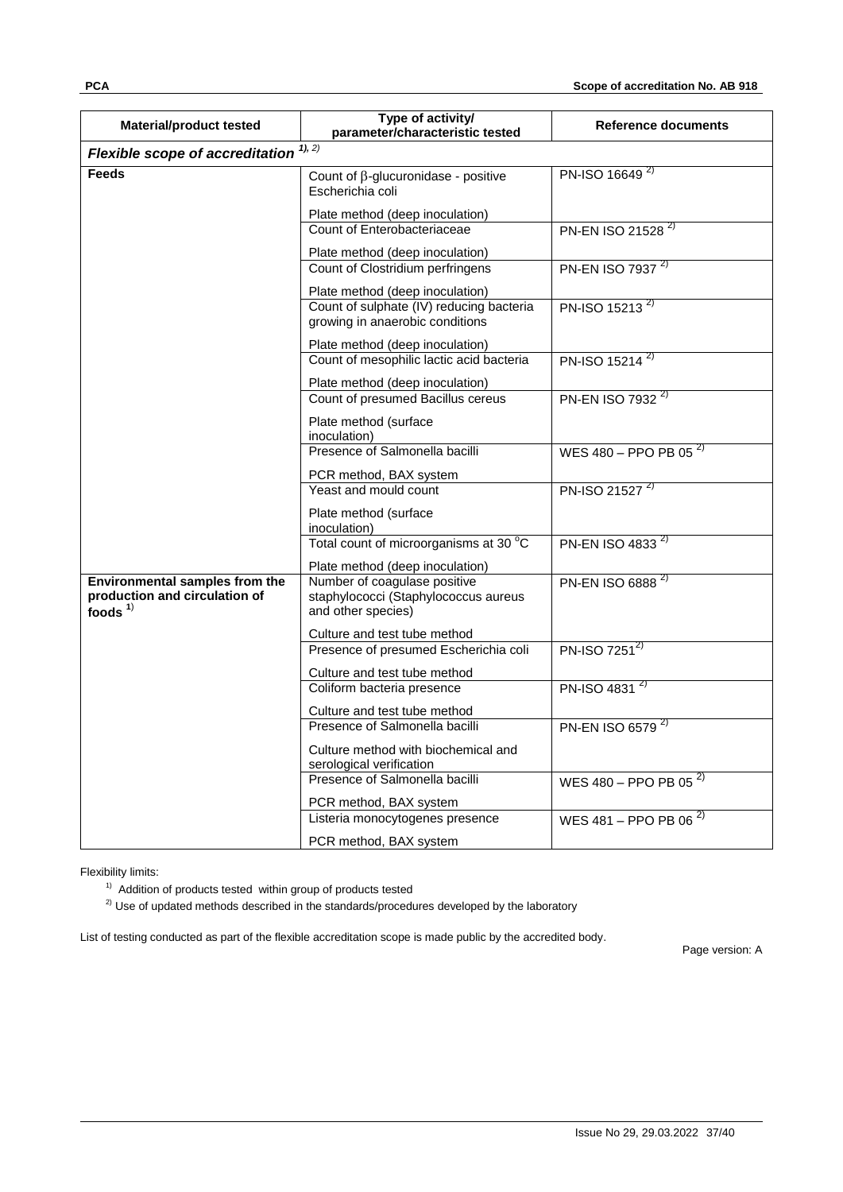| Material/product tested | Type of activity/ parameter/characteristic tested | Reference documents |
|---|---|---|
| ***Flexible scope of accreditation*** [1), 2)] | | |
| **Feeds** | Count of β-glucuronidase - positive Escherichia coli<br><br>Plate method (deep inoculation) | PN-ISO 16649 [2)] |
| | Count of Enterobacteriaceae<br><br>Plate method (deep inoculation) | PN-EN ISO 21528 [2)] |
| | Count of Clostridium perfringens<br><br>Plate method (deep inoculation) | PN-EN ISO 7937 [2)] |
| | Count of sulphate (IV) reducing bacteria growing in anaerobic conditions<br><br>Plate method (deep inoculation) | PN-ISO 15213 [2)] |
| | Count of mesophilic lactic acid bacteria<br><br>Plate method (deep inoculation) | PN-ISO 15214 [2)] |
| | Count of presumed Bacillus cereus<br><br>Plate method (surface inoculation) | PN-EN ISO 7932 [2)] |
| | Presence of Salmonella bacilli<br><br>PCR method, BAX system | WES 480 – PPO PB 05 [2)] |
| | Yeast and mould count<br><br>Plate method (surface inoculation) | PN-ISO 21527 [2)] |
| | Total count of microorganisms at 30 °C<br><br>Plate method (deep inoculation) | PN-EN ISO 4833 [2)] |
| **Environmental samples from the production and circulation of foods** [1)] | Number of coagulase positive staphylococci (Staphylococcus aureus and other species)<br><br>Culture and test tube method | PN-EN ISO 6888 [2)] |
| | Presence of presumed Escherichia coli<br><br>Culture and test tube method | PN-ISO 7251[2)] |
| | Coliform bacteria presence<br><br>Culture and test tube method | PN-ISO 4831 [2)] |
| | Presence of Salmonella bacilli<br><br>Culture method with biochemical and serological verification | PN-EN ISO 6579 [2)] |
| | Presence of Salmonella bacilli<br><br>PCR method, BAX system | WES 480 – PPO PB 05 [2)] |
| | Listeria monocytogenes presence<br><br>PCR method, BAX system | WES 481 – PPO PB 06 [2)] |

Flexibility limits:

[1)] Addition of products tested within group of products tested

[2)] Use of updated methods described in the standards/procedures developed by the laboratory

List of testing conducted as part of the flexible accreditation scope is made public by the accredited body.

Page version: A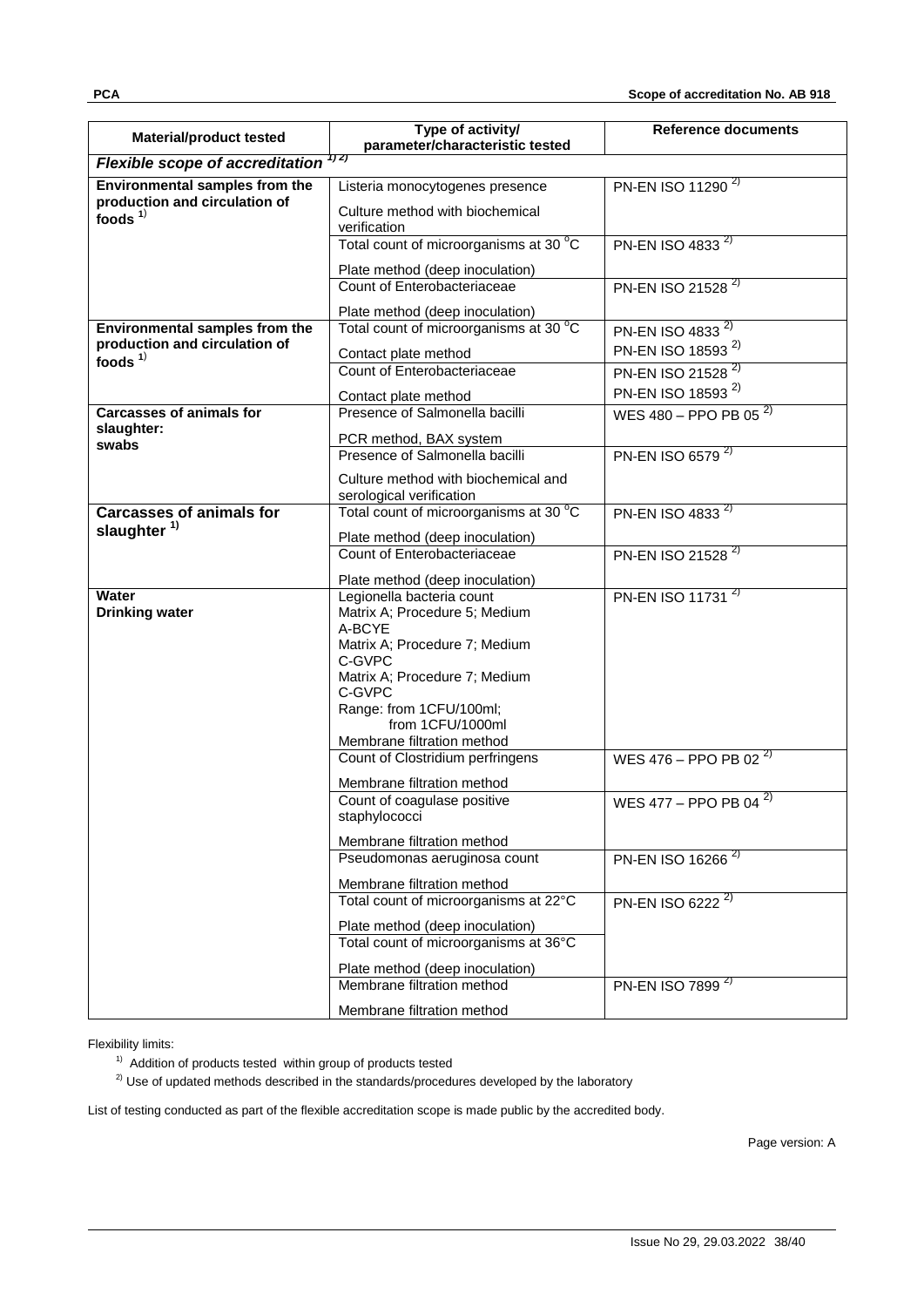| Material/product tested | Type of activity/ parameter/characteristic tested | Reference documents |
|---|---|---|
| ***Flexible scope of accreditation*** [1) 2)] | | |
| **Environmental samples from the production and circulation of foods** [1)] | Listeria monocytogenes presence<br><br>Culture method with biochemical verification | PN-EN ISO 11290 [2)] |
| | Total count of microorganisms at 30 °C<br><br>Plate method (deep inoculation) | PN-EN ISO 4833 [2)] |
| | Count of Enterobacteriaceae<br><br>Plate method (deep inoculation) | PN-EN ISO 21528 [2)] |
| **Environmental samples from the production and circulation of foods** [1)] | Total count of microorganisms at 30 °C<br><br>Contact plate method | PN-EN ISO 4833 [2)]<br>PN-EN ISO 18593 [2)] |
| | Count of Enterobacteriaceae<br><br>Contact plate method | PN-EN ISO 21528 [2)]<br>PN-EN ISO 18593 [2)] |
| **Carcasses of animals for slaughter: swabs** | Presence of Salmonella bacilli<br><br>PCR method, BAX system | WES 480 – PPO PB 05 [2)] |
| | Presence of Salmonella bacilli<br><br>Culture method with biochemical and serological verification | PN-EN ISO 6579 [2)] |
| **Carcasses of animals for slaughter** [1)] | Total count of microorganisms at 30 °C<br><br>Plate method (deep inoculation) | PN-EN ISO 4833 [2)] |
| | Count of Enterobacteriaceae<br><br>Plate method (deep inoculation) | PN-EN ISO 21528 [2)] |
| **Water**<br>**Drinking water** | Legionella bacteria count<br>Matrix A; Procedure 5; Medium A-BCYE<br>Matrix A; Procedure 7; Medium C-GVPC<br>Matrix A; Procedure 7; Medium C-GVPC<br>Range: from 1CFU/100ml;<br>from 1CFU/1000ml<br>Membrane filtration method | PN-EN ISO 11731 [2)] |
| | Count of Clostridium perfringens<br><br>Membrane filtration method | WES 476 – PPO PB 02 [2)] |
| | Count of coagulase positive staphylococci<br><br>Membrane filtration method | WES 477 – PPO PB 04 [2)] |
| | Pseudomonas aeruginosa count<br><br>Membrane filtration method | PN-EN ISO 16266 [2)] |
| | Total count of microorganisms at 22°C<br><br>Plate method (deep inoculation) | PN-EN ISO 6222 [2)] |
| | Total count of microorganisms at 36°C<br><br>Plate method (deep inoculation) | |
| | Membrane filtration method<br><br>Membrane filtration method | PN-EN ISO 7899 [2)] |

Flexibility limits:

[1)] Addition of products tested within group of products tested

[2)] Use of updated methods described in the standards/procedures developed by the laboratory

List of testing conducted as part of the flexible accreditation scope is made public by the accredited body.

Page version: A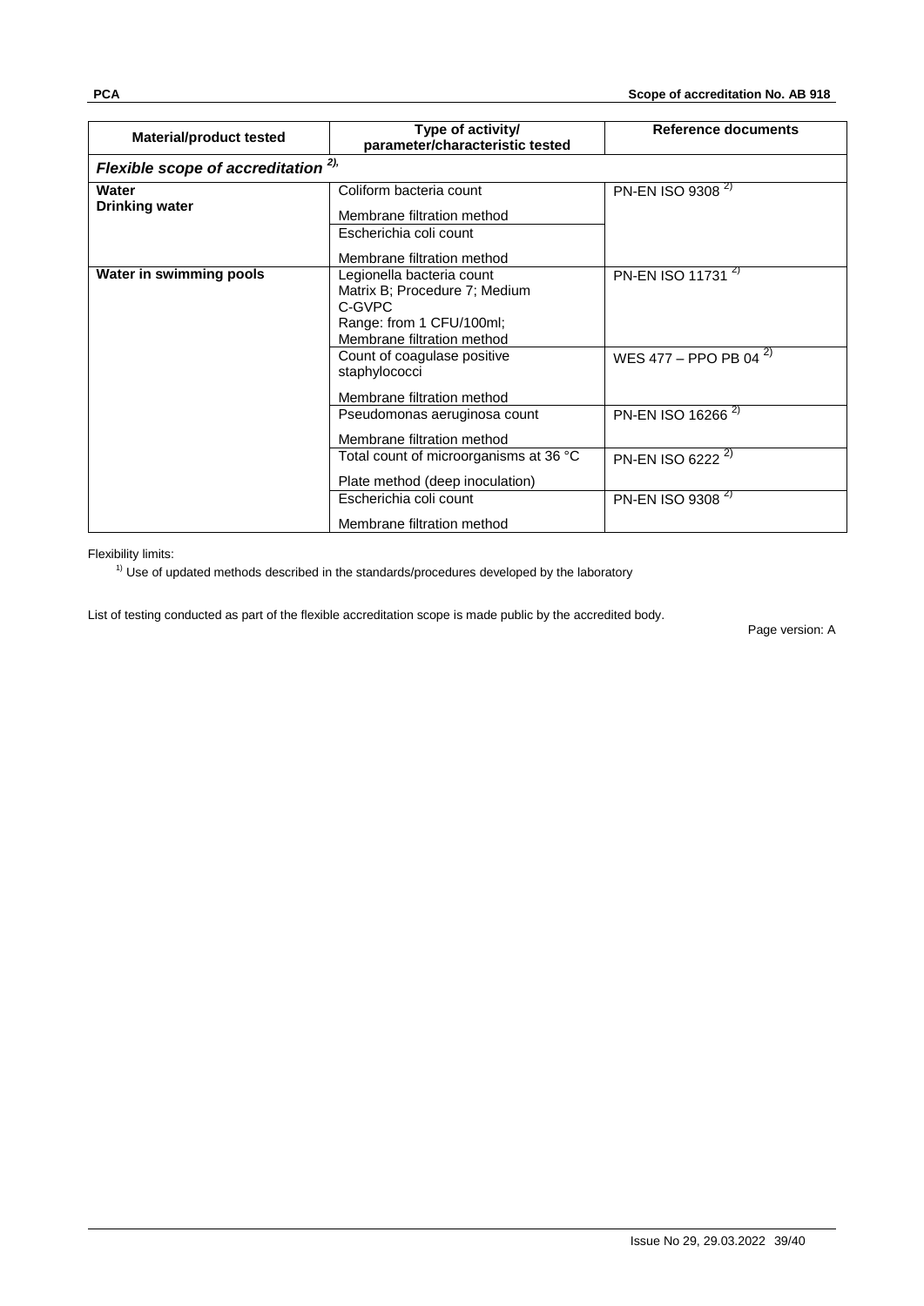| Material/product tested | Type of activity/ parameter/characteristic tested | Reference documents |
|---|---|---|
| ***Flexible scope of accreditation [2),]*** | | |
| **Water** **Drinking water** | Coliform bacteria count<br><br>Membrane filtration method | PN-EN ISO 9308 [2)] |
| | Escherichia coli count<br><br>Membrane filtration method | |
| **Water in swimming pools** | Legionella bacteria count<br>Matrix B; Procedure 7; Medium C-GVPC<br>Range: from 1 CFU/100ml;<br>Membrane filtration method | PN-EN ISO 11731 [2)] |
| | Count of coagulase positive staphylococci<br><br>Membrane filtration method | WES 477 – PPO PB 04 [2)] |
| | Pseudomonas aeruginosa count<br><br>Membrane filtration method | PN-EN ISO 16266 [2)] |
| | Total count of microorganisms at 36 °C<br><br>Plate method (deep inoculation) | PN-EN ISO 6222 [2)] |
| | Escherichia coli count<br><br>Membrane filtration method | PN-EN ISO 9308 [2)] |

Flexibility limits:

[1)] Use of updated methods described in the standards/procedures developed by the laboratory

List of testing conducted as part of the flexible accreditation scope is made public by the accredited body.

Page version: A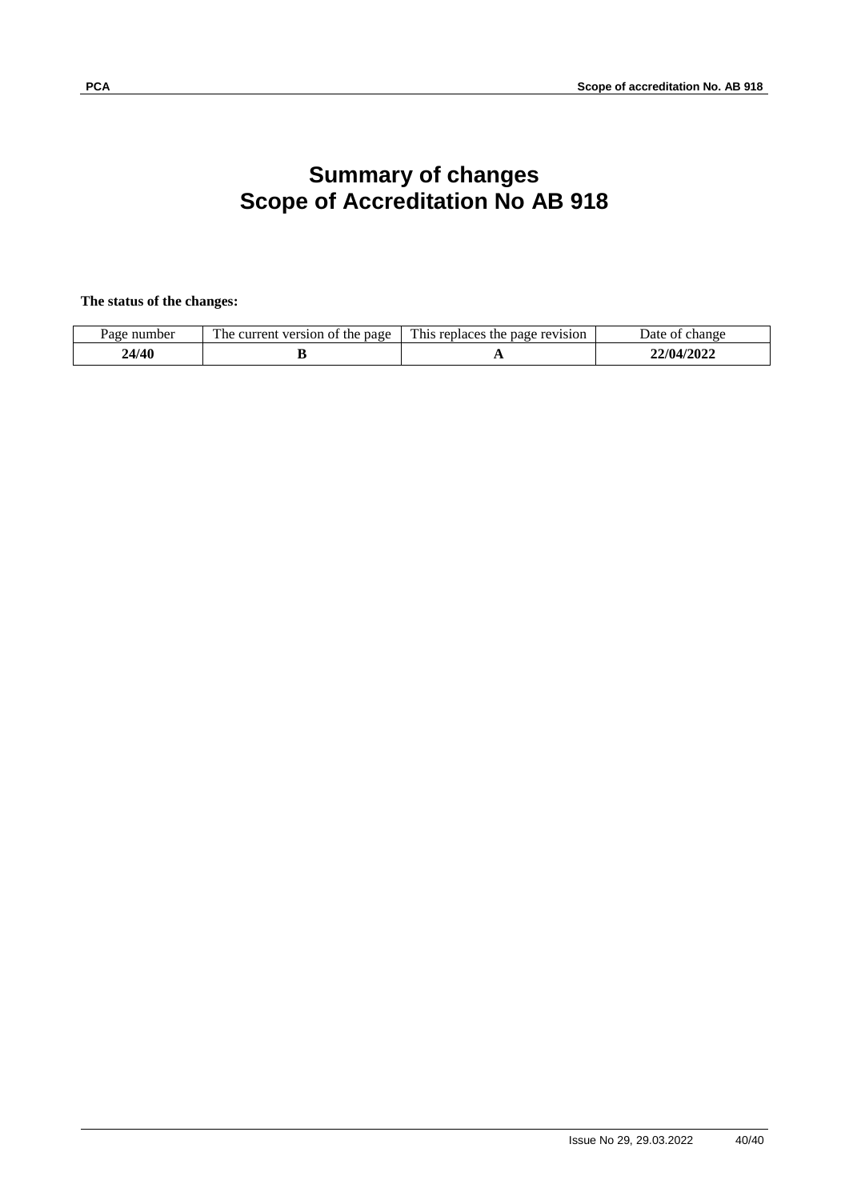# Summary of changes
# Scope of Accreditation No AB 918

**The status of the changes:**

| Page number | The current version of the page | This replaces the page revision | Date of change |
|---|---|---|---|
| **24/40** | **B** | **A** | **22/04/2022** |